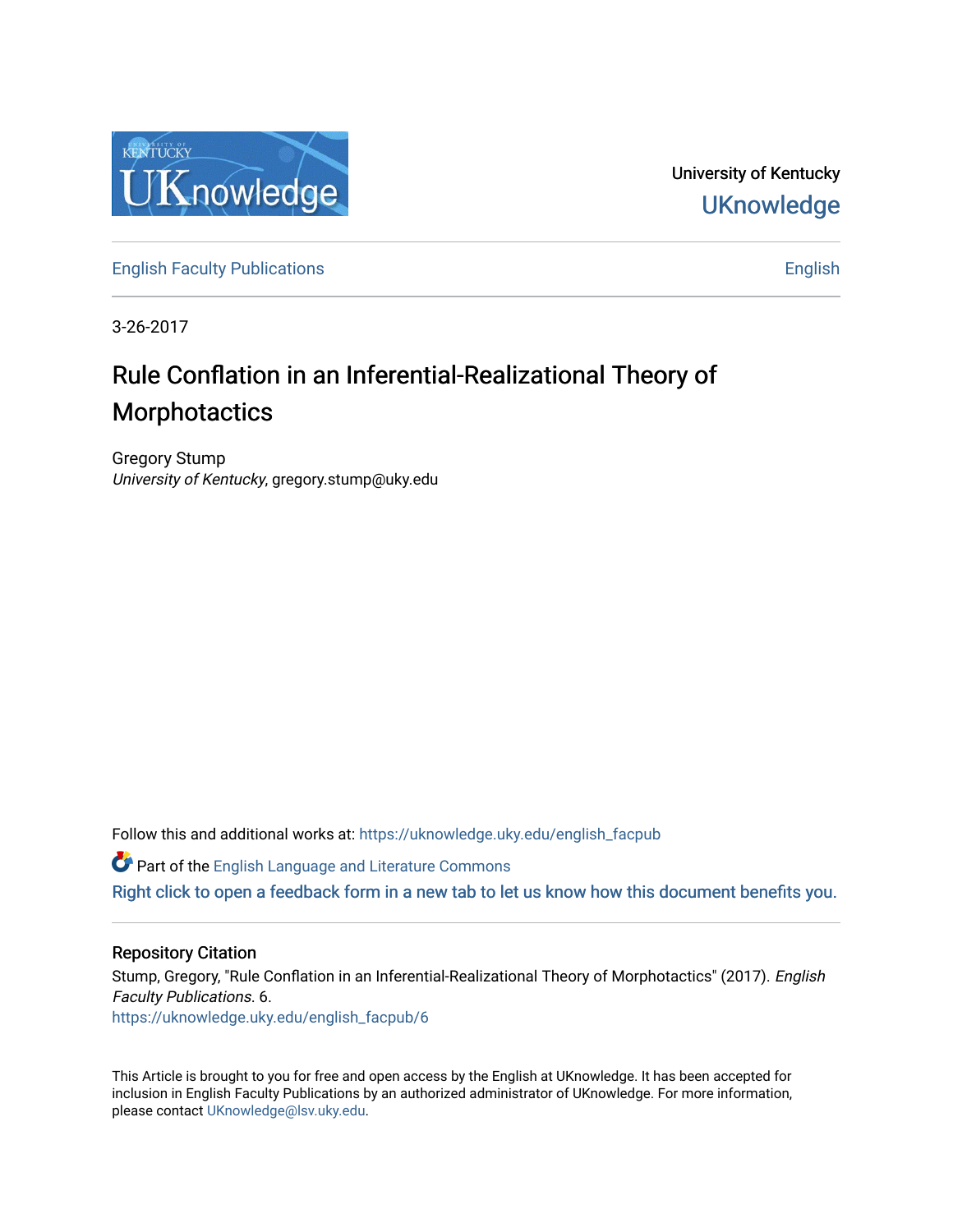University of Kentucky

UKnowledge

English Faculty Publications | English

3-26-2017

# Rule Conflation in an Inferential-Realizational Theory of Morphotactics

Gregory Stump
*University of Kentucky*, gregory.stump@uky.edu

Follow this and additional works at: https://uknowledge.uky.edu/english_facpub

Part of the English Language and Literature Commons

Right click to open a feedback form in a new tab to let us know how this document benefits you.

## Repository Citation

Stump, Gregory, "Rule Conflation in an Inferential-Realizational Theory of Morphotactics" (2017). *English Faculty Publications*. 6.
https://uknowledge.uky.edu/english_facpub/6

This Article is brought to you for free and open access by the English at UKnowledge. It has been accepted for inclusion in English Faculty Publications by an authorized administrator of UKnowledge. For more information, please contact UKnowledge@lsv.uky.edu.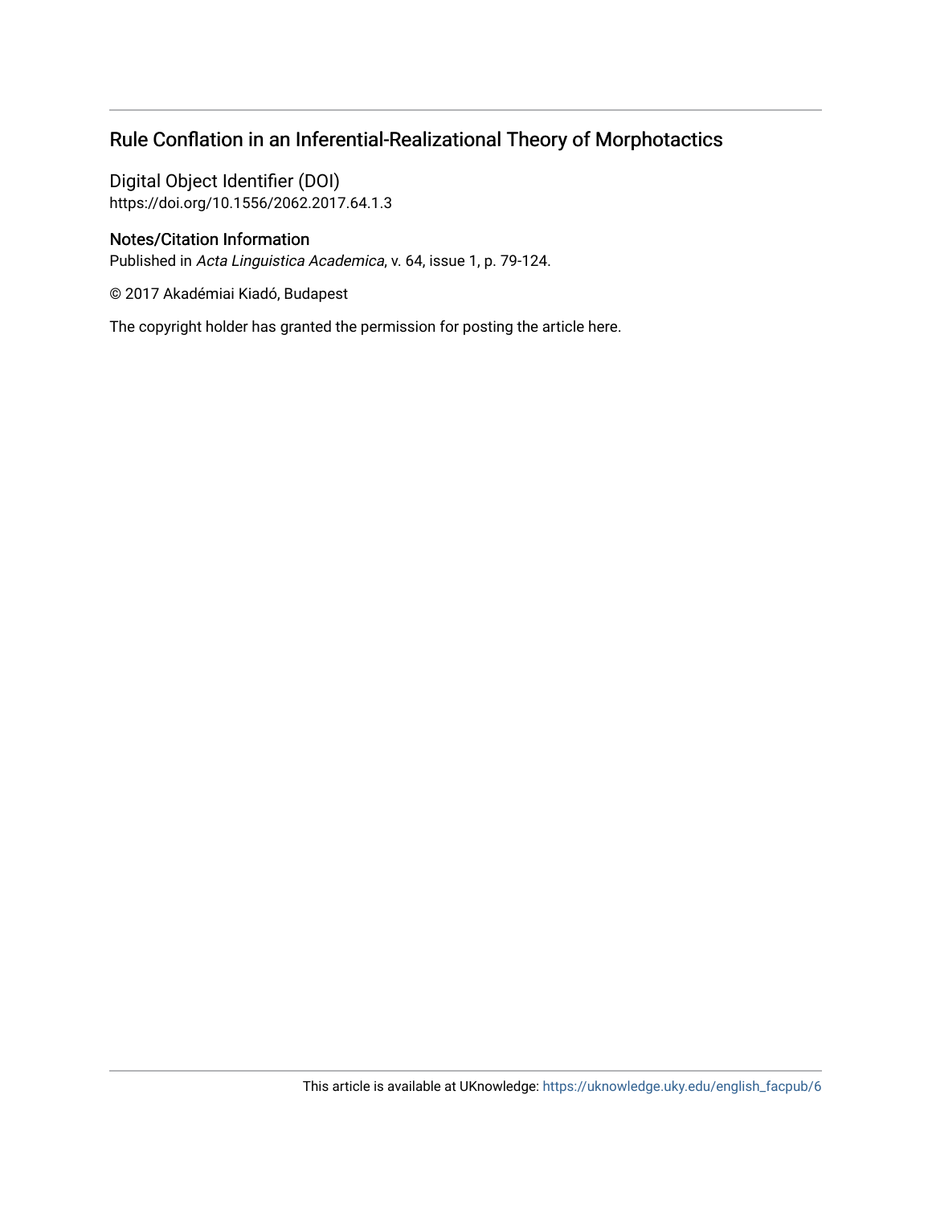# Rule Conflation in an Inferential-Realizational Theory of Morphotactics

## Digital Object Identifier (DOI)

https://doi.org/10.1556/2062.2017.64.1.3

## Notes/Citation Information

Published in *Acta Linguistica Academica*, v. 64, issue 1, p. 79-124.

© 2017 Akadémiai Kiadó, Budapest

The copyright holder has granted the permission for posting the article here.

This article is available at UKnowledge: https://uknowledge.uky.edu/english_facpub/6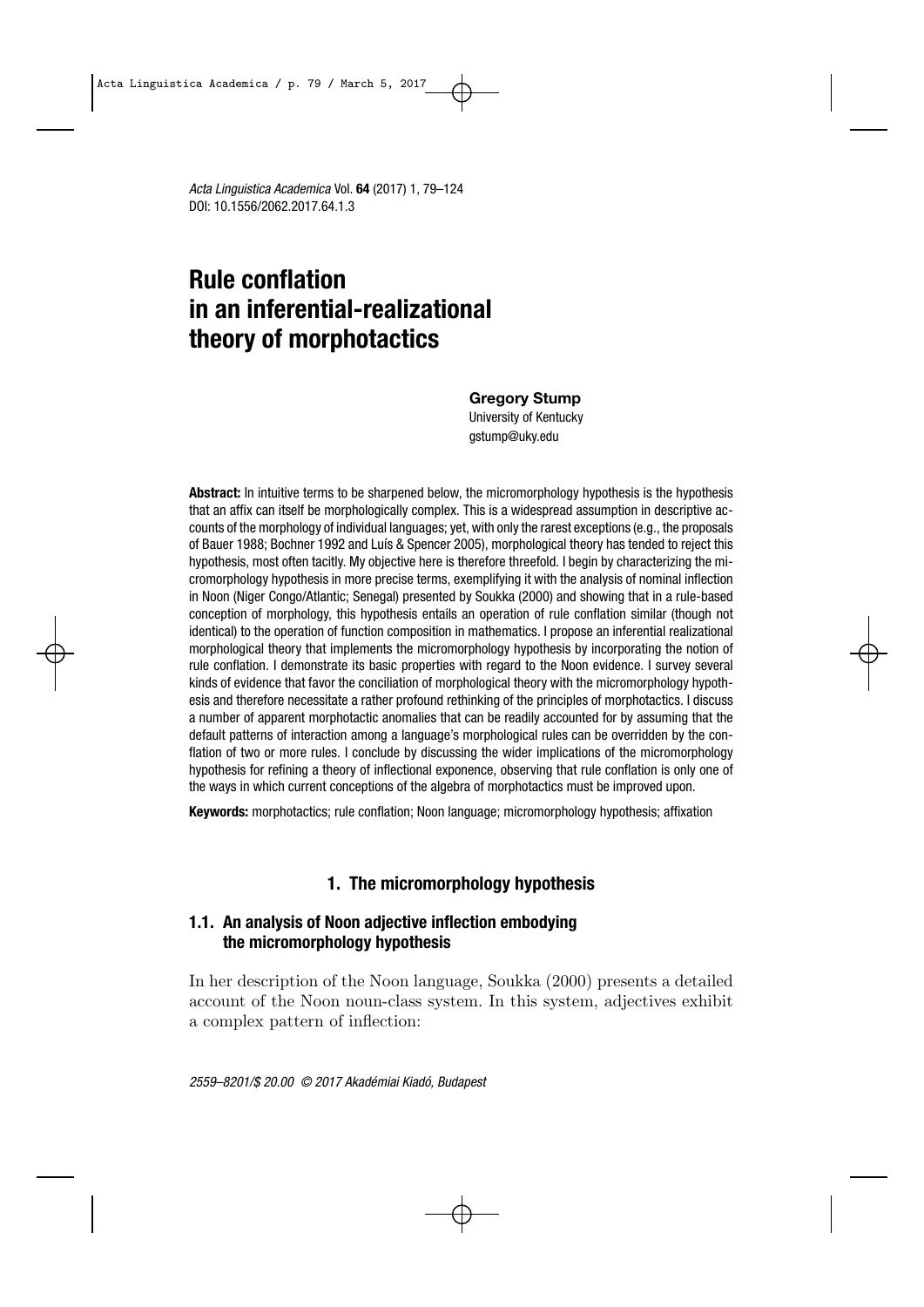*Acta Linguistica Academica* Vol. **64** (2017) 1, 79–124
DOI: 10.1556/2062.2017.64.1.3

# Rule conflation in an inferential-realizational theory of morphotactics

**Gregory Stump**
University of Kentucky
gstump@uky.edu

**Abstract:** In intuitive terms to be sharpened below, the micromorphology hypothesis is the hypothesis that an affix can itself be morphologically complex. This is a widespread assumption in descriptive accounts of the morphology of individual languages; yet, with only the rarest exceptions (e.g., the proposals of Bauer 1988; Bochner 1992 and Luís & Spencer 2005), morphological theory has tended to reject this hypothesis, most often tacitly. My objective here is therefore threefold. I begin by characterizing the micromorphology hypothesis in more precise terms, exemplifying it with the analysis of nominal inflection in Noon (Niger Congo/Atlantic; Senegal) presented by Soukka (2000) and showing that in a rule-based conception of morphology, this hypothesis entails an operation of rule conflation similar (though not identical) to the operation of function composition in mathematics. I propose an inferential realizational morphological theory that implements the micromorphology hypothesis by incorporating the notion of rule conflation. I demonstrate its basic properties with regard to the Noon evidence. I survey several kinds of evidence that favor the conciliation of morphological theory with the micromorphology hypothesis and therefore necessitate a rather profound rethinking of the principles of morphotactics. I discuss a number of apparent morphotactic anomalies that can be readily accounted for by assuming that the default patterns of interaction among a language's morphological rules can be overridden by the conflation of two or more rules. I conclude by discussing the wider implications of the micromorphology hypothesis for refining a theory of inflectional exponence, observing that rule conflation is only one of the ways in which current conceptions of the algebra of morphotactics must be improved upon.

**Keywords:** morphotactics; rule conflation; Noon language; micromorphology hypothesis; affixation

## 1. The micromorphology hypothesis

### 1.1. An analysis of Noon adjective inflection embodying the micromorphology hypothesis

In her description of the Noon language, Soukka (2000) presents a detailed account of the Noon noun-class system. In this system, adjectives exhibit a complex pattern of inflection:

2559–8201/$ 20.00 © 2017 Akadémiai Kiadó, Budapest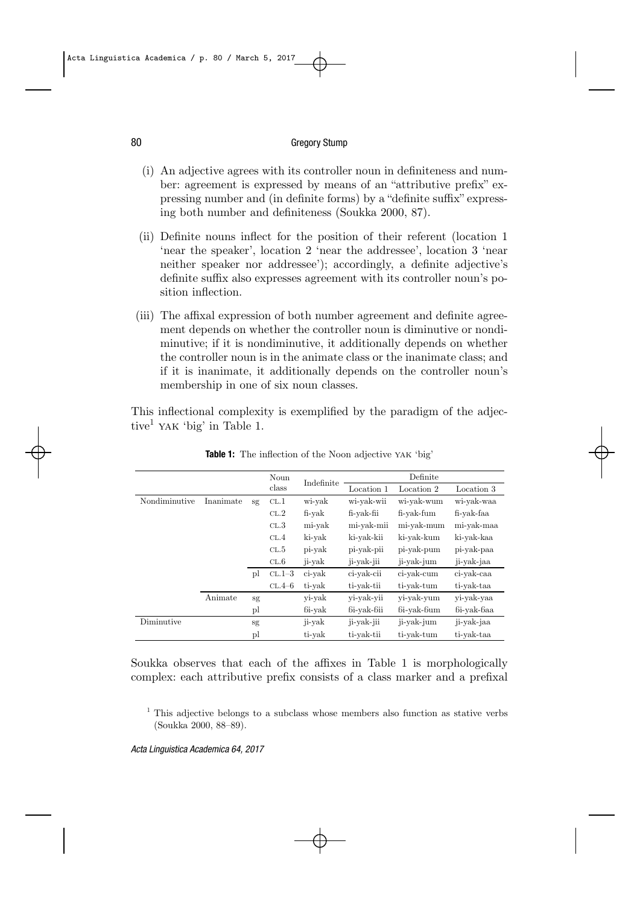(i) An adjective agrees with its controller noun in definiteness and number: agreement is expressed by means of an "attributive prefix" expressing number and (in definite forms) by a "definite suffix" expressing both number and definiteness (Soukka 2000, 87).

(ii) Definite nouns inflect for the position of their referent (location 1 'near the speaker', location 2 'near the addressee', location 3 'near neither speaker nor addressee'); accordingly, a definite adjective's definite suffix also expresses agreement with its controller noun's position inflection.

(iii) The affixal expression of both number agreement and definite agreement depends on whether the controller noun is diminutive or nondiminutive; if it is nondiminutive, it additionally depends on whether the controller noun is in the animate class or the inanimate class; and if it is inanimate, it additionally depends on the controller noun's membership in one of six noun classes.

This inflectional complexity is exemplified by the paradigm of the adjective[1] YAK 'big' in Table 1.

**Table 1:** The inflection of the Noon adjective YAK 'big'

| | | | Noun class | Indefinite | Definite | | |
|---|---|---|---|---|---|---|---|
| | | | | | Location 1 | Location 2 | Location 3 |
| Nondiminutive | Inanimate | sg | CL.1 | wi-yak | wi-yak-wii | wi-yak-wum | wi-yak-waa |
| | | | CL.2 | fi-yak | fi-yak-fii | fi-yak-fum | fi-yak-faa |
| | | | CL.3 | mi-yak | mi-yak-mii | mi-yak-mum | mi-yak-maa |
| | | | CL.4 | ki-yak | ki-yak-kii | ki-yak-kum | ki-yak-kaa |
| | | | CL.5 | pi-yak | pi-yak-pii | pi-yak-pum | pi-yak-paa |
| | | | CL.6 | ji-yak | ji-yak-jii | ji-yak-jum | ji-yak-jaa |
| | | pl | CL.1–3 | ci-yak | ci-yak-cii | ci-yak-cum | ci-yak-caa |
| | | | CL.4–6 | ti-yak | ti-yak-tii | ti-yak-tum | ti-yak-taa |
| | Animate | sg | | yi-yak | yi-yak-yii | yi-yak-yum | yi-yak-yaa |
| | | pl | | ɓi-yak | ɓi-yak-ɓii | ɓi-yak-ɓum | ɓi-yak-ɓaa |
| Diminutive | | sg | | ji-yak | ji-yak-jii | ji-yak-jum | ji-yak-jaa |
| | | pl | | ti-yak | ti-yak-tii | ti-yak-tum | ti-yak-taa |

Soukka observes that each of the affixes in Table 1 is morphologically complex: each attributive prefix consists of a class marker and a prefixal

[1] This adjective belongs to a subclass whose members also function as stative verbs (Soukka 2000, 88–89).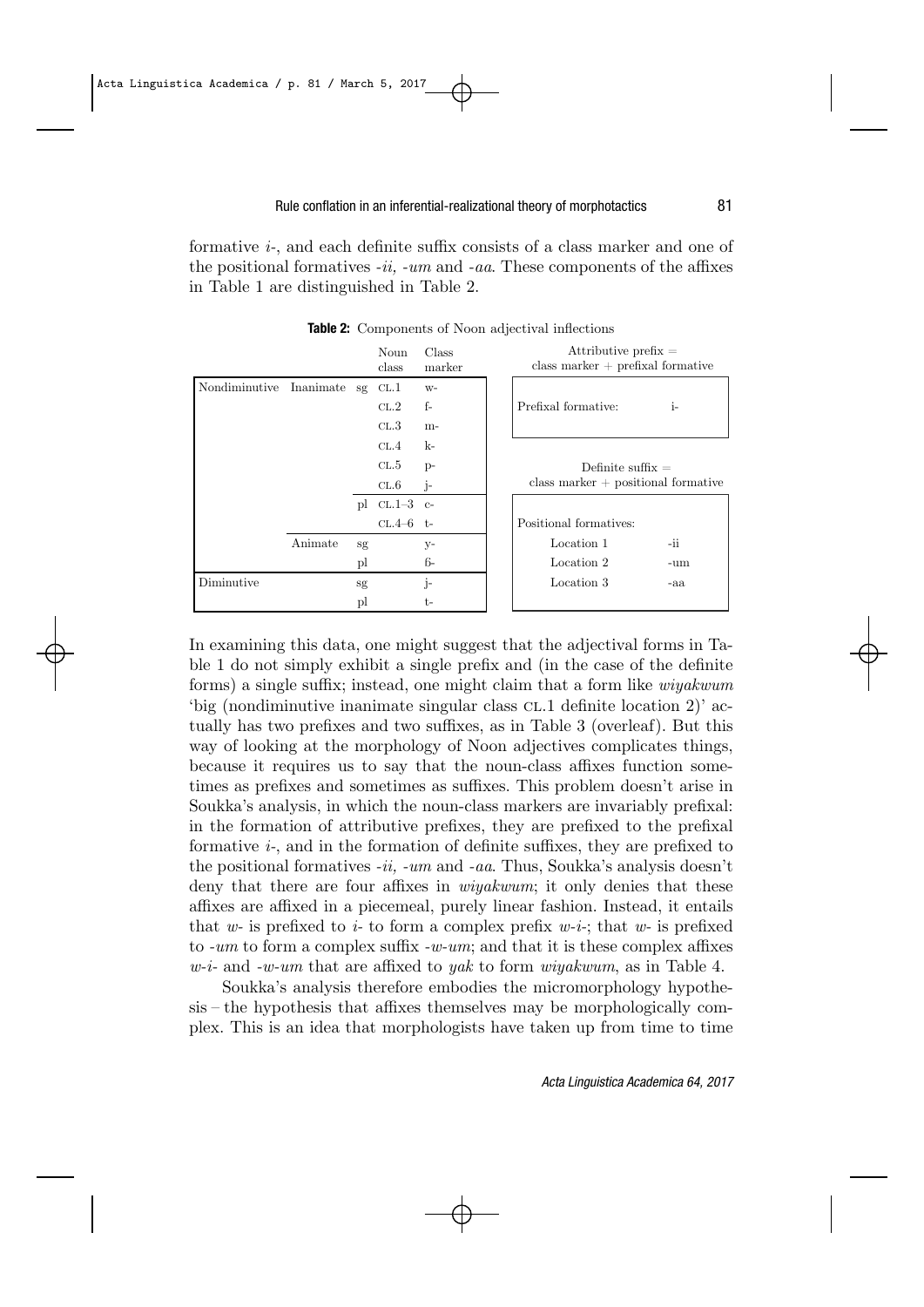formative *i-*, and each definite suffix consists of a class marker and one of the positional formatives *-ii, -um* and *-aa*. These components of the affixes in Table 1 are distinguished in Table 2.

**Table 2:** Components of Noon adjectival inflections

| | | | Noun class | Class marker |
|---|---|---|---|---|
| Nondiminutive | Inanimate | sg | CL.1 | w- |
| | | | CL.2 | f- |
| | | | CL.3 | m- |
| | | | CL.4 | k- |
| | | | CL.5 | p- |
| | | | CL.6 | j- |
| | | pl | CL.1–3 | c- |
| | | | CL.4–6 | t- |
| | Animate | sg | | y- |
| | | pl | | ɓ- |
| Diminutive | | sg | | j- |
| | | pl | | t- |

Attributive prefix = class marker + prefixal formative

| | |
|---|---|
| Prefixal formative: | i- |

Definite suffix = class marker + positional formative

| Positional formatives: | |
|---|---|
| Location 1 | -ii |
| Location 2 | -um |
| Location 3 | -aa |

In examining this data, one might suggest that the adjectival forms in Table 1 do not simply exhibit a single prefix and (in the case of the definite forms) a single suffix; instead, one might claim that a form like *wiyakwum* 'big (nondiminutive inanimate singular class CL.1 definite location 2)' actually has two prefixes and two suffixes, as in Table 3 (overleaf). But this way of looking at the morphology of Noon adjectives complicates things, because it requires us to say that the noun-class affixes function sometimes as prefixes and sometimes as suffixes. This problem doesn't arise in Soukka's analysis, in which the noun-class markers are invariably prefixal: in the formation of attributive prefixes, they are prefixed to the prefixal formative *i-*, and in the formation of definite suffixes, they are prefixed to the positional formatives *-ii, -um* and *-aa*. Thus, Soukka's analysis doesn't deny that there are four affixes in *wiyakwum*; it only denies that these affixes are affixed in a piecemeal, purely linear fashion. Instead, it entails that *w-* is prefixed to *i-* to form a complex prefix *w-i-*; that *w-* is prefixed to *-um* to form a complex suffix *-w-um*; and that it is these complex affixes *w-i-* and *-w-um* that are affixed to *yak* to form *wiyakwum*, as in Table 4.

Soukka's analysis therefore embodies the micromorphology hypothesis – the hypothesis that affixes themselves may be morphologically complex. This is an idea that morphologists have taken up from time to time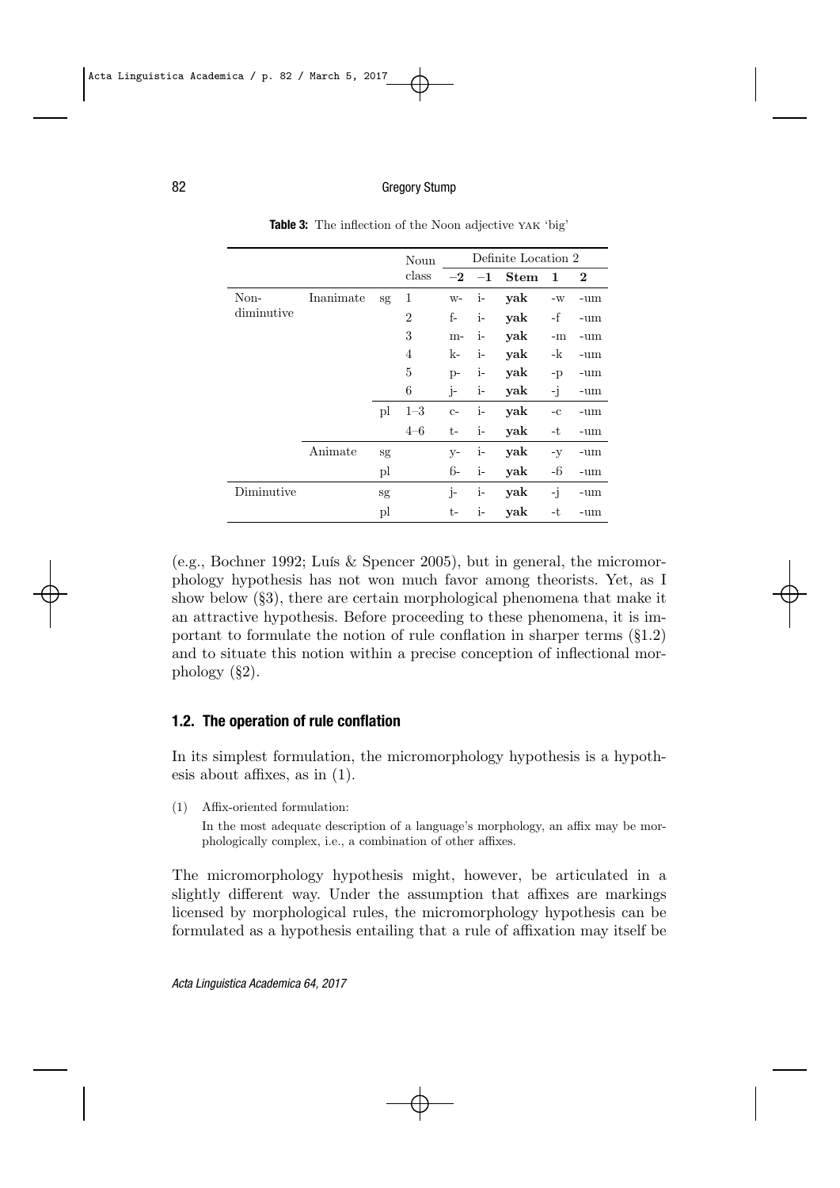**Table 3:** The inflection of the Noon adjective YAK 'big'

| | | | Noun class | Definite Location 2 | | | | |
|---|---|---|---|---|---|---|---|---|
| | | | | **−2** | **−1** | **Stem** | **1** | **2** |
| Non-diminutive | Inanimate | sg | 1 | w- | i- | **yak** | -w | -um |
| | | | 2 | f- | i- | **yak** | -f | -um |
| | | | 3 | m- | i- | **yak** | -m | -um |
| | | | 4 | k- | i- | **yak** | -k | -um |
| | | | 5 | p- | i- | **yak** | -p | -um |
| | | | 6 | j- | i- | **yak** | -j | -um |
| | | pl | 1–3 | c- | i- | **yak** | -c | -um |
| | | | 4–6 | t- | i- | **yak** | -t | -um |
| | Animate | sg | | y- | i- | **yak** | -y | -um |
| | | pl | | ɓ- | i- | **yak** | -ɓ | -um |
| Diminutive | | sg | | j- | i- | **yak** | -j | -um |
| | | pl | | t- | i- | **yak** | -t | -um |

(e.g., Bochner 1992; Luís & Spencer 2005), but in general, the micromorphology hypothesis has not won much favor among theorists. Yet, as I show below (§3), there are certain morphological phenomena that make it an attractive hypothesis. Before proceeding to these phenomena, it is important to formulate the notion of rule conflation in sharper terms (§1.2) and to situate this notion within a precise conception of inflectional morphology (§2).

## 1.2. The operation of rule conflation

In its simplest formulation, the micromorphology hypothesis is a hypothesis about affixes, as in (1).

(1) Affix-oriented formulation:
In the most adequate description of a language's morphology, an affix may be morphologically complex, i.e., a combination of other affixes.

The micromorphology hypothesis might, however, be articulated in a slightly different way. Under the assumption that affixes are markings licensed by morphological rules, the micromorphology hypothesis can be formulated as a hypothesis entailing that a rule of affixation may itself be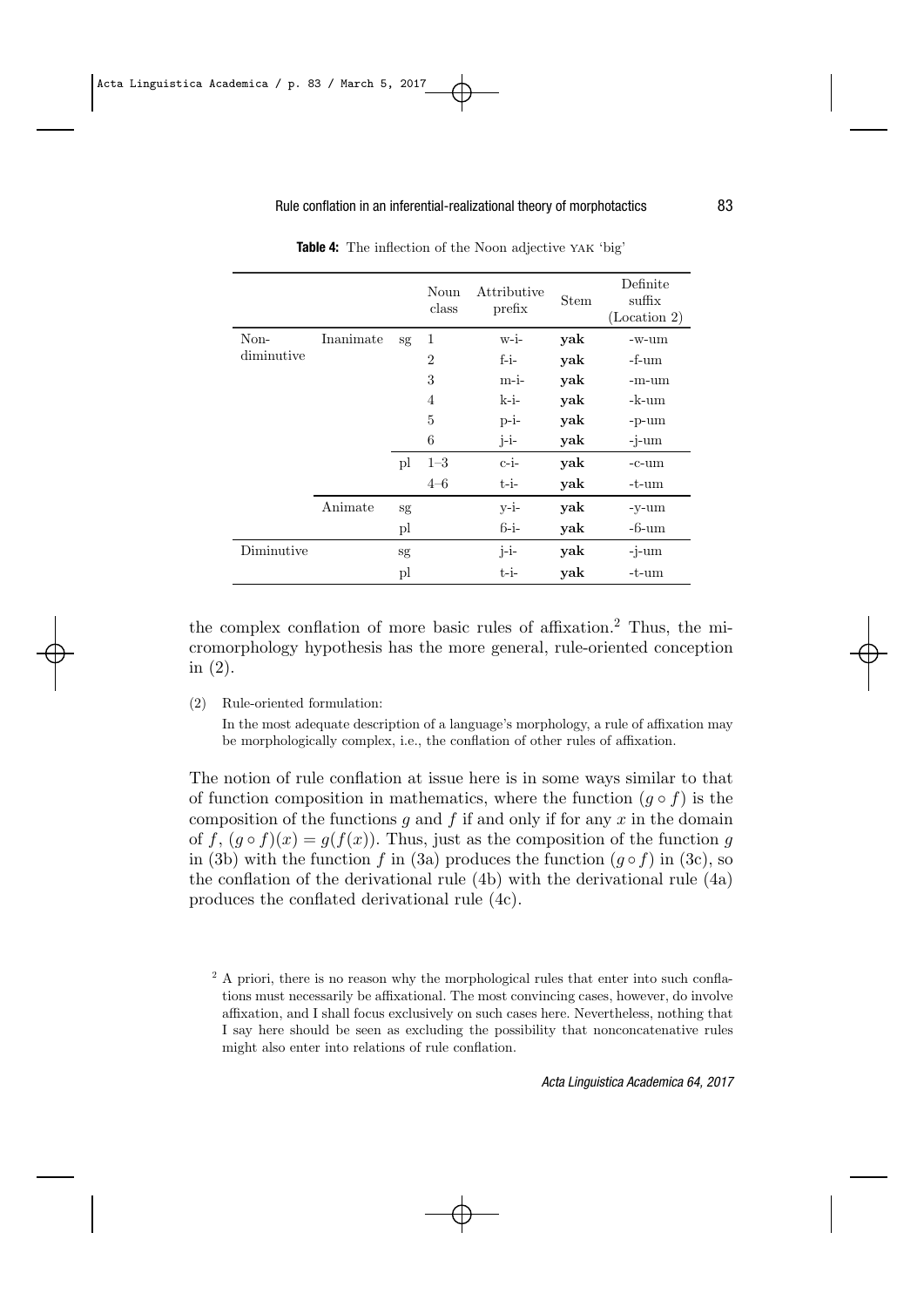**Table 4:** The inflection of the Noon adjective YAK 'big'

| | | | Noun class | Attributive prefix | Stem | Definite suffix (Location 2) |
|---|---|---|---|---|---|---|
| Non-diminutive | Inanimate | sg | 1 | w-i- | **yak** | -w-um |
| | | | 2 | f-i- | **yak** | -f-um |
| | | | 3 | m-i- | **yak** | -m-um |
| | | | 4 | k-i- | **yak** | -k-um |
| | | | 5 | p-i- | **yak** | -p-um |
| | | | 6 | j-i- | **yak** | -j-um |
| | | pl | 1–3 | c-i- | **yak** | -c-um |
| | | | 4–6 | t-i- | **yak** | -t-um |
| | Animate | sg | | y-i- | **yak** | -y-um |
| | | pl | | ɓ-i- | **yak** | -ɓ-um |
| Diminutive | | sg | | j-i- | **yak** | -j-um |
| | | pl | | t-i- | **yak** | -t-um |

the complex conflation of more basic rules of affixation.[2] Thus, the micromorphology hypothesis has the more general, rule-oriented conception in (2).

(2) Rule-oriented formulation:

In the most adequate description of a language's morphology, a rule of affixation may be morphologically complex, i.e., the conflation of other rules of affixation.

The notion of rule conflation at issue here is in some ways similar to that of function composition in mathematics, where the function $(g \circ f)$ is the composition of the functions $g$ and $f$ if and only if for any $x$ in the domain of $f$, $(g \circ f)(x) = g(f(x))$. Thus, just as the composition of the function $g$ in (3b) with the function $f$ in (3a) produces the function $(g \circ f)$ in (3c), so the conflation of the derivational rule (4b) with the derivational rule (4a) produces the conflated derivational rule (4c).

[2] A priori, there is no reason why the morphological rules that enter into such conflations must necessarily be affixational. The most convincing cases, however, do involve affixation, and I shall focus exclusively on such cases here. Nevertheless, nothing that I say here should be seen as excluding the possibility that nonconcatenative rules might also enter into relations of rule conflation.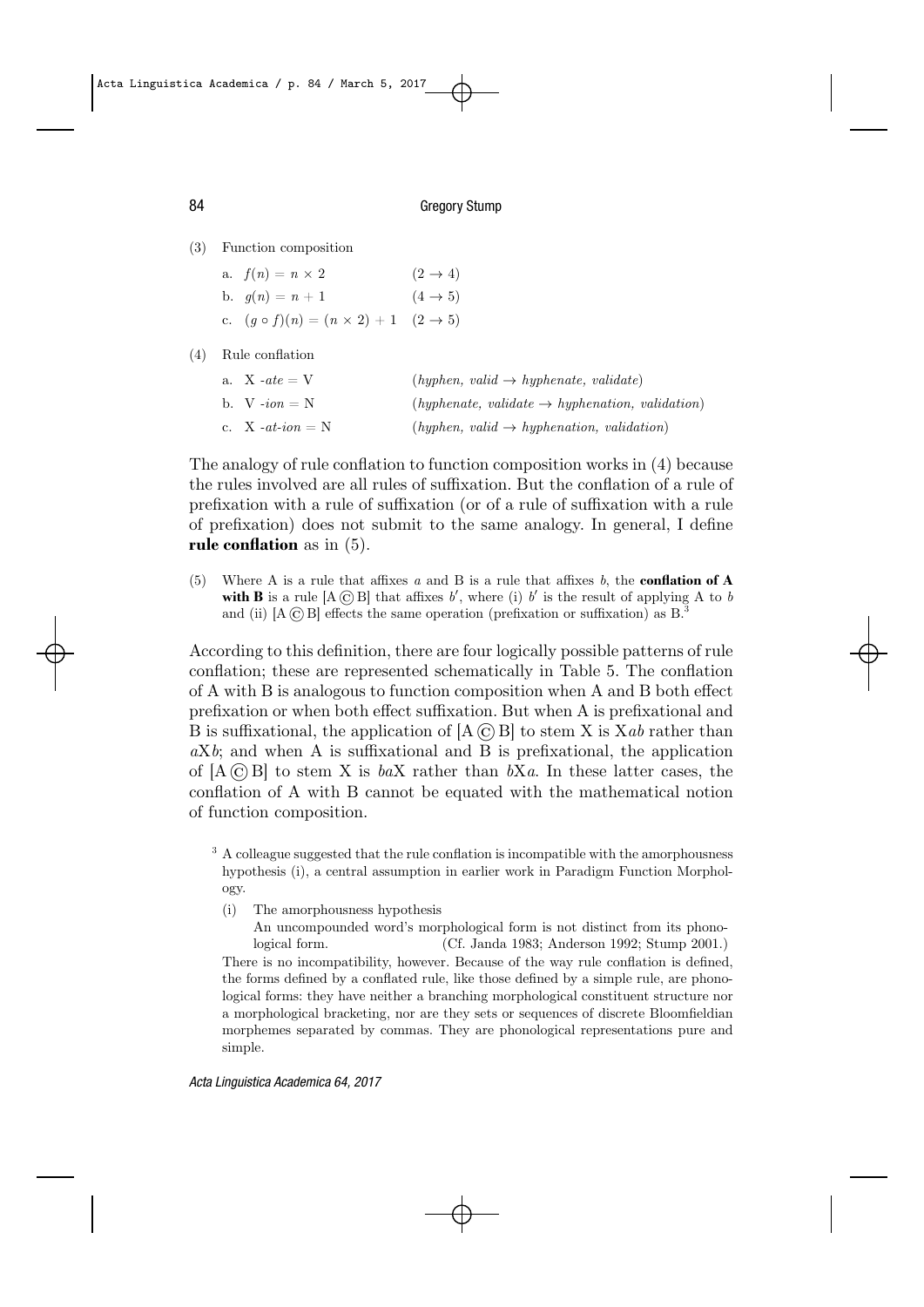(3) Function composition

a. $f(n) = n \times 2$ $(2 \rightarrow 4)$

b. $g(n) = n + 1$ $(4 \rightarrow 5)$

c. $(g \circ f)(n) = (n \times 2) + 1$ $(2 \rightarrow 5)$

(4) Rule conflation

a. X *-ate* = V (*hyphen, valid* → *hyphenate, validate*)

b. V *-ion* = N (*hyphenate, validate* → *hyphenation, validation*)

c. X *-at-ion* = N (*hyphen, valid* → *hyphenation, validation*)

The analogy of rule conflation to function composition works in (4) because the rules involved are all rules of suffixation. But the conflation of a rule of prefixation with a rule of suffixation (or of a rule of suffixation with a rule of prefixation) does not submit to the same analogy. In general, I define **rule conflation** as in (5).

(5) Where A is a rule that affixes *a* and B is a rule that affixes *b*, the **conflation of A with B** is a rule [A Ⓒ B] that affixes $b'$, where (i) $b'$ is the result of applying A to *b* and (ii) [A Ⓒ B] effects the same operation (prefixation or suffixation) as B.[3]

According to this definition, there are four logically possible patterns of rule conflation; these are represented schematically in Table 5. The conflation of A with B is analogous to function composition when A and B both effect prefixation or when both effect suffixation. But when A is prefixational and B is suffixational, the application of [A Ⓒ B] to stem X is X*ab* rather than *a*X*b*; and when A is suffixational and B is prefixational, the application of [A Ⓒ B] to stem X is *ba*X rather than *b*X*a*. In these latter cases, the conflation of A with B cannot be equated with the mathematical notion of function composition.

[3] A colleague suggested that the rule conflation is incompatible with the amorphousness hypothesis (i), a central assumption in earlier work in Paradigm Function Morphology.

(i) The amorphousness hypothesis
An uncompounded word's morphological form is not distinct from its phonological form. (Cf. Janda 1983; Anderson 1992; Stump 2001.)

There is no incompatibility, however. Because of the way rule conflation is defined, the forms defined by a conflated rule, like those defined by a simple rule, are phonological forms: they have neither a branching morphological constituent structure nor a morphological bracketing, nor are they sets or sequences of discrete Bloomfieldian morphemes separated by commas. They are phonological representations pure and simple.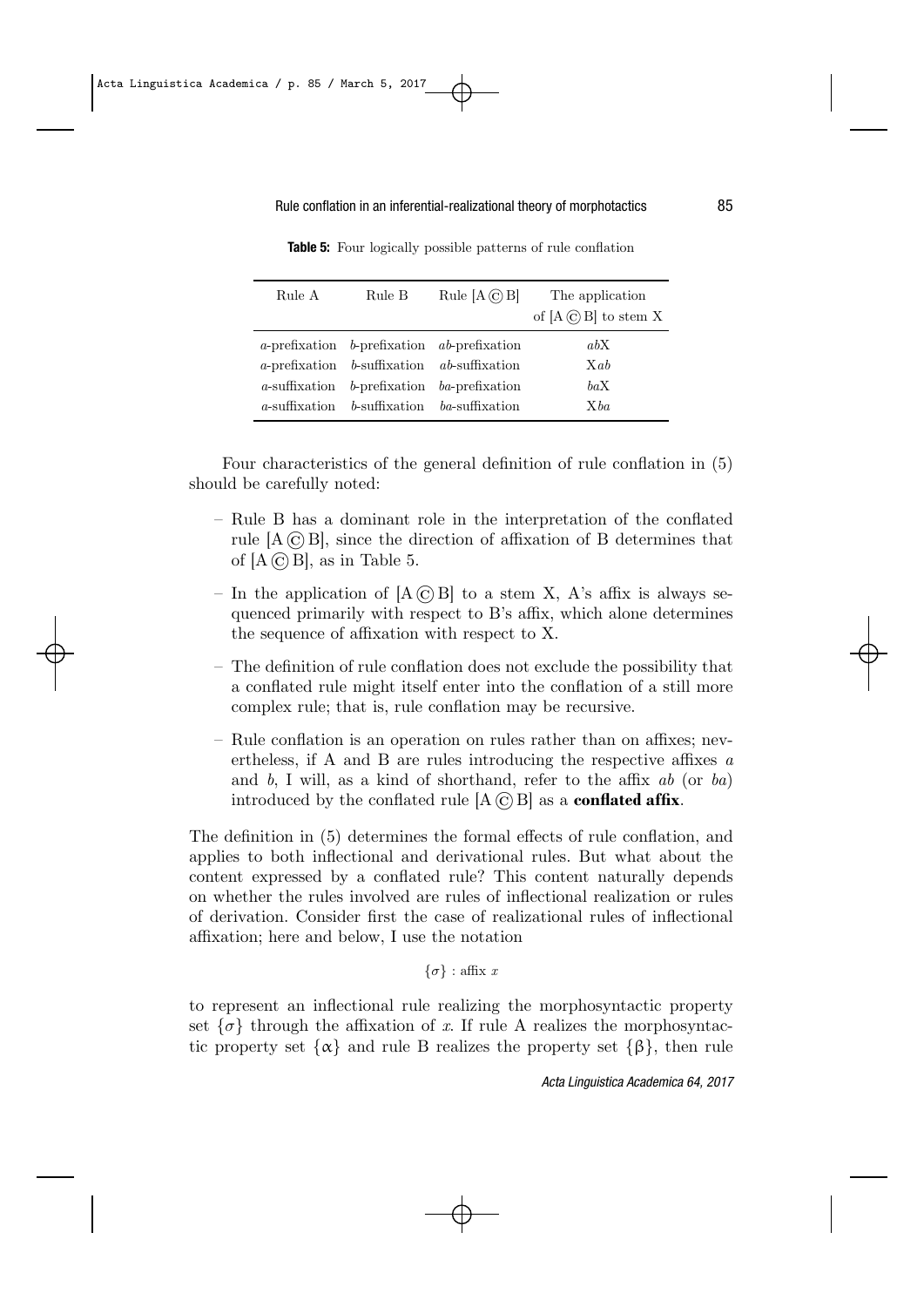**Table 5:** Four logically possible patterns of rule conflation

| Rule A | Rule B | Rule [A Ⓒ B] | The application of [A Ⓒ B] to stem X |
|---|---|---|---|
| *a*-prefixation | *b*-prefixation | *ab*-prefixation | *ab*X |
| *a*-prefixation | *b*-suffixation | *ab*-suffixation | X*ab* |
| *a*-suffixation | *b*-prefixation | *ba*-prefixation | *ba*X |
| *a*-suffixation | *b*-suffixation | *ba*-suffixation | X*ba* |

Four characteristics of the general definition of rule conflation in (5) should be carefully noted:

– Rule B has a dominant role in the interpretation of the conflated rule [A Ⓒ B], since the direction of affixation of B determines that of [A Ⓒ B], as in Table 5.

– In the application of [A Ⓒ B] to a stem X, A's affix is always sequenced primarily with respect to B's affix, which alone determines the sequence of affixation with respect to X.

– The definition of rule conflation does not exclude the possibility that a conflated rule might itself enter into the conflation of a still more complex rule; that is, rule conflation may be recursive.

– Rule conflation is an operation on rules rather than on affixes; nevertheless, if A and B are rules introducing the respective affixes *a* and *b*, I will, as a kind of shorthand, refer to the affix *ab* (or *ba*) introduced by the conflated rule [A Ⓒ B] as a **conflated affix**.

The definition in (5) determines the formal effects of rule conflation, and applies to both inflectional and derivational rules. But what about the content expressed by a conflated rule? This content naturally depends on whether the rules involved are rules of inflectional realization or rules of derivation. Consider first the case of realizational rules of inflectional affixation; here and below, I use the notation

$$\{\sigma\} : \text{affix } x$$

to represent an inflectional rule realizing the morphosyntactic property set $\{\sigma\}$ through the affixation of *x*. If rule A realizes the morphosyntactic property set $\{\alpha\}$ and rule B realizes the property set $\{\beta\}$, then rule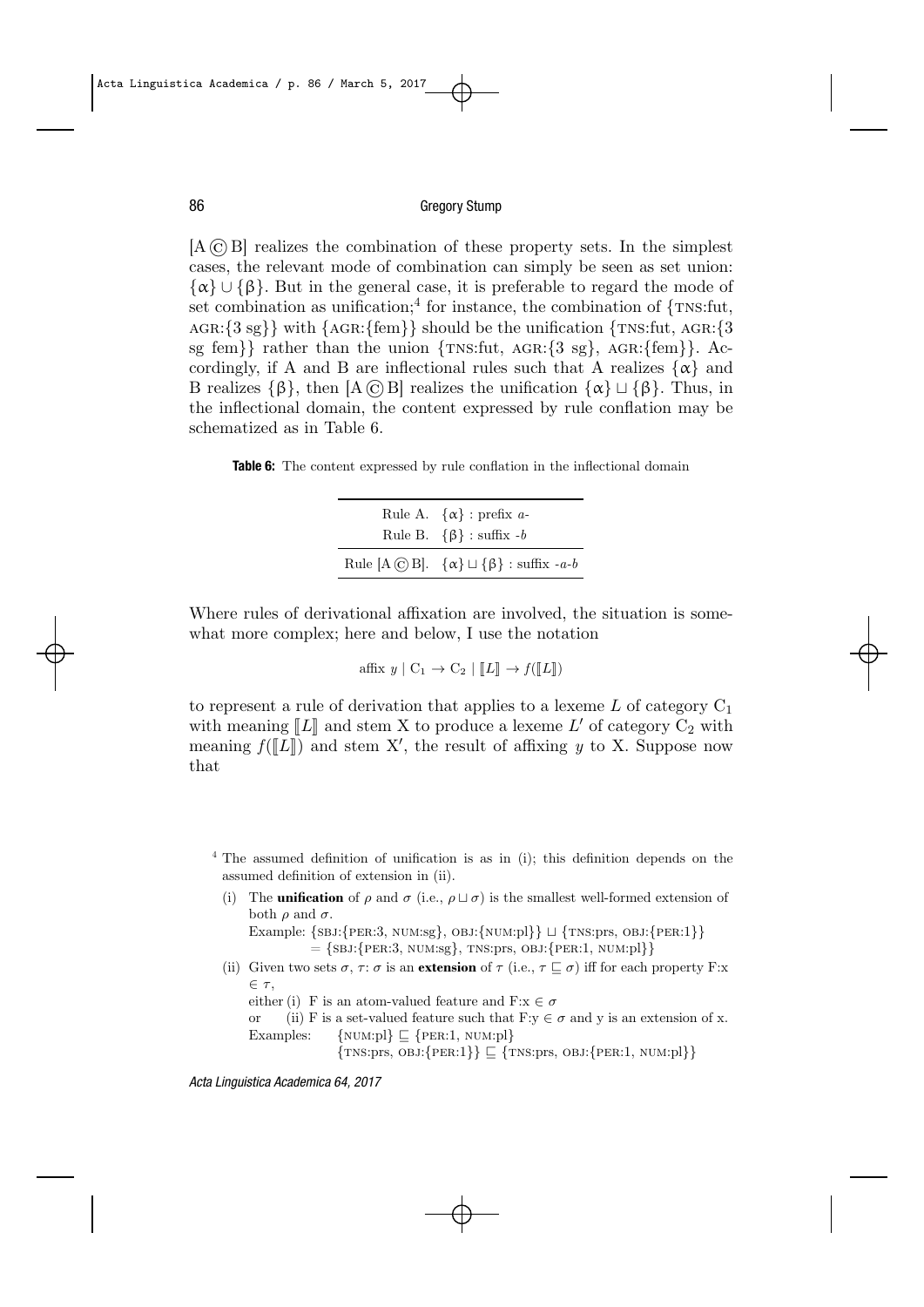[A Ⓒ B] realizes the combination of these property sets. In the simplest cases, the relevant mode of combination can simply be seen as set union: $\{\alpha\} \cup \{\beta\}$. But in the general case, it is preferable to regard the mode of set combination as unification;[4] for instance, the combination of {TNS:fut, AGR:{3 sg}} with {AGR:{fem}} should be the unification {TNS:fut, AGR:{3 sg fem}} rather than the union {TNS:fut, AGR:{3 sg}, AGR:{fem}}. Accordingly, if A and B are inflectional rules such that A realizes $\{\alpha\}$ and B realizes $\{\beta\}$, then [A Ⓒ B] realizes the unification $\{\alpha\} \sqcup \{\beta\}$. Thus, in the inflectional domain, the content expressed by rule conflation may be schematized as in Table 6.

**Table 6:** The content expressed by rule conflation in the inflectional domain

| | |
|---|---|
| Rule A. | $\{\alpha\}$ : prefix *a-* |
| Rule B. | $\{\beta\}$ : suffix *-b* |
| Rule [A Ⓒ B]. | $\{\alpha\} \sqcup \{\beta\}$ : suffix *-a-b* |

Where rules of derivational affixation are involved, the situation is somewhat more complex; here and below, I use the notation

$$\text{affix } y \mid \mathrm{C}_1 \rightarrow \mathrm{C}_2 \mid [\![L]\!] \rightarrow f([\![L]\!])$$

to represent a rule of derivation that applies to a lexeme $L$ of category $\mathrm{C}_1$ with meaning $[\![L]\!]$ and stem X to produce a lexeme $L'$ of category $\mathrm{C}_2$ with meaning $f([\![L]\!])$ and stem X′, the result of affixing $y$ to X. Suppose now that

[4] The assumed definition of unification is as in (i); this definition depends on the assumed definition of extension in (ii).

(i) The **unification** of $\rho$ and $\sigma$ (i.e., $\rho \sqcup \sigma$) is the smallest well-formed extension of both $\rho$ and $\sigma$.
Example: {SBJ:{PER:3, NUM:sg}, OBJ:{NUM:pl}} ⊔ {TNS:prs, OBJ:{PER:1}}
= {SBJ:{PER:3, NUM:sg}, TNS:prs, OBJ:{PER:1, NUM:pl}}

(ii) Given two sets $\sigma$, $\tau$: $\sigma$ is an **extension** of $\tau$ (i.e., $\tau \sqsubseteq \sigma$) iff for each property F:x $\in \tau$,
either (i) F is an atom-valued feature and F:x $\in \sigma$
or (ii) F is a set-valued feature such that F:y $\in \sigma$ and y is an extension of x.
Examples: {NUM:pl} ⊑ {PER:1, NUM:pl}
{TNS:prs, OBJ:{PER:1}} ⊑ {TNS:prs, OBJ:{PER:1, NUM:pl}}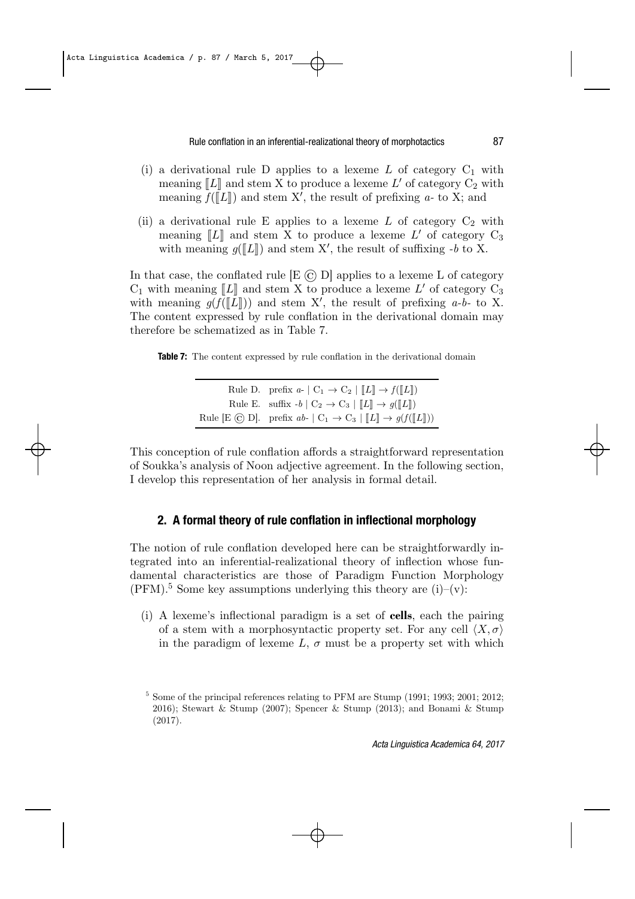(i) a derivational rule D applies to a lexeme $L$ of category $C_1$ with meaning $[\![L]\!]$ and stem X to produce a lexeme $L'$ of category $C_2$ with meaning $f([\![L]\!])$ and stem X′, the result of prefixing *a-* to X; and

(ii) a derivational rule E applies to a lexeme $L$ of category $C_2$ with meaning $[\![L]\!]$ and stem X to produce a lexeme $L'$ of category $C_3$ with meaning $g([\![L]\!])$ and stem X′, the result of suffixing *-b* to X.

In that case, the conflated rule [E Ⓒ D] applies to a lexeme L of category $C_1$ with meaning $[\![L]\!]$ and stem X to produce a lexeme $L'$ of category $C_3$ with meaning $g(f([\![L]\!]))$ and stem X′, the result of prefixing *a-b-* to X. The content expressed by rule conflation in the derivational domain may therefore be schematized as in Table 7.

**Table 7:** The content expressed by rule conflation in the derivational domain

| | |
|---|---|
| Rule D. | prefix *a-* \| $C_1 \rightarrow C_2$ \| $[\![L]\!] \rightarrow f([\![L]\!])$ |
| Rule E. | suffix *-b* \| $C_2 \rightarrow C_3$ \| $[\![L]\!] \rightarrow g([\![L]\!])$ |
| Rule [E Ⓒ D]. | prefix *ab-* \| $C_1 \rightarrow C_3$ \| $[\![L]\!] \rightarrow g(f([\![L]\!]))$ |

This conception of rule conflation affords a straightforward representation of Soukka's analysis of Noon adjective agreement. In the following section, I develop this representation of her analysis in formal detail.

## 2. A formal theory of rule conflation in inflectional morphology

The notion of rule conflation developed here can be straightforwardly integrated into an inferential-realizational theory of inflection whose fundamental characteristics are those of Paradigm Function Morphology (PFM).[5] Some key assumptions underlying this theory are (i)–(v):

(i) A lexeme's inflectional paradigm is a set of **cells**, each the pairing of a stem with a morphosyntactic property set. For any cell $\langle X, \sigma \rangle$ in the paradigm of lexeme $L$, $\sigma$ must be a property set with which

[5] Some of the principal references relating to PFM are Stump (1991; 1993; 2001; 2012; 2016); Stewart & Stump (2007); Spencer & Stump (2013); and Bonami & Stump (2017).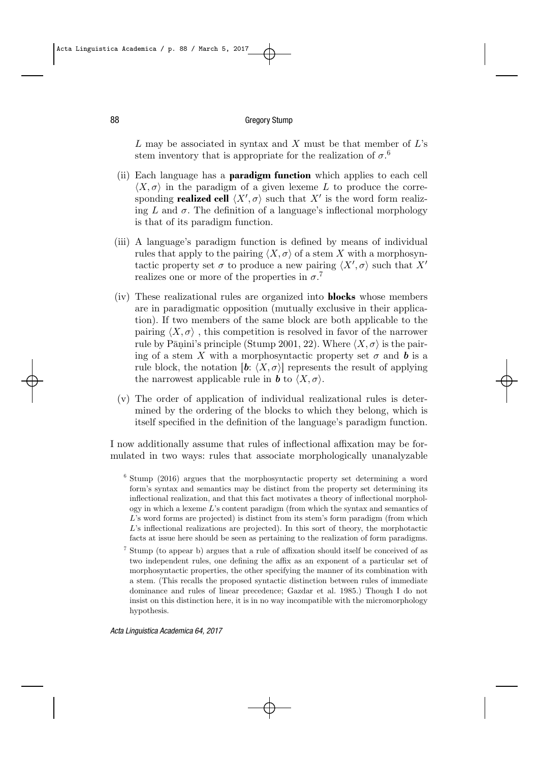$L$ may be associated in syntax and $X$ must be that member of $L$'s stem inventory that is appropriate for the realization of $\sigma$.[6]

(ii) Each language has a **paradigm function** which applies to each cell $\langle X, \sigma\rangle$ in the paradigm of a given lexeme $L$ to produce the corresponding **realized cell** $\langle X', \sigma\rangle$ such that $X'$ is the word form realizing $L$ and $\sigma$. The definition of a language's inflectional morphology is that of its paradigm function.

(iii) A language's paradigm function is defined by means of individual rules that apply to the pairing $\langle X, \sigma\rangle$ of a stem $X$ with a morphosyntactic property set $\sigma$ to produce a new pairing $\langle X', \sigma\rangle$ such that $X'$ realizes one or more of the properties in $\sigma$.[7]

(iv) These realizational rules are organized into **blocks** whose members are in paradigmatic opposition (mutually exclusive in their application). If two members of the same block are both applicable to the pairing $\langle X, \sigma\rangle$ , this competition is resolved in favor of the narrower rule by Pāṇini's principle (Stump 2001, 22). Where $\langle X, \sigma\rangle$ is the pairing of a stem $X$ with a morphosyntactic property set $\sigma$ and $\boldsymbol{b}$ is a rule block, the notation $[\boldsymbol{b}\text{: } \langle X, \sigma\rangle]$ represents the result of applying the narrowest applicable rule in $\boldsymbol{b}$ to $\langle X, \sigma\rangle$.

(v) The order of application of individual realizational rules is determined by the ordering of the blocks to which they belong, which is itself specified in the definition of the language's paradigm function.

I now additionally assume that rules of inflectional affixation may be formulated in two ways: rules that associate morphologically unanalyzable

[6] Stump (2016) argues that the morphosyntactic property set determining a word form's syntax and semantics may be distinct from the property set determining its inflectional realization, and that this fact motivates a theory of inflectional morphology in which a lexeme $L$'s content paradigm (from which the syntax and semantics of $L$'s word forms are projected) is distinct from its stem's form paradigm (from which $L$'s inflectional realizations are projected). In this sort of theory, the morphotactic facts at issue here should be seen as pertaining to the realization of form paradigms.

[7] Stump (to appear b) argues that a rule of affixation should itself be conceived of as two independent rules, one defining the affix as an exponent of a particular set of morphosyntactic properties, the other specifying the manner of its combination with a stem. (This recalls the proposed syntactic distinction between rules of immediate dominance and rules of linear precedence; Gazdar et al. 1985.) Though I do not insist on this distinction here, it is in no way incompatible with the micromorphology hypothesis.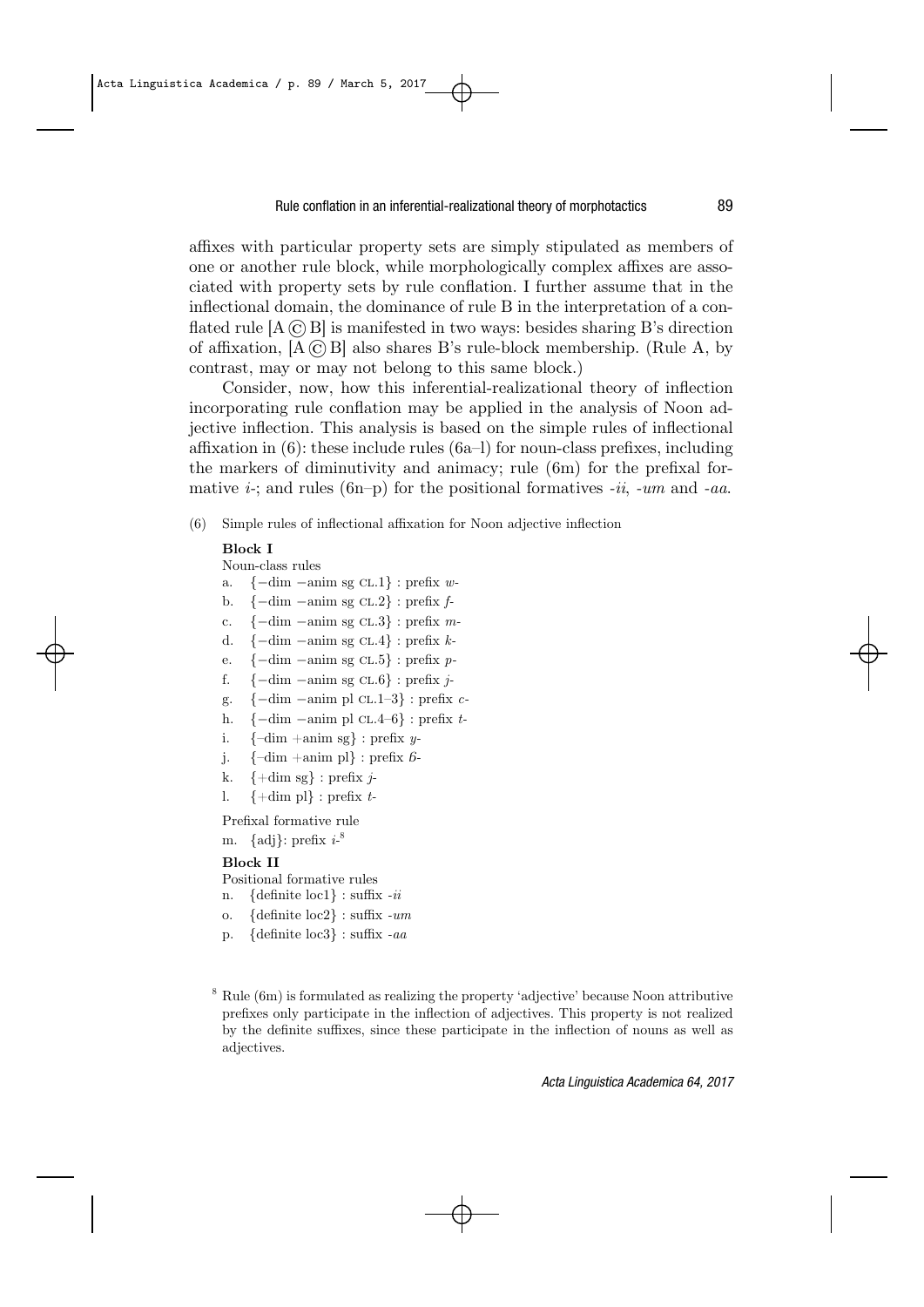affixes with particular property sets are simply stipulated as members of one or another rule block, while morphologically complex affixes are associated with property sets by rule conflation. I further assume that in the inflectional domain, the dominance of rule B in the interpretation of a conflated rule [A Ⓒ B] is manifested in two ways: besides sharing B's direction of affixation, [A Ⓒ B] also shares B's rule-block membership. (Rule A, by contrast, may or may not belong to this same block.)

Consider, now, how this inferential-realizational theory of inflection incorporating rule conflation may be applied in the analysis of Noon adjective inflection. This analysis is based on the simple rules of inflectional affixation in (6): these include rules (6a–l) for noun-class prefixes, including the markers of diminutivity and animacy; rule (6m) for the prefixal formative *i*-; and rules (6n–p) for the positional formatives *-ii*, *-um* and *-aa*.

(6) Simple rules of inflectional affixation for Noon adjective inflection

**Block I**

Noun-class rules

a. {−dim −anim sg CL.1} : prefix *w*-
b. {−dim −anim sg CL.2} : prefix *f*-
c. {−dim −anim sg CL.3} : prefix *m*-
d. {−dim −anim sg CL.4} : prefix *k*-
e. {−dim −anim sg CL.5} : prefix *p*-
f. {−dim −anim sg CL.6} : prefix *j*-
g. {−dim −anim pl CL.1–3} : prefix *c*-
h. {−dim −anim pl CL.4–6} : prefix *t*-
i. {−dim +anim sg} : prefix *y*-
j. {−dim +anim pl} : prefix *ɓ*-
k. {+dim sg} : prefix *j*-
l. {+dim pl} : prefix *t*-

Prefixal formative rule

m. {adj}: prefix *i*-[8]

**Block II**

Positional formative rules

n. {definite loc1} : suffix *-ii*
o. {definite loc2} : suffix *-um*
p. {definite loc3} : suffix *-aa*

[8] Rule (6m) is formulated as realizing the property 'adjective' because Noon attributive prefixes only participate in the inflection of adjectives. This property is not realized by the definite suffixes, since these participate in the inflection of nouns as well as adjectives.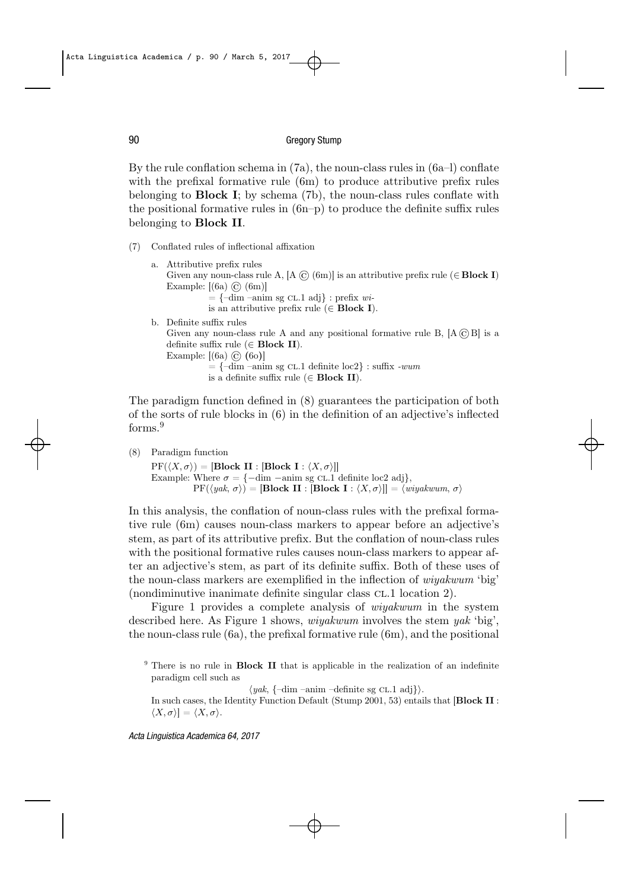By the rule conflation schema in (7a), the noun-class rules in (6a–l) conflate with the prefixal formative rule (6m) to produce attributive prefix rules belonging to **Block I**; by schema (7b), the noun-class rules conflate with the positional formative rules in (6n–p) to produce the definite suffix rules belonging to **Block II**.

(7) Conflated rules of inflectional affixation

a. Attributive prefix rules
Given any noun-class rule A, [A Ⓒ (6m)] is an attributive prefix rule (∈ **Block I**)
Example: [(6a) Ⓒ (6m)]
= {–dim –anim sg CL.1 adj} : prefix *wi-*
is an attributive prefix rule (∈ **Block I**).

b. Definite suffix rules
Given any noun-class rule A and any positional formative rule B, [A Ⓒ B] is a definite suffix rule (∈ **Block II**).
Example: [(6a) Ⓒ (6o)]
= {–dim –anim sg CL.1 definite loc2} : suffix *-wum*
is a definite suffix rule (∈ **Block II**).

The paradigm function defined in (8) guarantees the participation of both of the sorts of rule blocks in (6) in the definition of an adjective's inflected forms.[9]

(8) Paradigm function
PF(⟨X, σ⟩) = [**Block II** : [**Block I** : ⟨X, σ⟩]]
Example: Where σ = {−dim −anim sg CL.1 definite loc2 adj},
PF(⟨*yak*, σ⟩) = [**Block II** : [**Block I** : ⟨X, σ⟩]] = ⟨*wiyakwum*, σ⟩

In this analysis, the conflation of noun-class rules with the prefixal formative rule (6m) causes noun-class markers to appear before an adjective's stem, as part of its attributive prefix. But the conflation of noun-class rules with the positional formative rules causes noun-class markers to appear after an adjective's stem, as part of its definite suffix. Both of these uses of the noun-class markers are exemplified in the inflection of *wiyakwum* 'big' (nondiminutive inanimate definite singular class CL.1 location 2).

Figure 1 provides a complete analysis of *wiyakwum* in the system described here. As Figure 1 shows, *wiyakwum* involves the stem *yak* 'big', the noun-class rule (6a), the prefixal formative rule (6m), and the positional

[9] There is no rule in **Block II** that is applicable in the realization of an indefinite paradigm cell such as

⟨*yak*, {–dim –anim –definite sg CL.1 adj}⟩.

In such cases, the Identity Function Default (Stump 2001, 53) entails that [**Block II** : ⟨X, σ⟩] = ⟨X, σ⟩.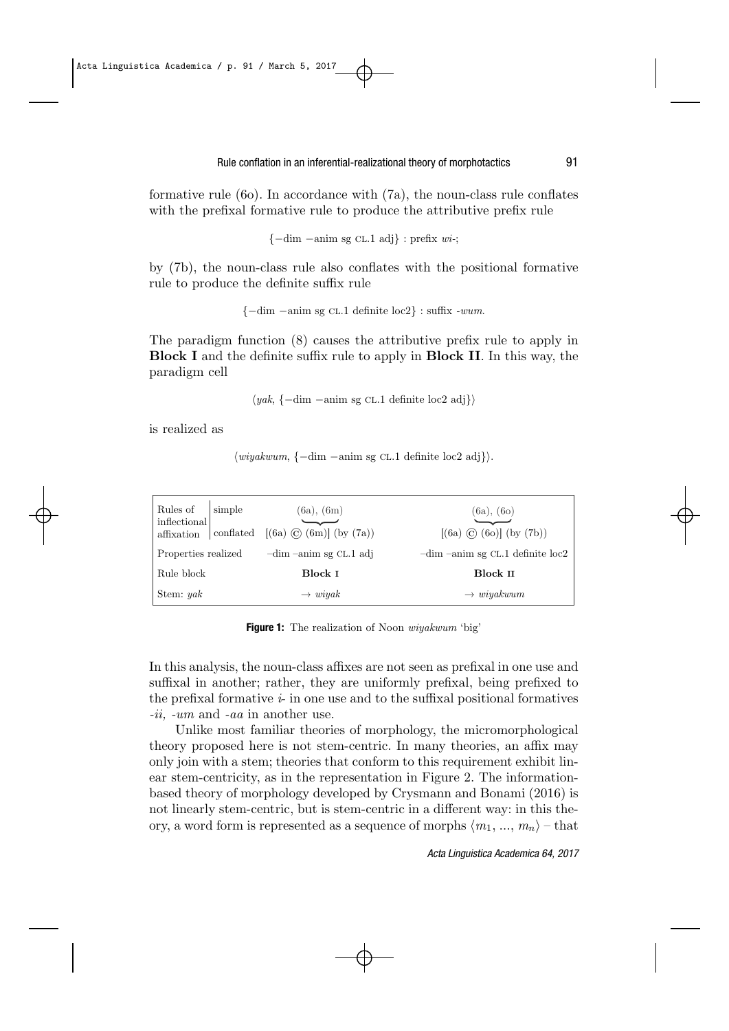formative rule (6o). In accordance with (7a), the noun-class rule conflates with the prefixal formative rule to produce the attributive prefix rule

{−dim −anim sg CL.1 adj} : prefix *wi*-;

by (7b), the noun-class rule also conflates with the positional formative rule to produce the definite suffix rule

{−dim −anim sg CL.1 definite loc2} : suffix *-wum*.

The paradigm function (8) causes the attributive prefix rule to apply in **Block I** and the definite suffix rule to apply in **Block II**. In this way, the paradigm cell

⟨*yak*, {−dim −anim sg CL.1 definite loc2 adj}⟩

is realized as

⟨*wiyakwum*, {−dim −anim sg CL.1 definite loc2 adj}⟩.

| | | | |
|---|---|---|---|
| Rules of inflectional affixation | simple | (6a), (6m) | (6a), (6o) |
| | conflated | [(6a) Ⓒ (6m)] (by (7a)) | [(6a) Ⓒ (6o)] (by (7b)) |
| Properties realized | | –dim –anim sg CL.1 adj | –dim –anim sg CL.1 definite loc2 |
| Rule block | | **Block I** | **Block II** |
| Stem: *yak* | | → *wiyak* | → *wiyakwum* |

**Figure 1:** The realization of Noon *wiyakwum* 'big'

In this analysis, the noun-class affixes are not seen as prefixal in one use and suffixal in another; rather, they are uniformly prefixal, being prefixed to the prefixal formative *i*- in one use and to the suffixal positional formatives *-ii*, *-um* and *-aa* in another use.

Unlike most familiar theories of morphology, the micromorphological theory proposed here is not stem-centric. In many theories, an affix may only join with a stem; theories that conform to this requirement exhibit linear stem-centricity, as in the representation in Figure 2. The information-based theory of morphology developed by Crysmann and Bonami (2016) is not linearly stem-centric, but is stem-centric in a different way: in this theory, a word form is represented as a sequence of morphs $\langle m_1, ..., m_n \rangle$ – that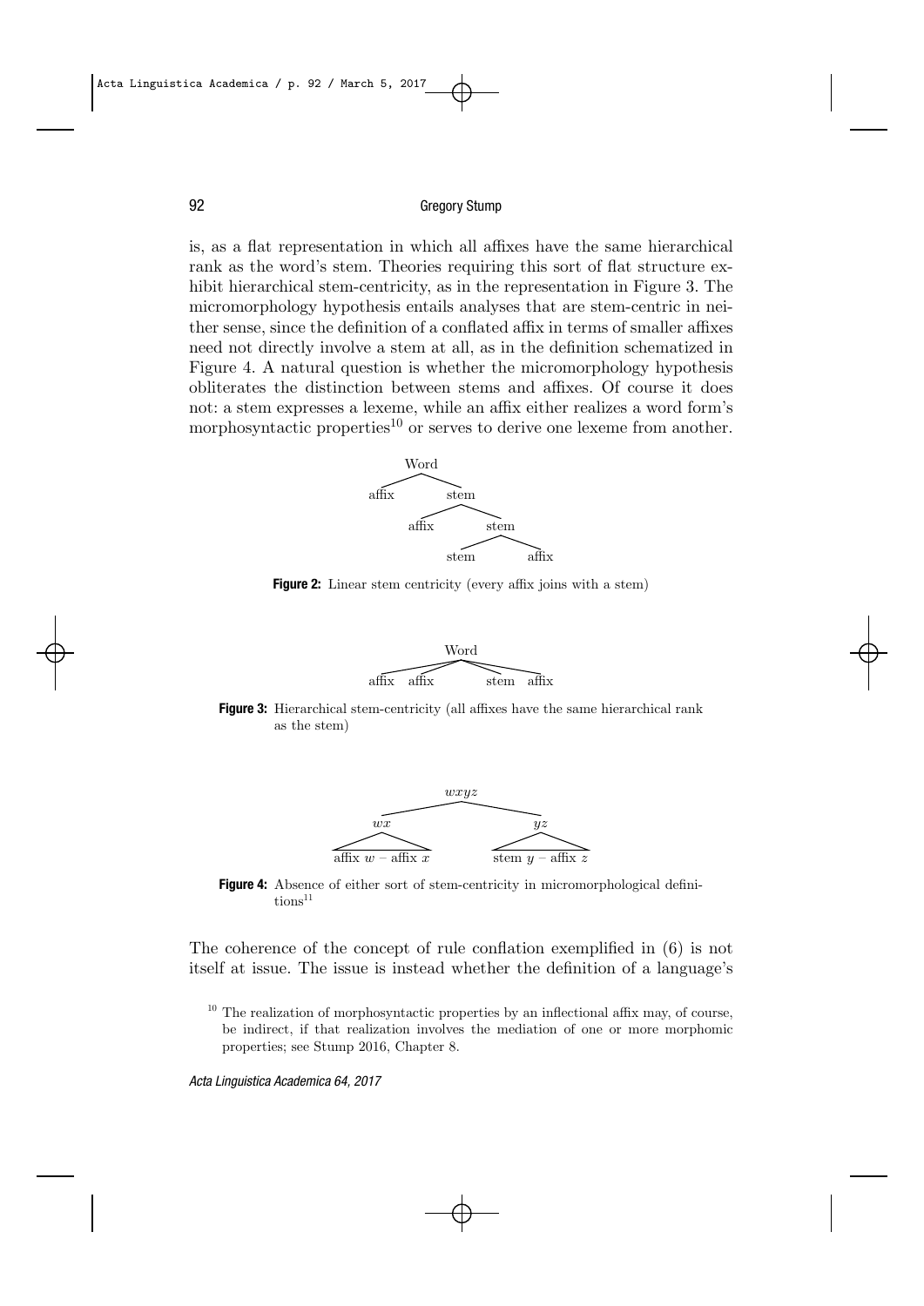is, as a flat representation in which all affixes have the same hierarchical rank as the word's stem. Theories requiring this sort of flat structure exhibit hierarchical stem-centricity, as in the representation in Figure 3. The micromorphology hypothesis entails analyses that are stem-centric in neither sense, since the definition of a conflated affix in terms of smaller affixes need not directly involve a stem at all, as in the definition schematized in Figure 4. A natural question is whether the micromorphology hypothesis obliterates the distinction between stems and affixes. Of course it does not: a stem expresses a lexeme, while an affix either realizes a word form's morphosyntactic properties[10] or serves to derive one lexeme from another.

Word
affix
stem
affix
stem
stem
affix

**Figure 2:** Linear stem centricity (every affix joins with a stem)

Word
affix affix stem affix

**Figure 3:** Hierarchical stem-centricity (all affixes have the same hierarchical rank as the stem)

$wxyz$
$wx$
$yz$
affix $w$ – affix $x$
stem $y$ – affix $z$

**Figure 4:** Absence of either sort of stem-centricity in micromorphological definitions[11]

The coherence of the concept of rule conflation exemplified in (6) is not itself at issue. The issue is instead whether the definition of a language's

[10] The realization of morphosyntactic properties by an inflectional affix may, of course, be indirect, if that realization involves the mediation of one or more morphomic properties; see Stump 2016, Chapter 8.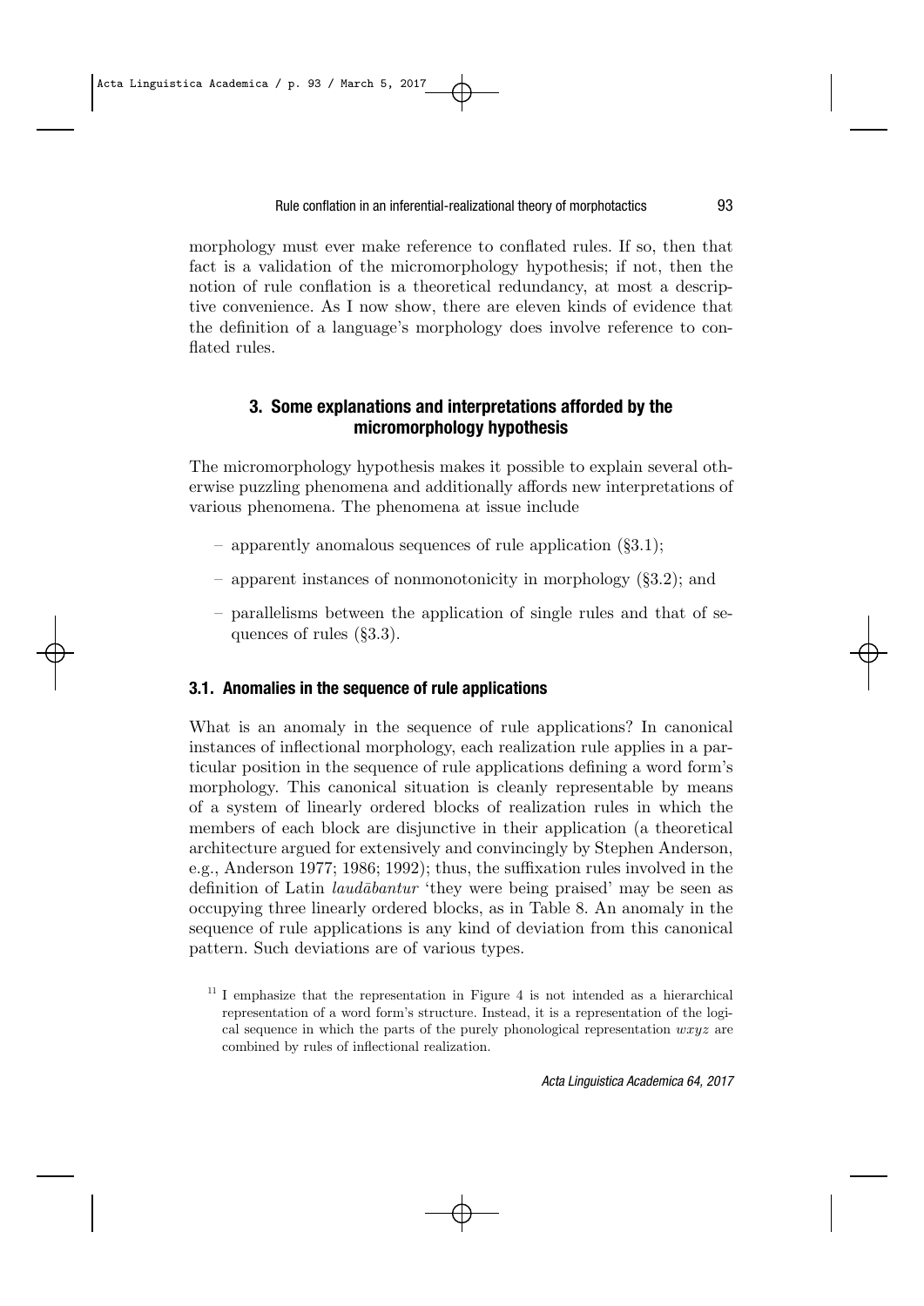morphology must ever make reference to conflated rules. If so, then that fact is a validation of the micromorphology hypothesis; if not, then the notion of rule conflation is a theoretical redundancy, at most a descriptive convenience. As I now show, there are eleven kinds of evidence that the definition of a language's morphology does involve reference to conflated rules.

## 3. Some explanations and interpretations afforded by the micromorphology hypothesis

The micromorphology hypothesis makes it possible to explain several otherwise puzzling phenomena and additionally affords new interpretations of various phenomena. The phenomena at issue include

- apparently anomalous sequences of rule application (§3.1);
- apparent instances of nonmonotonicity in morphology (§3.2); and
- parallelisms between the application of single rules and that of sequences of rules (§3.3).

### 3.1. Anomalies in the sequence of rule applications

What is an anomaly in the sequence of rule applications? In canonical instances of inflectional morphology, each realization rule applies in a particular position in the sequence of rule applications defining a word form's morphology. This canonical situation is cleanly representable by means of a system of linearly ordered blocks of realization rules in which the members of each block are disjunctive in their application (a theoretical architecture argued for extensively and convincingly by Stephen Anderson, e.g., Anderson 1977; 1986; 1992); thus, the suffixation rules involved in the definition of Latin *laudābantur* 'they were being praised' may be seen as occupying three linearly ordered blocks, as in Table 8. An anomaly in the sequence of rule applications is any kind of deviation from this canonical pattern. Such deviations are of various types.

[11] I emphasize that the representation in Figure 4 is not intended as a hierarchical representation of a word form's structure. Instead, it is a representation of the logical sequence in which the parts of the purely phonological representation $wxyz$ are combined by rules of inflectional realization.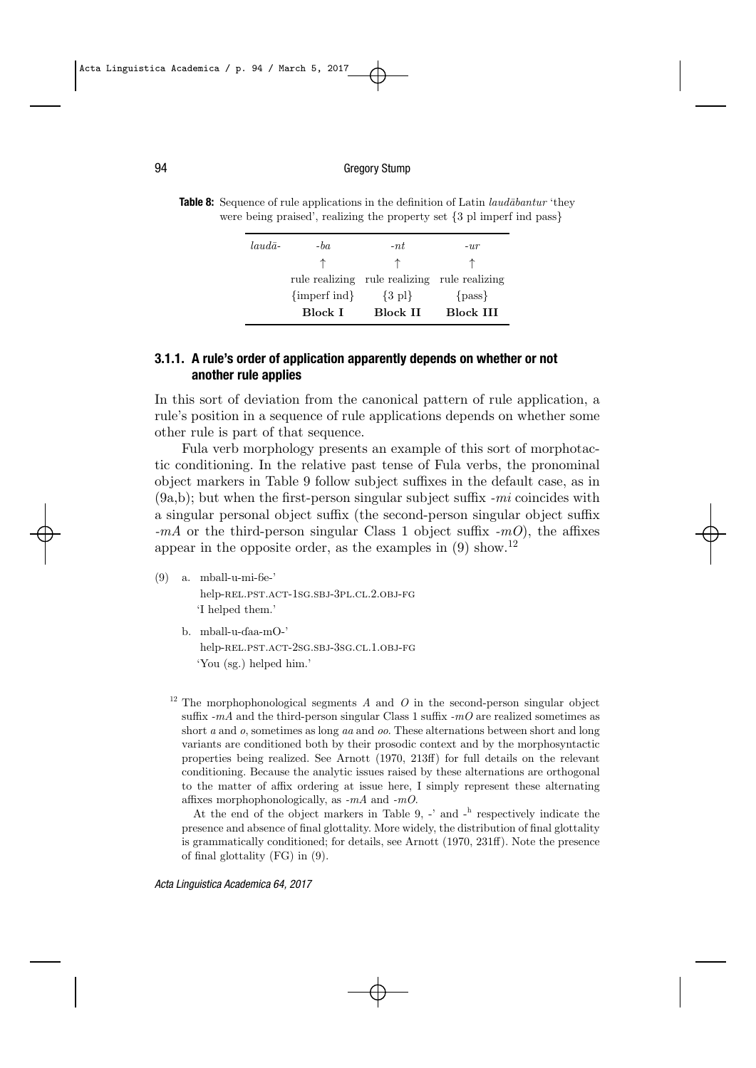**Table 8:** Sequence of rule applications in the definition of Latin *laudābantur* 'they were being praised', realizing the property set {3 pl imperf ind pass}

| *laudā-* | *-ba* | *-nt* | *-ur* |
|---|---|---|---|
| | ↑ | ↑ | ↑ |
| | rule realizing {imperf ind} | rule realizing {3 pl} | rule realizing {pass} |
| | **Block I** | **Block II** | **Block III** |

### 3.1.1. A rule's order of application apparently depends on whether or not another rule applies

In this sort of deviation from the canonical pattern of rule application, a rule's position in a sequence of rule applications depends on whether some other rule is part of that sequence.

Fula verb morphology presents an example of this sort of morphotactic conditioning. In the relative past tense of Fula verbs, the pronominal object markers in Table 9 follow subject suffixes in the default case, as in (9a,b); but when the first-person singular subject suffix *-mi* coincides with a singular personal object suffix (the second-person singular object suffix *-mA* or the third-person singular Class 1 object suffix *-mO*), the affixes appear in the opposite order, as the examples in (9) show.[12]

(9) a. mball-u-mi-ɓe-'
help-REL.PST.ACT-1SG.SBJ-3PL.CL.2.OBJ-FG
'I helped them.'

b. mball-u-ɗaa-mO-'
help-REL.PST.ACT-2SG.SBJ-3SG.CL.1.OBJ-FG
'You (sg.) helped him.'

[12] The morphophonological segments *A* and *O* in the second-person singular object suffix *-mA* and the third-person singular Class 1 suffix *-mO* are realized sometimes as short *a* and *o*, sometimes as long *aa* and *oo*. These alternations between short and long variants are conditioned both by their prosodic context and by the morphosyntactic properties being realized. See Arnott (1970, 213ff) for full details on the relevant conditioning. Because the analytic issues raised by these alternations are orthogonal to the matter of affix ordering at issue here, I simply represent these alternating affixes morphophonologically, as *-mA* and *-mO*.

At the end of the object markers in Table 9, -' and -ʰ respectively indicate the presence and absence of final glottality. More widely, the distribution of final glottality is grammatically conditioned; for details, see Arnott (1970, 231ff). Note the presence of final glottality (FG) in (9).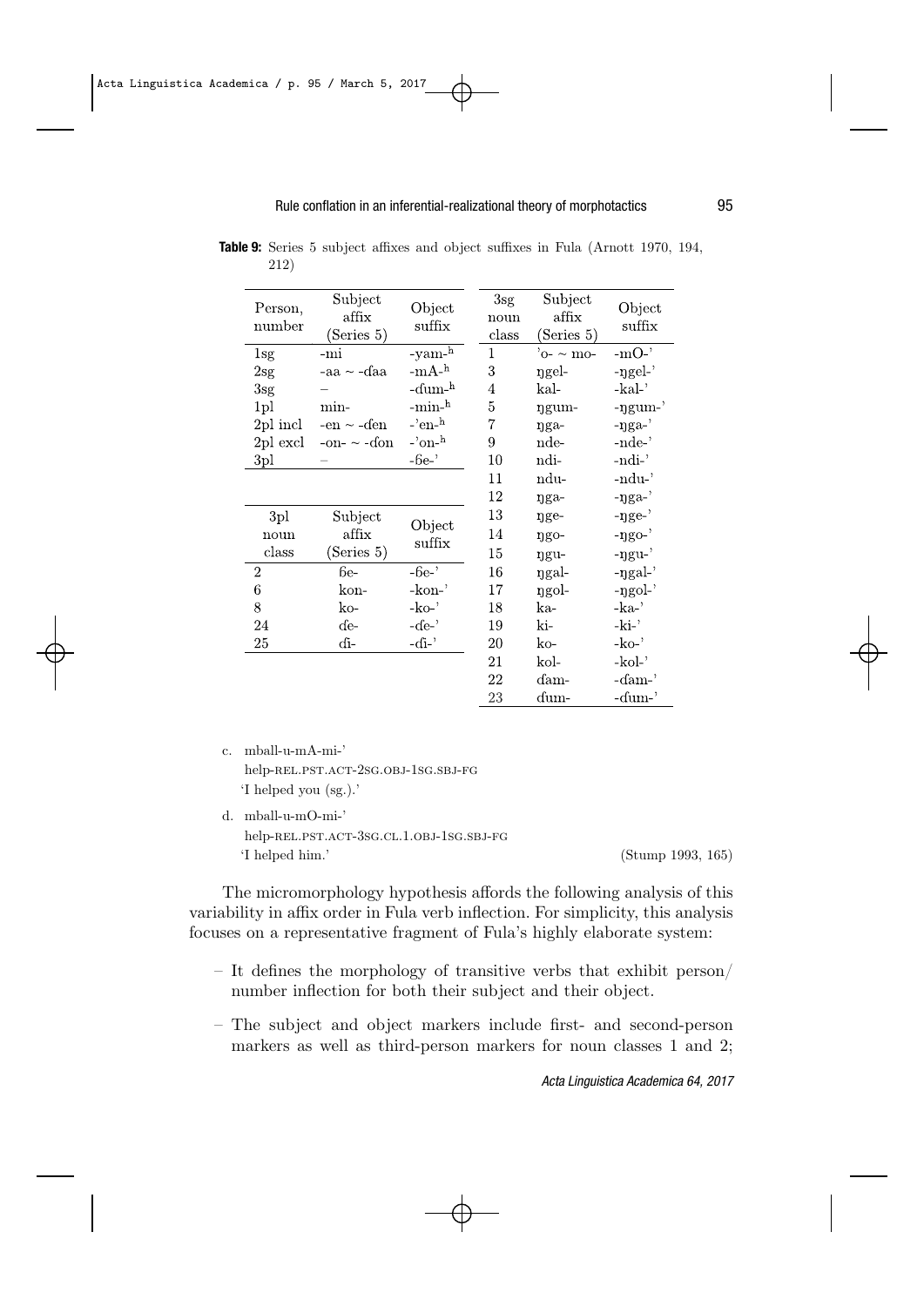**Table 9:** Series 5 subject affixes and object suffixes in Fula (Arnott 1970, 194, 212)

| Person, number | Subject affix (Series 5) | Object suffix |
|---|---|---|
| 1sg | -mi | -yam-ʰ |
| 2sg | -aa ~ -ɗaa | -mA-ʰ |
| 3sg | – | -ɗum-ʰ |
| 1pl | min- | -min-ʰ |
| 2pl incl | -en ~ -ɗen | -'en-ʰ |
| 2pl excl | -on- ~ -ɗon | -'on-ʰ |
| 3pl | – | -ɓe-' |

| 3pl noun class | Subject affix (Series 5) | Object suffix |
|---|---|---|
| 2 | ɓe- | -ɓe-' |
| 6 | kon- | -kon-' |
| 8 | ko- | -ko-' |
| 24 | ɗe- | -ɗe-' |
| 25 | ɗi- | -ɗi-' |

| 3sg noun class | Subject affix (Series 5) | Object suffix |
|---|---|---|
| 1 | 'o- ~ mo- | -mO-' |
| 3 | ŋgel- | -ŋgel-' |
| 4 | kal- | -kal-' |
| 5 | ŋgum- | -ŋgum-' |
| 7 | ŋga- | -ŋga-' |
| 9 | nde- | -nde-' |
| 10 | ndi- | -ndi-' |
| 11 | ndu- | -ndu-' |
| 12 | ŋga- | -ŋga-' |
| 13 | ŋge- | -ŋge-' |
| 14 | ŋgo- | -ŋgo-' |
| 15 | ŋgu- | -ŋgu-' |
| 16 | ŋgal- | -ŋgal-' |
| 17 | ŋgol- | -ŋgol-' |
| 18 | ka- | -ka-' |
| 19 | ki- | -ki-' |
| 20 | ko- | -ko-' |
| 21 | kol- | -kol-' |
| 22 | ɗam- | -ɗam-' |
| 23 | ɗum- | -ɗum-' |

c. mball-u-mA-mi-'
   help-REL.PST.ACT-2SG.OBJ-1SG.SBJ-FG
   'I helped you (sg.).'

d. mball-u-mO-mi-'
   help-REL.PST.ACT-3SG.CL.1.OBJ-1SG.SBJ-FG
   'I helped him.' (Stump 1993, 165)

The micromorphology hypothesis affords the following analysis of this variability in affix order in Fula verb inflection. For simplicity, this analysis focuses on a representative fragment of Fula's highly elaborate system:

- It defines the morphology of transitive verbs that exhibit person/number inflection for both their subject and their object.
- The subject and object markers include first- and second-person markers as well as third-person markers for noun classes 1 and 2;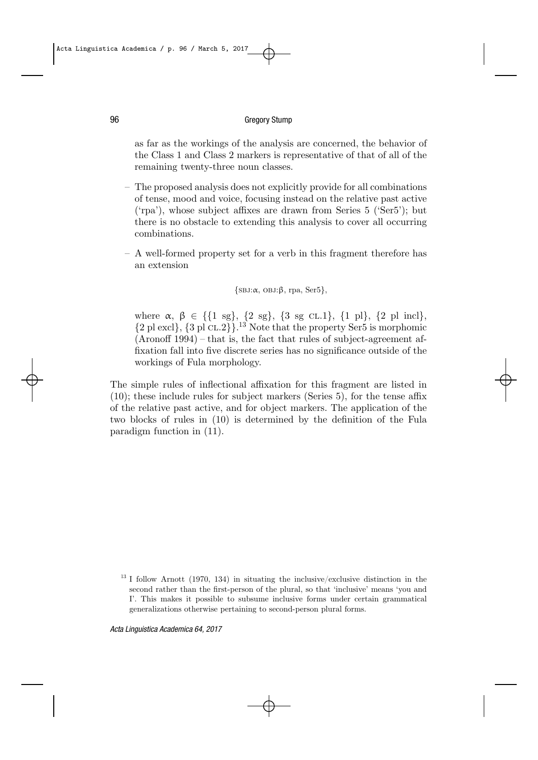as far as the workings of the analysis are concerned, the behavior of the Class 1 and Class 2 markers is representative of that of all of the remaining twenty-three noun classes.

- The proposed analysis does not explicitly provide for all combinations of tense, mood and voice, focusing instead on the relative past active ('rpa'), whose subject affixes are drawn from Series 5 ('Ser5'); but there is no obstacle to extending this analysis to cover all occurring combinations.

- A well-formed property set for a verb in this fragment therefore has an extension

$$\{\text{SBJ:}\alpha,\ \text{OBJ:}\beta,\ \text{rpa},\ \text{Ser5}\},$$

where $\alpha$, $\beta \in$ {{1 sg}, {2 sg}, {3 sg CL.1}, {1 pl}, {2 pl incl}, {2 pl excl}, {3 pl CL.2}}.[13] Note that the property Ser5 is morphomic (Aronoff 1994) – that is, the fact that rules of subject-agreement affixation fall into five discrete series has no significance outside of the workings of Fula morphology.

The simple rules of inflectional affixation for this fragment are listed in (10); these include rules for subject markers (Series 5), for the tense affix of the relative past active, and for object markers. The application of the two blocks of rules in (10) is determined by the definition of the Fula paradigm function in (11).

[13] I follow Arnott (1970, 134) in situating the inclusive/exclusive distinction in the second rather than the first-person of the plural, so that 'inclusive' means 'you and I'. This makes it possible to subsume inclusive forms under certain grammatical generalizations otherwise pertaining to second-person plural forms.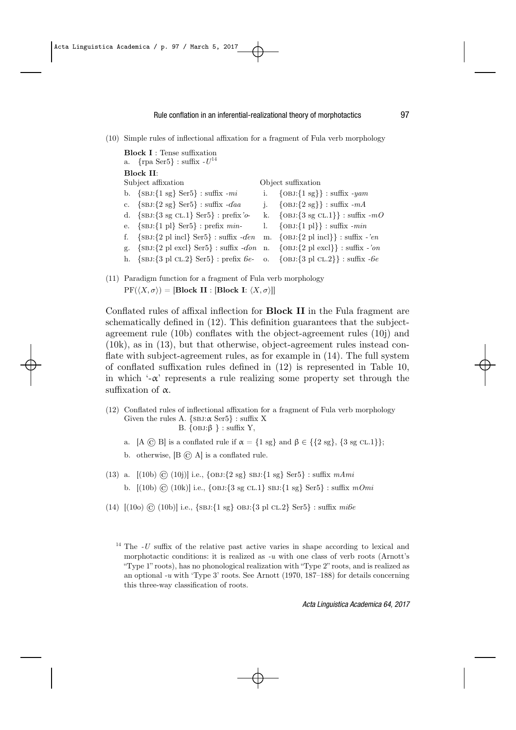(10) Simple rules of inflectional affixation for a fragment of Fula verb morphology

**Block I** : Tense suffixation

a. {rpa Ser5} : suffix -*U*[14]

**Block II**:

| Subject affixation | Object suffixation |
|---|---|
| b. {SBJ:{1 sg} Ser5} : suffix -*mi* | i. {OBJ:{1 sg}} : suffix -*yam* |
| c. {SBJ:{2 sg} Ser5} : suffix -*ɗaa* | j. {OBJ:{2 sg}} : suffix -*mA* |
| d. {SBJ:{3 sg CL.1} Ser5} : prefix *'o-* | k. {OBJ:{3 sg CL.1}} : suffix -*mO* |
| e. {SBJ:{1 pl} Ser5} : prefix *min-* | l. {OBJ:{1 pl}} : suffix -*min* |
| f. {SBJ:{2 pl incl} Ser5} : suffix -*ɗen* | m. {OBJ:{2 pl incl}} : suffix -*'en* |
| g. {SBJ:{2 pl excl} Ser5} : suffix -*ɗon* | n. {OBJ:{2 pl excl}} : suffix -*'on* |
| h. {SBJ:{3 pl CL.2} Ser5} : prefix *ɓe-* | o. {OBJ:{3 pl CL.2}} : suffix -*ɓe* |

(11) Paradigm function for a fragment of Fula verb morphology

PF($\langle X, \sigma \rangle$) = [**Block II** : [**Block I**: $\langle X, \sigma \rangle$]]

Conflated rules of affixal inflection for **Block II** in the Fula fragment are schematically defined in (12). This definition guarantees that the subject-agreement rule (10b) conflates with the object-agreement rules (10j) and (10k), as in (13), but that otherwise, object-agreement rules instead conflate with subject-agreement rules, as for example in (14). The full system of conflated suffixation rules defined in (12) is represented in Table 10, in which '-$\alpha$' represents a rule realizing some property set through the suffixation of $\alpha$.

(12) Conflated rules of inflectional affixation for a fragment of Fula verb morphology
Given the rules A. {SBJ:$\alpha$ Ser5} : suffix X
B. {OBJ:$\beta$ } : suffix Y,

a. [A Ⓒ B] is a conflated rule if $\alpha$ = {1 sg} and $\beta \in$ {{2 sg}, {3 sg CL.1}};

b. otherwise, [B Ⓒ A] is a conflated rule.

(13) a. [(10b) Ⓒ (10j)] i.e., {OBJ:{2 sg} SBJ:{1 sg} Ser5} : suffix *mAmi*

b. [(10b) Ⓒ (10k)] i.e., {OBJ:{3 sg CL.1} SBJ:{1 sg} Ser5} : suffix *mOmi*

(14) [(10o) Ⓒ (10b)] i.e., {SBJ:{1 sg} OBJ:{3 pl CL.2} Ser5} : suffix *miɓe*

[14] The -*U* suffix of the relative past active varies in shape according to lexical and morphotactic conditions: it is realized as -*u* with one class of verb roots (Arnott's "Type 1" roots), has no phonological realization with "Type 2" roots, and is realized as an optional -*u* with 'Type 3' roots. See Arnott (1970, 187–188) for details concerning this three-way classification of roots.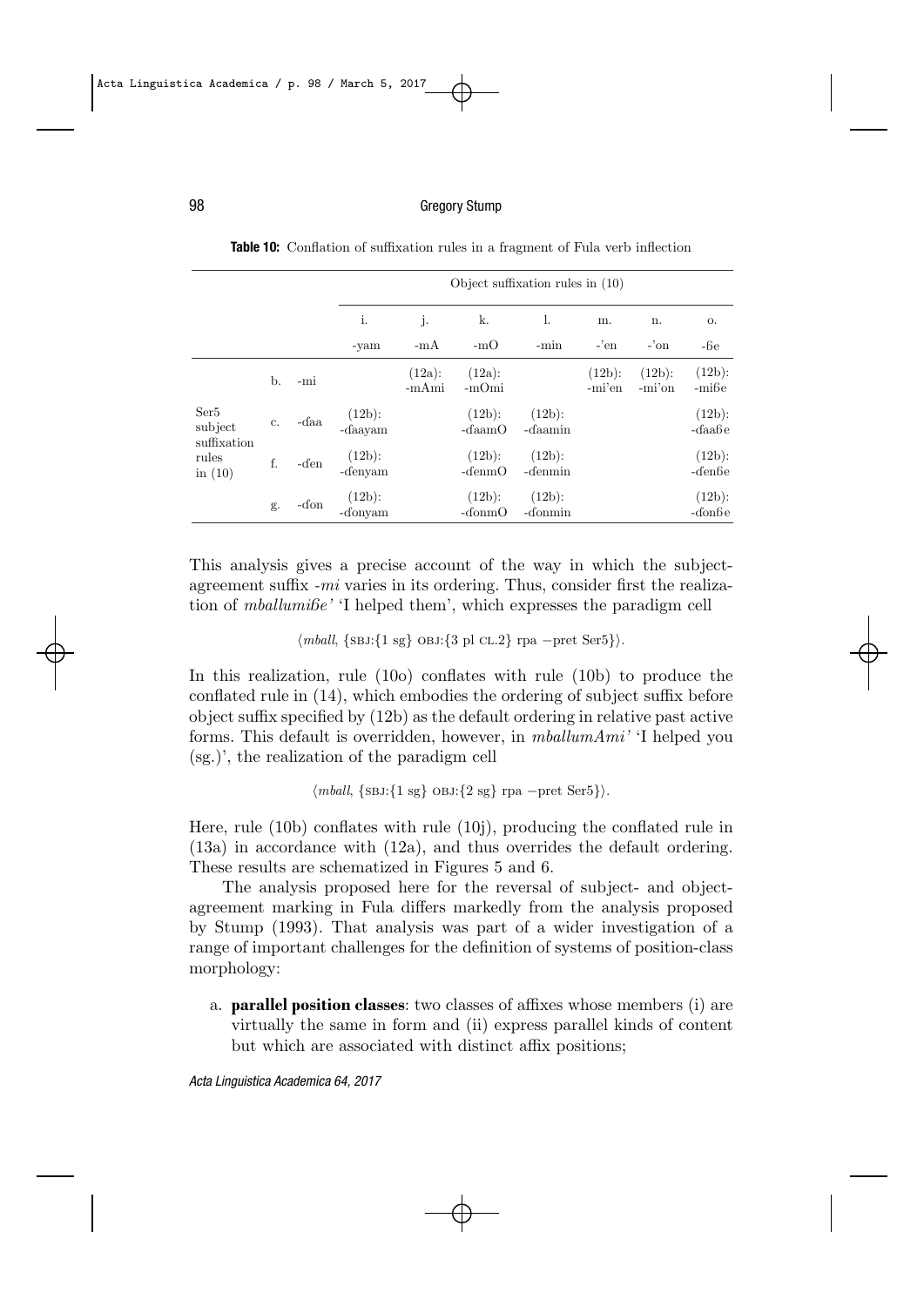**Table 10:** Conflation of suffixation rules in a fragment of Fula verb inflection

| | | | Object suffixation rules in (10) | | | | | | |
|---|---|---|---|---|---|---|---|---|---|
| | | | i. | j. | k. | l. | m. | n. | o. |
| | | | -yam | -mA | -mO | -min | -'en | -'on | -ɓe |
| Ser5 subject suffixation rules in (10) | b. | -mi | | (12a): -mAmi | (12a): -mOmi | | (12b): -mi'en | (12b): -mi'on | (12b): -miɓe |
| | c. | -ɗaa | (12b): -ɗaayam | | (12b): -ɗaamO | (12b): -ɗaamin | | | (12b): -ɗaaɓe |
| | f. | -ɗen | (12b): -ɗenyam | | (12b): -ɗenmO | (12b): -ɗenmin | | | (12b): -ɗenɓe |
| | g. | -ɗon | (12b): -ɗonyam | | (12b): -ɗonmO | (12b): -ɗonmin | | | (12b): -ɗonɓe |

This analysis gives a precise account of the way in which the subject-agreement suffix *-mi* varies in its ordering. Thus, consider first the realization of *mballumiɓe'* 'I helped them', which expresses the paradigm cell

⟨*mball*, {SBJ:{1 sg} OBJ:{3 pl CL.2} rpa −pret Ser5}⟩.

In this realization, rule (10o) conflates with rule (10b) to produce the conflated rule in (14), which embodies the ordering of subject suffix before object suffix specified by (12b) as the default ordering in relative past active forms. This default is overridden, however, in *mballumAmi'* 'I helped you (sg.)', the realization of the paradigm cell

⟨*mball*, {SBJ:{1 sg} OBJ:{2 sg} rpa −pret Ser5}⟩.

Here, rule (10b) conflates with rule (10j), producing the conflated rule in (13a) in accordance with (12a), and thus overrides the default ordering. These results are schematized in Figures 5 and 6.

The analysis proposed here for the reversal of subject- and object-agreement marking in Fula differs markedly from the analysis proposed by Stump (1993). That analysis was part of a wider investigation of a range of important challenges for the definition of systems of position-class morphology:

a. **parallel position classes**: two classes of affixes whose members (i) are virtually the same in form and (ii) express parallel kinds of content but which are associated with distinct affix positions;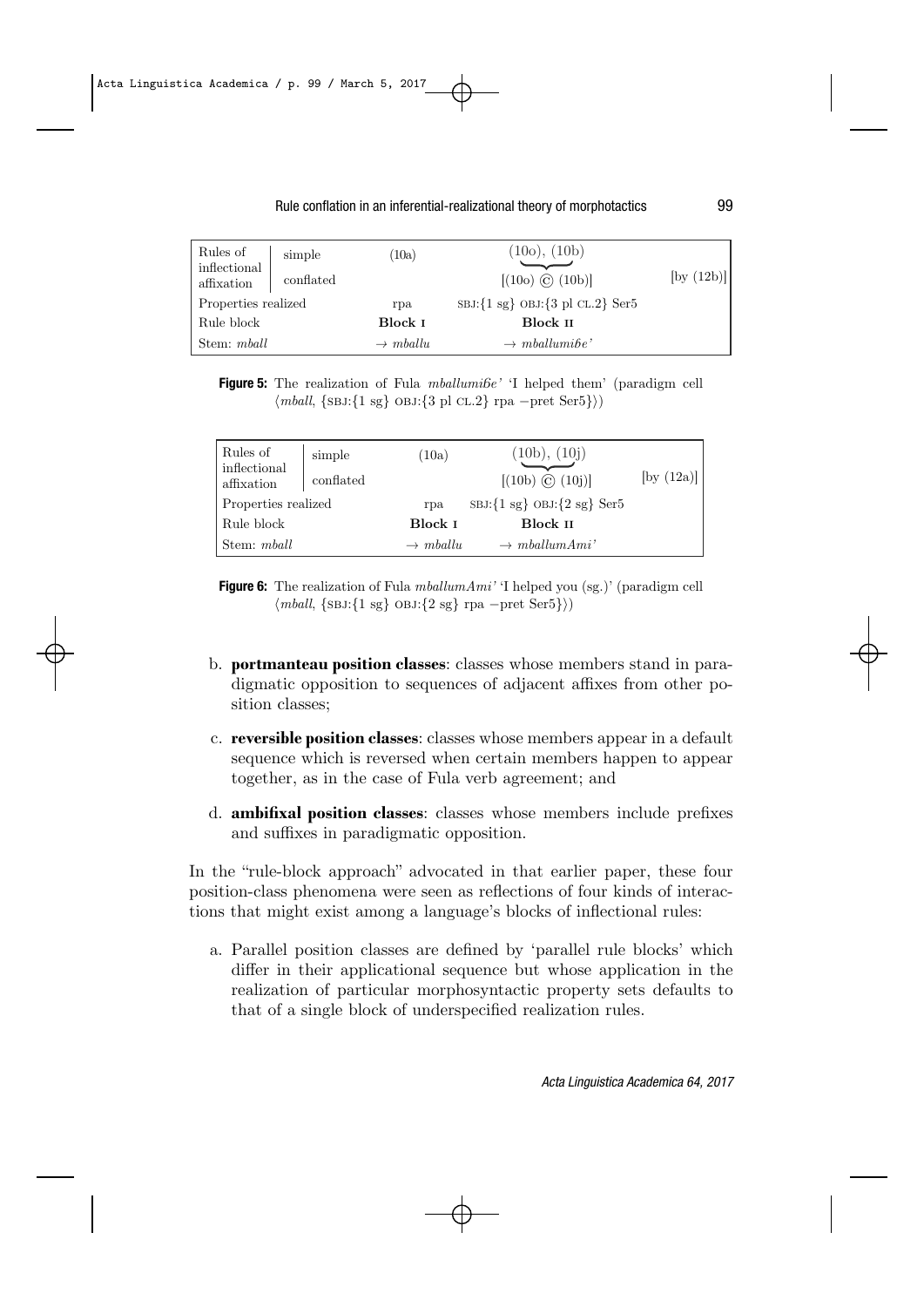| | | | | |
|---|---|---|---|---|
| Rules of inflectional affixation | simple | (10a) | (10o), (10b) | |
| | conflated | | [(10o) © (10b)] | [by (12b)] |
| Properties realized | | rpa | SBJ:{1 sg} OBJ:{3 pl CL.2} Ser5 | |
| Rule block | | **Block I** | **Block II** | |
| Stem: *mball* | | → *mballu* | → *mballumiɓe'* | |

**Figure 5:** The realization of Fula *mballumiɓe'* 'I helped them' (paradigm cell ⟨*mball*, {SBJ:{1 sg} OBJ:{3 pl CL.2} rpa −pret Ser5}⟩)

| | | | | |
|---|---|---|---|---|
| Rules of inflectional affixation | simple | (10a) | (10b), (10j) | |
| | conflated | | [(10b) © (10j)] | [by (12a)] |
| Properties realized | | rpa | SBJ:{1 sg} OBJ:{2 sg} Ser5 | |
| Rule block | | **Block I** | **Block II** | |
| Stem: *mball* | | → *mballu* | → *mballumAmi'* | |

**Figure 6:** The realization of Fula *mballumAmi'* 'I helped you (sg.)' (paradigm cell ⟨*mball*, {SBJ:{1 sg} OBJ:{2 sg} rpa −pret Ser5}⟩)

b. **portmanteau position classes**: classes whose members stand in paradigmatic opposition to sequences of adjacent affixes from other position classes;

c. **reversible position classes**: classes whose members appear in a default sequence which is reversed when certain members happen to appear together, as in the case of Fula verb agreement; and

d. **ambifixal position classes**: classes whose members include prefixes and suffixes in paradigmatic opposition.

In the "rule-block approach" advocated in that earlier paper, these four position-class phenomena were seen as reflections of four kinds of interactions that might exist among a language's blocks of inflectional rules:

a. Parallel position classes are defined by 'parallel rule blocks' which differ in their applicational sequence but whose application in the realization of particular morphosyntactic property sets defaults to that of a single block of underspecified realization rules.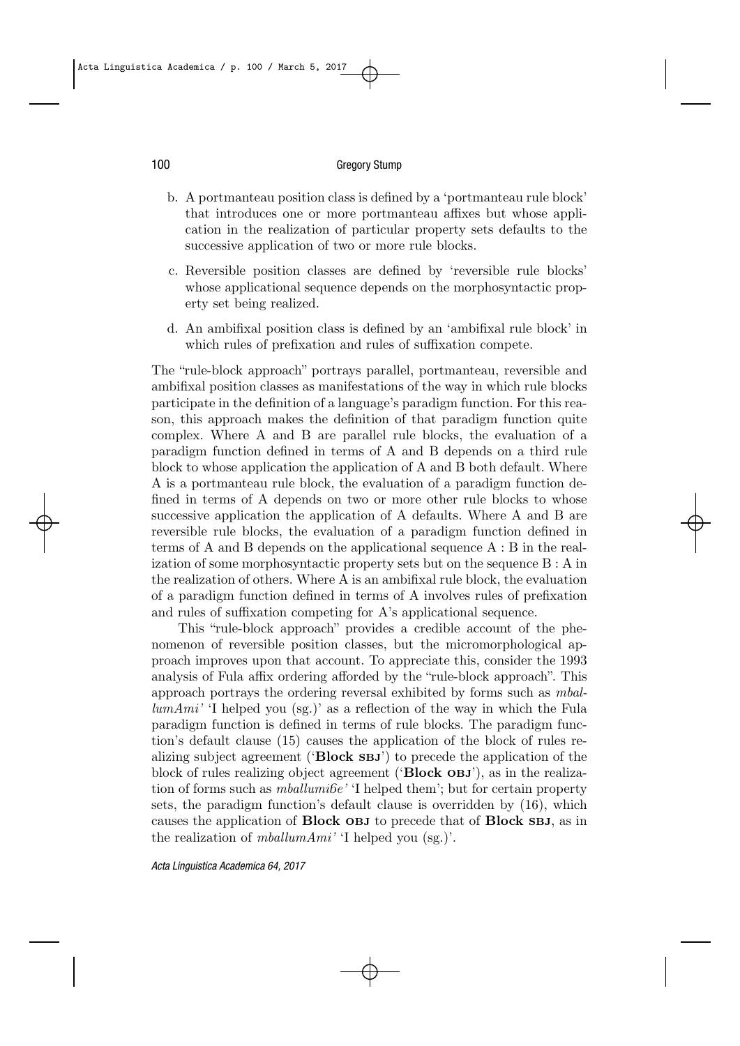b. A portmanteau position class is defined by a 'portmanteau rule block' that introduces one or more portmanteau affixes but whose application in the realization of particular property sets defaults to the successive application of two or more rule blocks.

c. Reversible position classes are defined by 'reversible rule blocks' whose applicational sequence depends on the morphosyntactic property set being realized.

d. An ambifixal position class is defined by an 'ambifixal rule block' in which rules of prefixation and rules of suffixation compete.

The "rule-block approach" portrays parallel, portmanteau, reversible and ambifixal position classes as manifestations of the way in which rule blocks participate in the definition of a language's paradigm function. For this reason, this approach makes the definition of that paradigm function quite complex. Where A and B are parallel rule blocks, the evaluation of a paradigm function defined in terms of A and B depends on a third rule block to whose application the application of A and B both default. Where A is a portmanteau rule block, the evaluation of a paradigm function defined in terms of A depends on two or more other rule blocks to whose successive application the application of A defaults. Where A and B are reversible rule blocks, the evaluation of a paradigm function defined in terms of A and B depends on the applicational sequence A : B in the realization of some morphosyntactic property sets but on the sequence B : A in the realization of others. Where A is an ambifixal rule block, the evaluation of a paradigm function defined in terms of A involves rules of prefixation and rules of suffixation competing for A's applicational sequence.

This "rule-block approach" provides a credible account of the phenomenon of reversible position classes, but the micromorphological approach improves upon that account. To appreciate this, consider the 1993 analysis of Fula affix ordering afforded by the "rule-block approach". This approach portrays the ordering reversal exhibited by forms such as *mballumAmi'* 'I helped you (sg.)' as a reflection of the way in which the Fula paradigm function is defined in terms of rule blocks. The paradigm function's default clause (15) causes the application of the block of rules realizing subject agreement ('**Block SBJ**') to precede the application of the block of rules realizing object agreement ('**Block OBJ**'), as in the realization of forms such as *mballumiɓe'* 'I helped them'; but for certain property sets, the paradigm function's default clause is overridden by (16), which causes the application of **Block OBJ** to precede that of **Block SBJ**, as in the realization of *mballumAmi'* 'I helped you (sg.)'.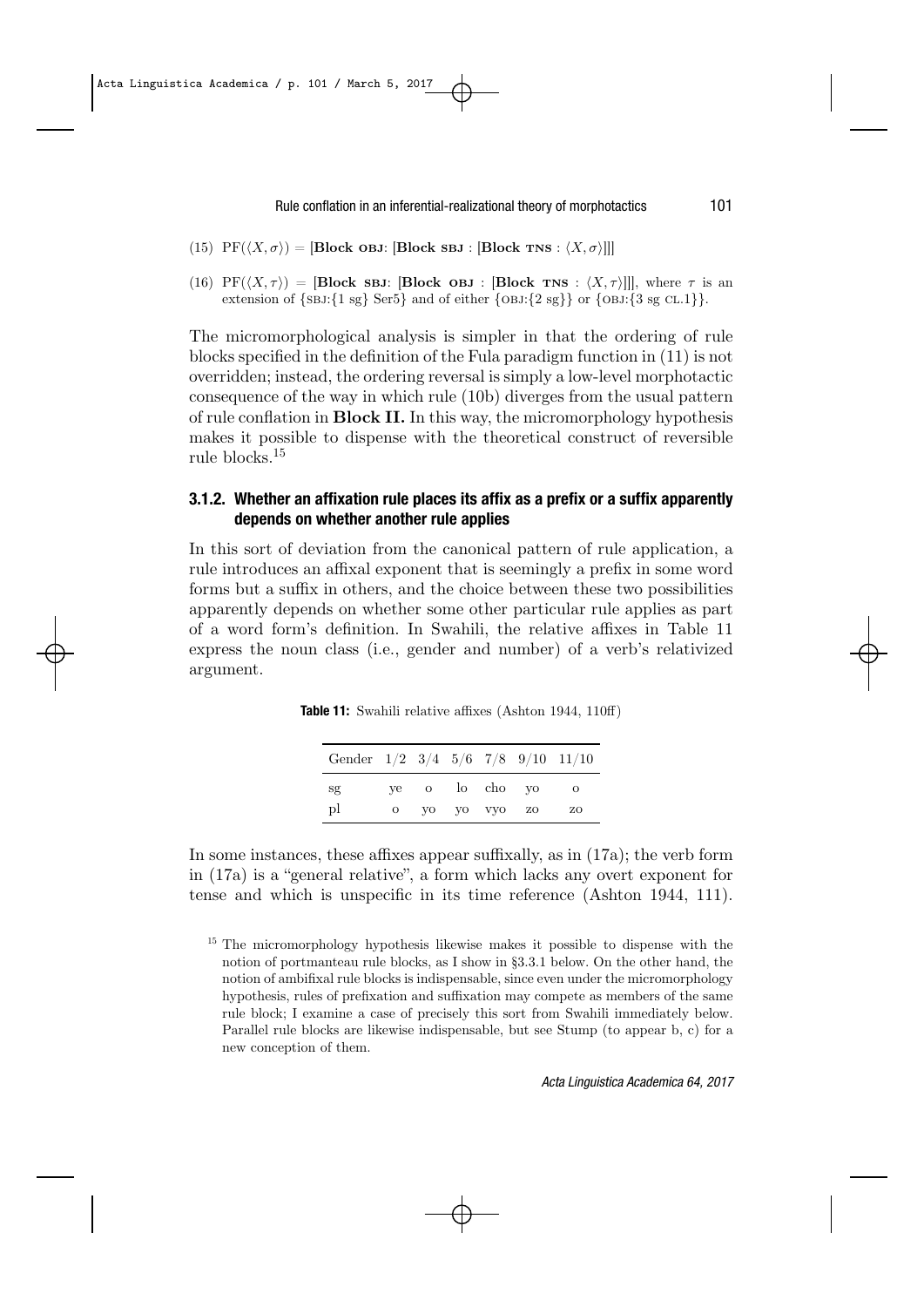(15) $\text{PF}(\langle X, \sigma \rangle) = [\textbf{Block OBJ}: [\textbf{Block SBJ} : [\textbf{Block TNS} : \langle X, \sigma \rangle]]]$

(16) $\text{PF}(\langle X, \tau \rangle) = [\textbf{Block SBJ}: [\textbf{Block OBJ} : [\textbf{Block TNS} : \langle X, \tau \rangle]]]$, where $\tau$ is an extension of {SBJ:{1 sg} Ser5} and of either {OBJ:{2 sg}} or {OBJ:{3 sg CL.1}}.

The micromorphological analysis is simpler in that the ordering of rule blocks specified in the definition of the Fula paradigm function in (11) is not overridden; instead, the ordering reversal is simply a low-level morphotactic consequence of the way in which rule (10b) diverges from the usual pattern of rule conflation in **Block II.** In this way, the micromorphology hypothesis makes it possible to dispense with the theoretical construct of reversible rule blocks.[15]

### 3.1.2. Whether an affixation rule places its affix as a prefix or a suffix apparently depends on whether another rule applies

In this sort of deviation from the canonical pattern of rule application, a rule introduces an affixal exponent that is seemingly a prefix in some word forms but a suffix in others, and the choice between these two possibilities apparently depends on whether some other particular rule applies as part of a word form's definition. In Swahili, the relative affixes in Table 11 express the noun class (i.e., gender and number) of a verb's relativized argument.

**Table 11:** Swahili relative affixes (Ashton 1944, 110ff)

| Gender | 1/2 | 3/4 | 5/6 | 7/8 | 9/10 | 11/10 |
|---|---|---|---|---|---|---|
| sg | ye | o | lo | cho | yo | o |
| pl | o | yo | yo | vyo | zo | zo |

In some instances, these affixes appear suffixally, as in (17a); the verb form in (17a) is a "general relative", a form which lacks any overt exponent for tense and which is unspecific in its time reference (Ashton 1944, 111).

[15] The micromorphology hypothesis likewise makes it possible to dispense with the notion of portmanteau rule blocks, as I show in §3.3.1 below. On the other hand, the notion of ambifixal rule blocks is indispensable, since even under the micromorphology hypothesis, rules of prefixation and suffixation may compete as members of the same rule block; I examine a case of precisely this sort from Swahili immediately below. Parallel rule blocks are likewise indispensable, but see Stump (to appear b, c) for a new conception of them.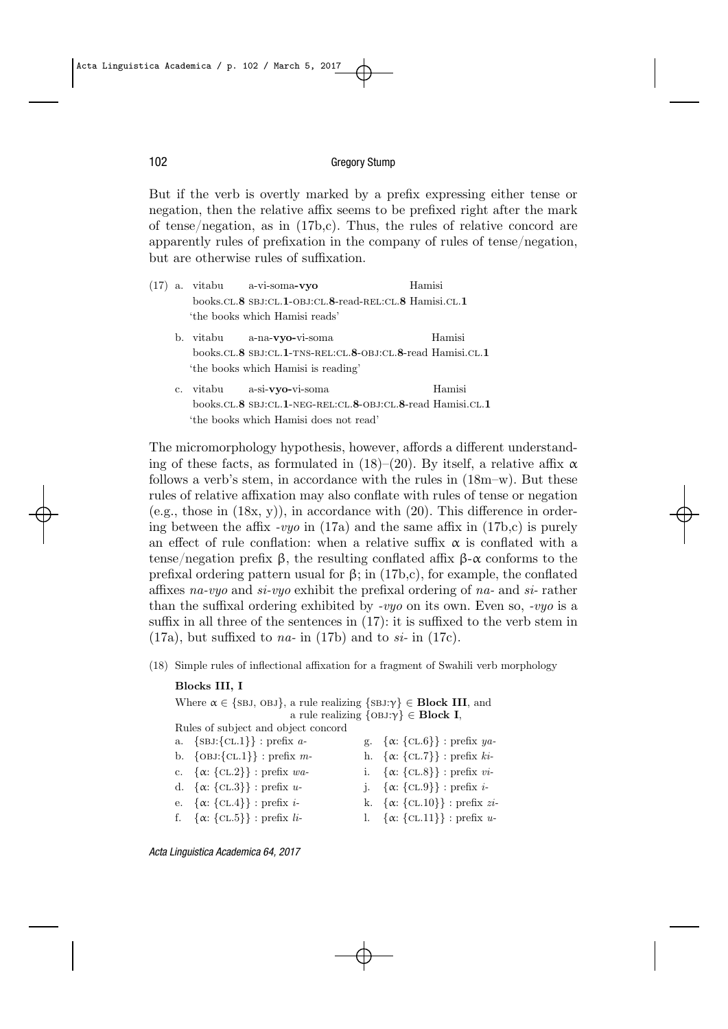But if the verb is overtly marked by a prefix expressing either tense or negation, then the relative affix seems to be prefixed right after the mark of tense/negation, as in (17b,c). Thus, the rules of relative concord are apparently rules of prefixation in the company of rules of tense/negation, but are otherwise rules of suffixation.

(17) a. vitabu a-vi-soma-**vyo** Hamisi
books.CL.**8** SBJ:CL.**1**-OBJ:CL.**8**-read-REL:CL.**8** Hamisi.CL.**1**
'the books which Hamisi reads'

b. vitabu a-na-**vyo**-vi-soma Hamisi
books.CL.**8** SBJ:CL.**1**-TNS-REL:CL.**8**-OBJ:CL.**8**-read Hamisi.CL.**1**
'the books which Hamisi is reading'

c. vitabu a-si-**vyo**-vi-soma Hamisi
books.CL.**8** SBJ:CL.**1**-NEG-REL:CL.**8**-OBJ:CL.**8**-read Hamisi.CL.**1**
'the books which Hamisi does not read'

The micromorphology hypothesis, however, affords a different understanding of these facts, as formulated in (18)–(20). By itself, a relative affix $\alpha$ follows a verb's stem, in accordance with the rules in (18m–w). But these rules of relative affixation may also conflate with rules of tense or negation (e.g., those in (18x, y)), in accordance with (20). This difference in ordering between the affix *-vyo* in (17a) and the same affix in (17b,c) is purely an effect of rule conflation: when a relative suffix $\alpha$ is conflated with a tense/negation prefix $\beta$, the resulting conflated affix $\beta$-$\alpha$ conforms to the prefixal ordering pattern usual for $\beta$; in (17b,c), for example, the conflated affixes *na-vyo* and *si-vyo* exhibit the prefixal ordering of *na-* and *si-* rather than the suffixal ordering exhibited by *-vyo* on its own. Even so, *-vyo* is a suffix in all three of the sentences in (17): it is suffixed to the verb stem in (17a), but suffixed to *na-* in (17b) and to *si-* in (17c).

(18) Simple rules of inflectional affixation for a fragment of Swahili verb morphology

**Blocks III, I**

Where $\alpha \in$ {SBJ, OBJ}, a rule realizing {SBJ:$\gamma$} $\in$ **Block III**, and a rule realizing {OBJ:$\gamma$} $\in$ **Block I**,

Rules of subject and object concord

a. {SBJ:{CL.1}} : prefix *a-*
b. {OBJ:{CL.1}} : prefix *m-*
c. {$\alpha$: {CL.2}} : prefix *wa-*
d. {$\alpha$: {CL.3}} : prefix *u-*
e. {$\alpha$: {CL.4}} : prefix *i-*
f. {$\alpha$: {CL.5}} : prefix *li-*
g. {$\alpha$: {CL.6}} : prefix *ya-*
h. {$\alpha$: {CL.7}} : prefix *ki-*
i. {$\alpha$: {CL.8}} : prefix *vi-*
j. {$\alpha$: {CL.9}} : prefix *i-*
k. {$\alpha$: {CL.10}} : prefix *zi-*
l. {$\alpha$: {CL.11}} : prefix *u-*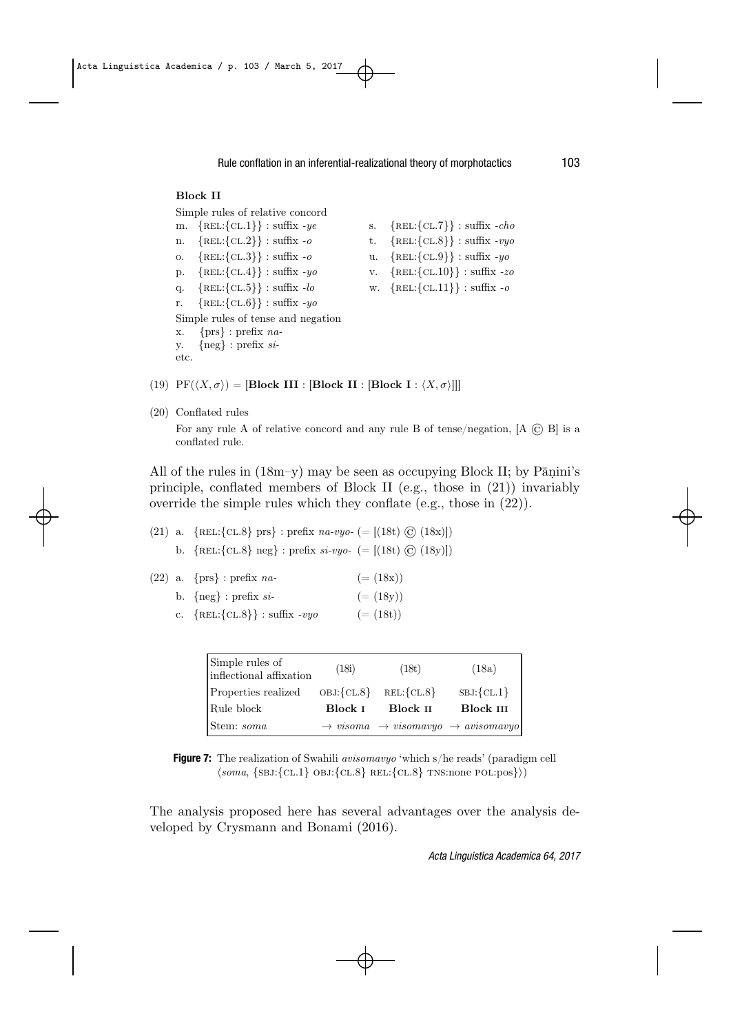**Block II**

Simple rules of relative concord

m. {REL:{CL.1}} : suffix *-ye*
n. {REL:{CL.2}} : suffix *-o*
o. {REL:{CL.3}} : suffix *-o*
p. {REL:{CL.4}} : suffix *-yo*
q. {REL:{CL.5}} : suffix *-lo*
r. {REL:{CL.6}} : suffix *-yo*
s. {REL:{CL.7}} : suffix *-cho*
t. {REL:{CL.8}} : suffix *-vyo*
u. {REL:{CL.9}} : suffix *-yo*
v. {REL:{CL.10}} : suffix *-zo*
w. {REL:{CL.11}} : suffix *-o*

Simple rules of tense and negation

x. {prs} : prefix *na-*
y. {neg} : prefix *si-*

etc.

(19) PF(⟨X, σ⟩) = **[Block III** : **[Block II** : **[Block I** : ⟨X, σ⟩**]]]**

(20) Conflated rules

For any rule A of relative concord and any rule B of tense/negation, [A Ⓒ B] is a conflated rule.

All of the rules in (18m–y) may be seen as occupying Block II; by Pāṇini's principle, conflated members of Block II (e.g., those in (21)) invariably override the simple rules which they conflate (e.g., those in (22)).

(21) a. {REL:{CL.8} prs} : prefix *na-vyo-* (= [(18t) Ⓒ (18x)])
b. {REL:{CL.8} neg} : prefix *si-vyo-* (= [(18t) Ⓒ (18y)])

(22) a. {prs} : prefix *na-* (= (18x))
b. {neg} : prefix *si-* (= (18y))
c. {REL:{CL.8}} : suffix *-vyo* (= (18t))

| Simple rules of inflectional affixation | (18i) | (18t) | (18a) |
|---|---|---|---|
| Properties realized | OBJ:{CL.8} | REL:{CL.8} | SBJ:{CL.1} |
| Rule block | **Block I** | **Block II** | **Block III** |
| Stem: *soma* | → *visoma* | → *visomavyo* | → *avisomavyo* |

**Figure 7:** The realization of Swahili *avisomavyo* 'which s/he reads' (paradigm cell ⟨*soma*, {SBJ:{CL.1} OBJ:{CL.8} REL:{CL.8} TNS:none POL:pos}⟩)

The analysis proposed here has several advantages over the analysis developed by Crysmann and Bonami (2016).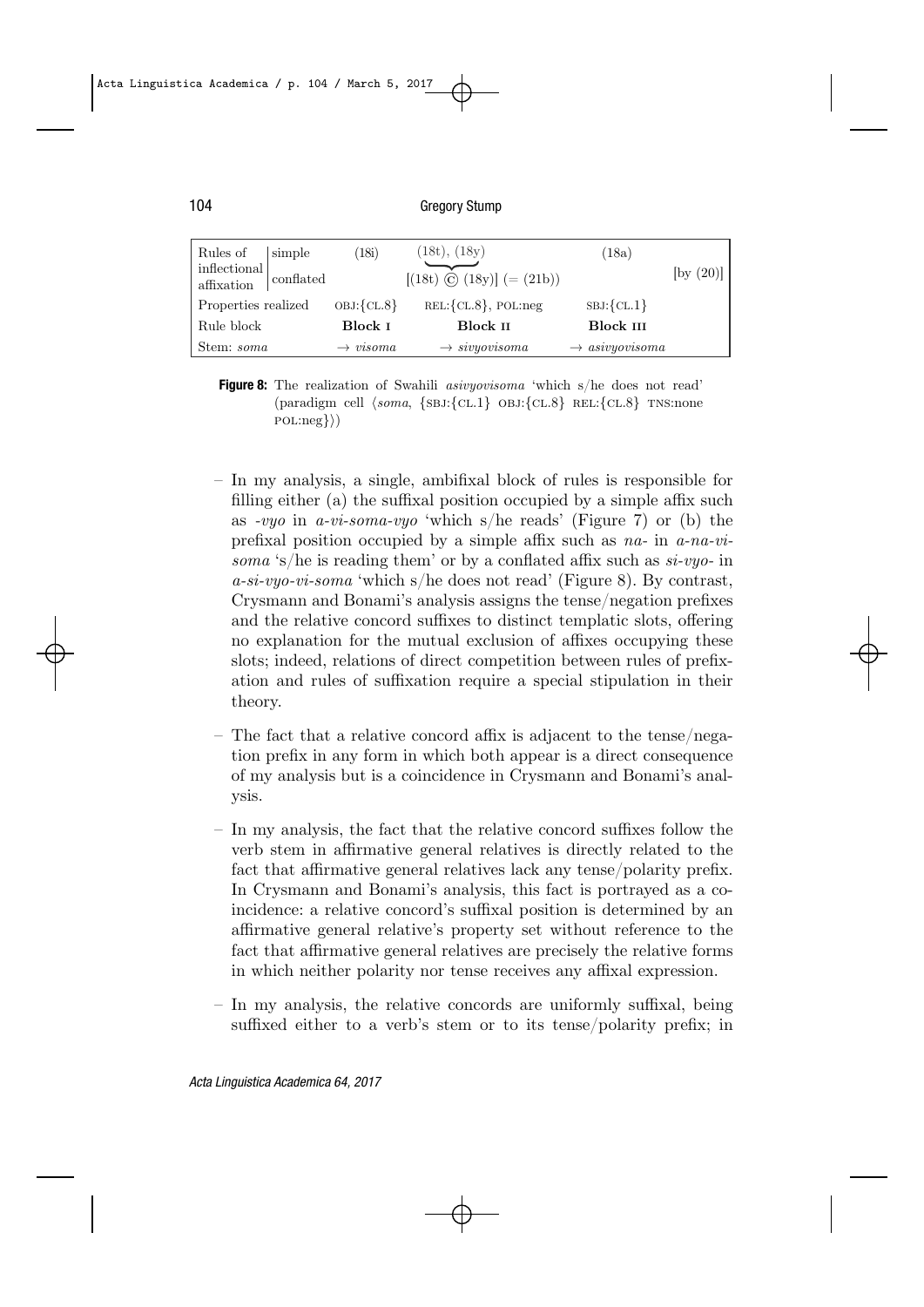| Rules of inflectional affixation | simple | (18i) | (18t), (18y) | (18a) | |
|---|---|---|---|---|---|
| | conflated | | [(18t) Ⓒ (18y)] (= (21b)) | | [by (20)] |
| Properties realized | | OBJ:{CL.8} | REL:{CL.8}, POL:neg | SBJ:{CL.1} | |
| Rule block | | **Block I** | **Block II** | **Block III** | |
| Stem: *soma* | | → *visoma* | → *sivyovisoma* | → *asivyovisoma* | |

**Figure 8:** The realization of Swahili *asivyovisoma* 'which s/he does not read' (paradigm cell ⟨*soma*, {SBJ:{CL.1} OBJ:{CL.8} REL:{CL.8} TNS:none POL:neg}⟩)

– In my analysis, a single, ambifixal block of rules is responsible for filling either (a) the suffixal position occupied by a simple affix such as *-vyo* in *a-vi-soma-vyo* 'which s/he reads' (Figure 7) or (b) the prefixal position occupied by a simple affix such as *na-* in *a-na-vi-soma* 's/he is reading them' or by a conflated affix such as *si-vyo-* in *a-si-vyo-vi-soma* 'which s/he does not read' (Figure 8). By contrast, Crysmann and Bonami's analysis assigns the tense/negation prefixes and the relative concord suffixes to distinct templatic slots, offering no explanation for the mutual exclusion of affixes occupying these slots; indeed, relations of direct competition between rules of prefixation and rules of suffixation require a special stipulation in their theory.

– The fact that a relative concord affix is adjacent to the tense/negation prefix in any form in which both appear is a direct consequence of my analysis but is a coincidence in Crysmann and Bonami's analysis.

– In my analysis, the fact that the relative concord suffixes follow the verb stem in affirmative general relatives is directly related to the fact that affirmative general relatives lack any tense/polarity prefix. In Crysmann and Bonami's analysis, this fact is portrayed as a coincidence: a relative concord's suffixal position is determined by an affirmative general relative's property set without reference to the fact that affirmative general relatives are precisely the relative forms in which neither polarity nor tense receives any affixal expression.

– In my analysis, the relative concords are uniformly suffixal, being suffixed either to a verb's stem or to its tense/polarity prefix; in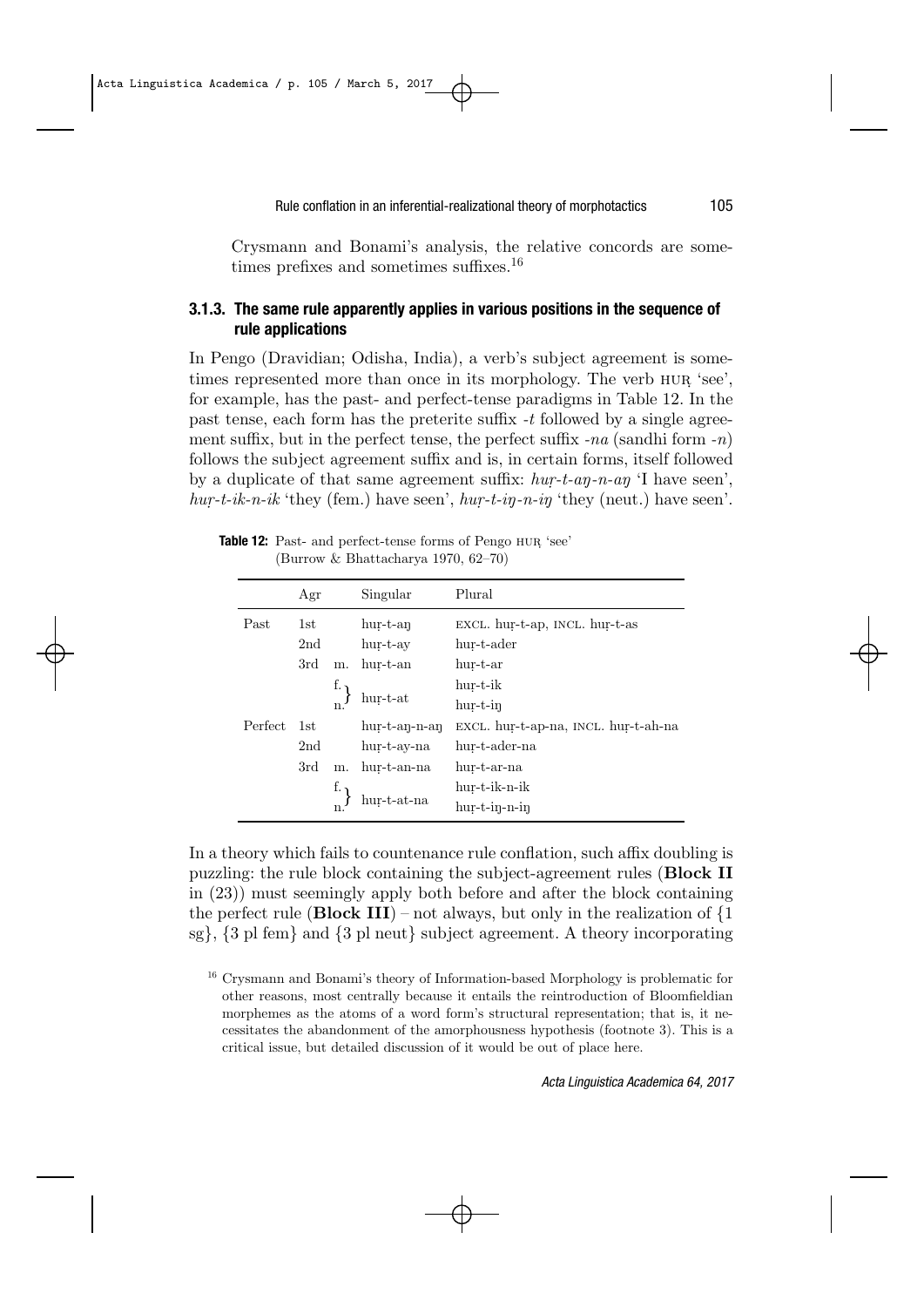Crysmann and Bonami's analysis, the relative concords are sometimes prefixes and sometimes suffixes.[16]

### 3.1.3. The same rule apparently applies in various positions in the sequence of rule applications

In Pengo (Dravidian; Odisha, India), a verb's subject agreement is sometimes represented more than once in its morphology. The verb HUṚ 'see', for example, has the past- and perfect-tense paradigms in Table 12. In the past tense, each form has the preterite suffix *-t* followed by a single agreement suffix, but in the perfect tense, the perfect suffix *-na* (sandhi form *-n*) follows the subject agreement suffix and is, in certain forms, itself followed by a duplicate of that same agreement suffix: *huṛ-t-aŋ-n-aŋ* 'I have seen', *huṛ-t-ik-n-ik* 'they (fem.) have seen', *huṛ-t-iŋ-n-iŋ* 'they (neut.) have seen'.

**Table 12:** Past- and perfect-tense forms of Pengo HUṚ 'see' (Burrow & Bhattacharya 1970, 62–70)

| | Agr | | Singular | Plural |
|---|---|---|---|---|
| Past | 1st | | huṛ-t-aŋ | EXCL. huṛ-t-ap, INCL. huṛ-t-as |
| | 2nd | | huṛ-t-ay | huṛ-t-ader |
| | 3rd | m. | huṛ-t-an | huṛ-t-ar |
| | | f. | huṛ-t-at | huṛ-t-ik |
| | | n. | | huṛ-t-iŋ |
| Perfect | 1st | | huṛ-t-aŋ-n-aŋ | EXCL. huṛ-t-ap-na, INCL. huṛ-t-ah-na |
| | 2nd | | huṛ-t-ay-na | huṛ-t-ader-na |
| | 3rd | m. | huṛ-t-an-na | huṛ-t-ar-na |
| | | f. | huṛ-t-at-na | huṛ-t-ik-n-ik |
| | | n. | | huṛ-t-iŋ-n-iŋ |

In a theory which fails to countenance rule conflation, such affix doubling is puzzling: the rule block containing the subject-agreement rules (**Block II** in (23)) must seemingly apply both before and after the block containing the perfect rule (**Block III**) – not always, but only in the realization of {1 sg}, {3 pl fem} and {3 pl neut} subject agreement. A theory incorporating

[16] Crysmann and Bonami's theory of Information-based Morphology is problematic for other reasons, most centrally because it entails the reintroduction of Bloomfieldian morphemes as the atoms of a word form's structural representation; that is, it necessitates the abandonment of the amorphousness hypothesis (footnote 3). This is a critical issue, but detailed discussion of it would be out of place here.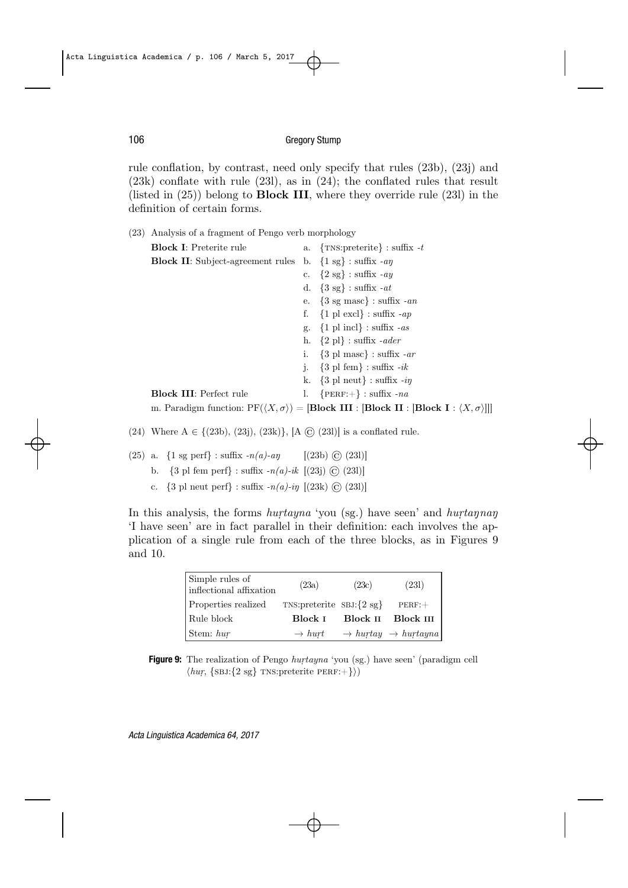rule conflation, by contrast, need only specify that rules (23b), (23j) and (23k) conflate with rule (23l), as in (24); the conflated rules that result (listed in (25)) belong to **Block III**, where they override rule (23l) in the definition of certain forms.

(23) Analysis of a fragment of Pengo verb morphology

| | | |
|---|---|---|
| **Block I**: Preterite rule | a. | {TNS:preterite} : suffix *-t* |
| **Block II**: Subject-agreement rules | b. | {1 sg} : suffix *-aŋ* |
| | c. | {2 sg} : suffix *-ay* |
| | d. | {3 sg} : suffix *-at* |
| | e. | {3 sg masc} : suffix *-an* |
| | f. | {1 pl excl} : suffix *-ap* |
| | g. | {1 pl incl} : suffix *-as* |
| | h. | {2 pl} : suffix *-ader* |
| | i. | {3 pl masc} : suffix *-ar* |
| | j. | {3 pl fem} : suffix *-ik* |
| | k. | {3 pl neut} : suffix *-iŋ* |
| **Block III**: Perfect rule | l. | {PERF:+} : suffix *-na* |

m. Paradigm function: $\text{PF}(\langle X, \sigma\rangle)$ = [**Block III** : [**Block II** : [**Block I** : $\langle X, \sigma\rangle$]]]

(24) Where A ∈ {(23b), (23j), (23k)}, [A Ⓒ (23l)] is a conflated rule.

(25) a. {1 sg perf} : suffix *-n(a)-aŋ* [(23b) Ⓒ (23l)]
b. {3 pl fem perf} : suffix *-n(a)-ik* [(23j) Ⓒ (23l)]
c. {3 pl neut perf} : suffix *-n(a)-iŋ* [(23k) Ⓒ (23l)]

In this analysis, the forms *huṛtayna* 'you (sg.) have seen' and *huṛtaŋnaŋ* 'I have seen' are in fact parallel in their definition: each involves the application of a single rule from each of the three blocks, as in Figures 9 and 10.

| Simple rules of inflectional affixation | (23a) | (23c) | (23l) |
|---|---|---|---|
| Properties realized | TNS:preterite | SBJ:{2 sg} | PERF:+ |
| Rule block | **Block I** | **Block II** | **Block III** |
| Stem: *huṛ* | → *huṛt* | → *huṛtay* | → *huṛtayna* |

**Figure 9:** The realization of Pengo *huṛtayna* 'you (sg.) have seen' (paradigm cell ⟨*huṛ*, {SBJ:{2 sg} TNS:preterite PERF:+}⟩)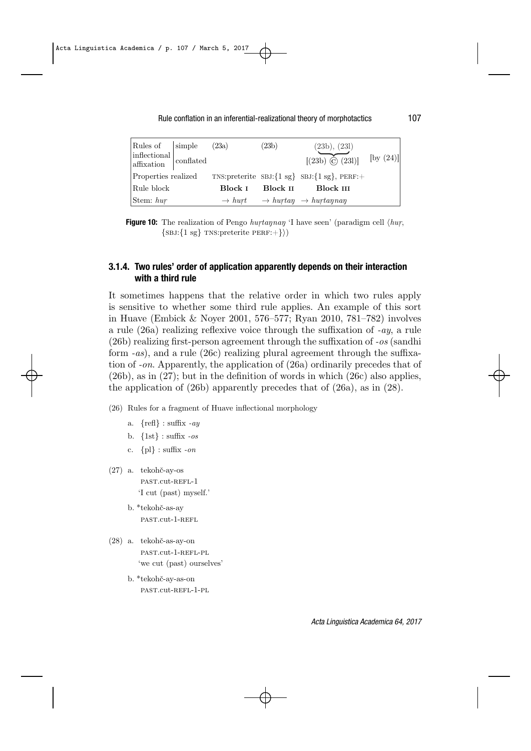| Rules of inflectional affixation | simple | (23a) | (23b) | (23b), (23l) | |
|---|---|---|---|---|---|
| | conflated | | | [(23b) Ⓒ (23l)] | [by (24)] |
| Properties realized | | TNS:preterite | SBJ:{1 sg} | SBJ:{1 sg}, PERF:+ | |
| Rule block | | **Block I** | **Block II** | **Block III** | |
| Stem: *huṛ* | | → *huṛt* | → *huṛtaŋ* | → *huṛtaŋnaŋ* | |

**Figure 10:** The realization of Pengo *huṛtaŋnaŋ* 'I have seen' (paradigm cell ⟨*huṛ*, {SBJ:{1 sg} TNS:preterite PERF:+}⟩)

### 3.1.4. Two rules' order of application apparently depends on their interaction with a third rule

It sometimes happens that the relative order in which two rules apply is sensitive to whether some third rule applies. An example of this sort in Huave (Embick & Noyer 2001, 576–577; Ryan 2010, 781–782) involves a rule (26a) realizing reflexive voice through the suffixation of *-ay*, a rule (26b) realizing first-person agreement through the suffixation of *-os* (sandhi form *-as*), and a rule (26c) realizing plural agreement through the suffixation of *-on*. Apparently, the application of (26a) ordinarily precedes that of (26b), as in (27); but in the definition of words in which (26c) also applies, the application of (26b) apparently precedes that of (26a), as in (28).

(26) Rules for a fragment of Huave inflectional morphology

a. {refl} : suffix *-ay*

b. {1st} : suffix *-os*

c. {pl} : suffix *-on*

(27) a. tekohč-ay-os
PAST.cut-REFL-1
'I cut (past) myself.'

b. *tekohč-as-ay
PAST.cut-1-REFL

(28) a. tekohč-as-ay-on
PAST.cut-1-REFL-PL
'we cut (past) ourselves'

b. *tekohč-ay-as-on
PAST.cut-REFL-1-PL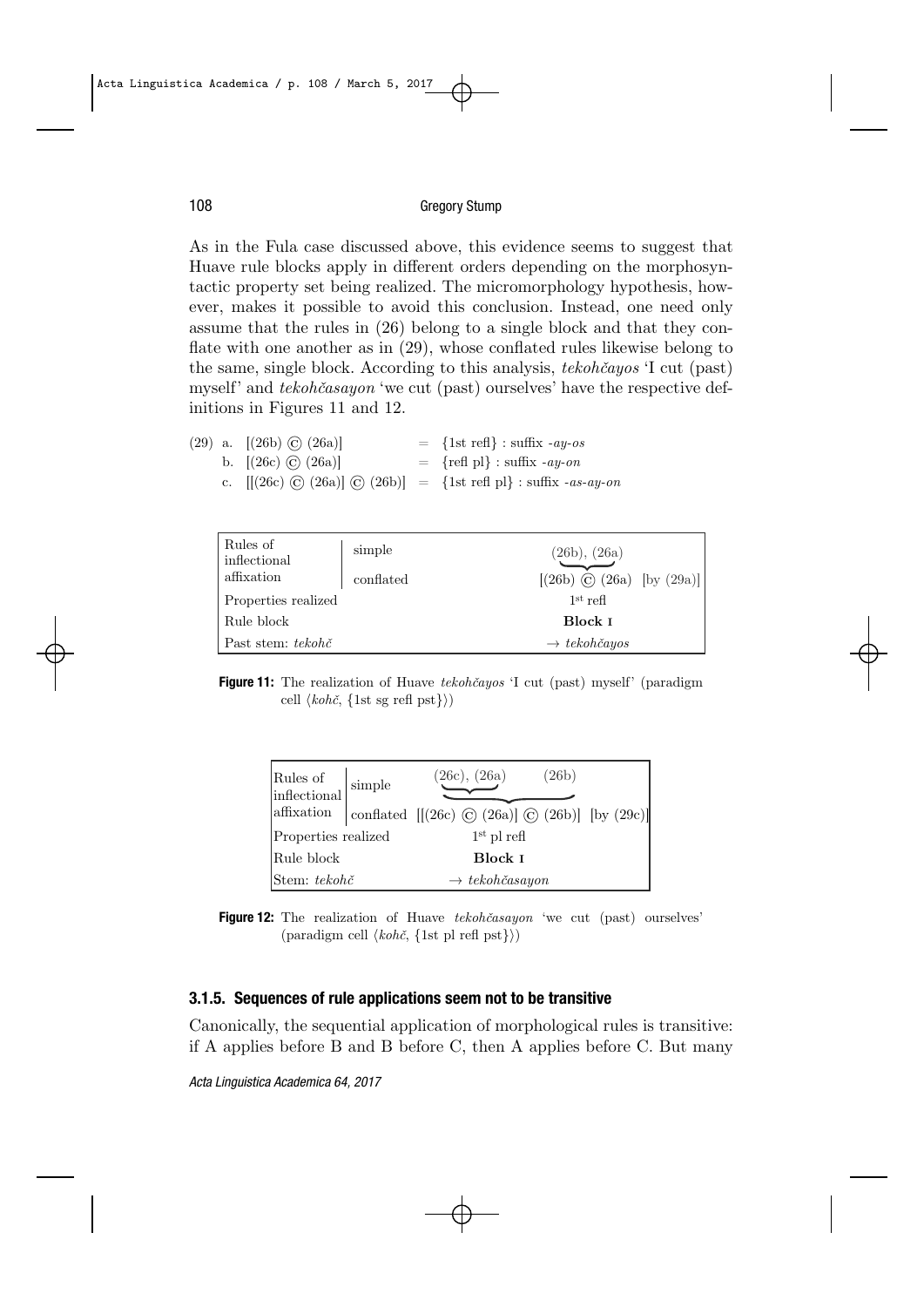As in the Fula case discussed above, this evidence seems to suggest that Huave rule blocks apply in different orders depending on the morphosyntactic property set being realized. The micromorphology hypothesis, however, makes it possible to avoid this conclusion. Instead, one need only assume that the rules in (26) belong to a single block and that they conflate with one another as in (29), whose conflated rules likewise belong to the same, single block. According to this analysis, *tekohčayos* 'I cut (past) myself' and *tekohčasayon* 'we cut (past) ourselves' have the respective definitions in Figures 11 and 12.

(29) a. [(26b) Ⓒ (26a)] = {1st refl} : suffix *-ay-os*
b. [(26c) Ⓒ (26a)] = {refl pl} : suffix *-ay-on*
c. [[(26c) Ⓒ (26a)] Ⓒ (26b)] = {1st refl pl} : suffix *-as-ay-on*

| | | |
|---|---|---|
| Rules of inflectional affixation | simple | (26b), (26a) |
| | conflated | [(26b) Ⓒ (26a) [by (29a)] |
| Properties realized | | 1st refl |
| Rule block | | **Block I** |
| Past stem: *tekohč* | | → *tekohčayos* |

**Figure 11:** The realization of Huave *tekohčayos* 'I cut (past) myself' (paradigm cell ⟨*kohč*, {1st sg refl pst}⟩)

| | | |
|---|---|---|
| Rules of inflectional affixation | simple | (26c), (26a) (26b) |
| | conflated | [[(26c) Ⓒ (26a)] Ⓒ (26b)] [by (29c)] |
| Properties realized | | 1st pl refl |
| Rule block | | **Block I** |
| Stem: *tekohč* | | → *tekohčasayon* |

**Figure 12:** The realization of Huave *tekohčasayon* 'we cut (past) ourselves' (paradigm cell ⟨*kohč*, {1st pl refl pst}⟩)

### 3.1.5. Sequences of rule applications seem not to be transitive

Canonically, the sequential application of morphological rules is transitive: if A applies before B and B before C, then A applies before C. But many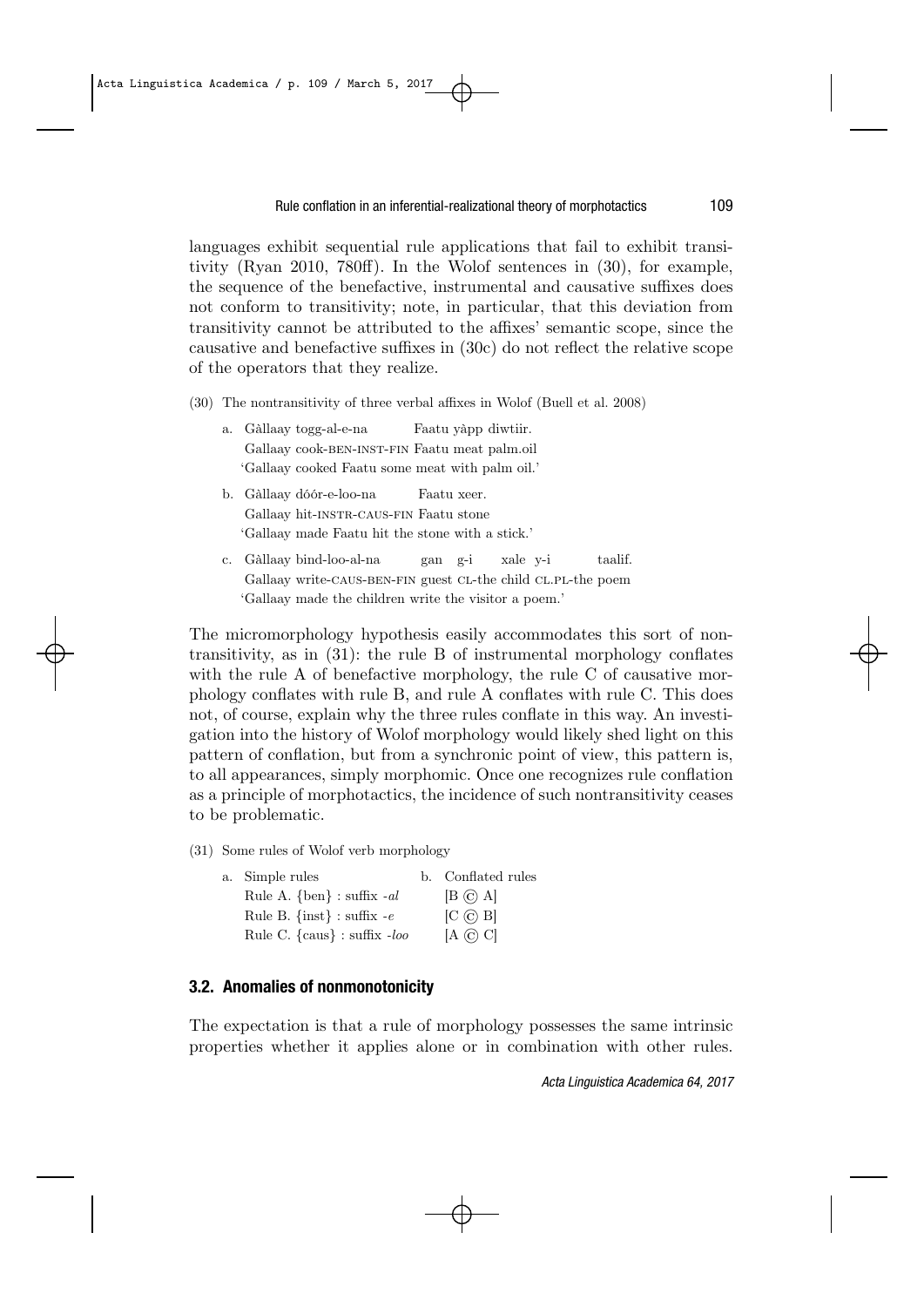languages exhibit sequential rule applications that fail to exhibit transitivity (Ryan 2010, 780ff). In the Wolof sentences in (30), for example, the sequence of the benefactive, instrumental and causative suffixes does not conform to transitivity; note, in particular, that this deviation from transitivity cannot be attributed to the affixes' semantic scope, since the causative and benefactive suffixes in (30c) do not reflect the relative scope of the operators that they realize.

(30) The nontransitivity of three verbal affixes in Wolof (Buell et al. 2008)

a. Gàllaay togg-al-e-na Faatu yàpp diwtiir.
   Gallaay cook-BEN-INST-FIN Faatu meat palm.oil
   'Gallaay cooked Faatu some meat with palm oil.'

b. Gàllaay dóór-e-loo-na Faatu xeer.
   Gallaay hit-INSTR-CAUS-FIN Faatu stone
   'Gallaay made Faatu hit the stone with a stick.'

c. Gàllaay bind-loo-al-na gan g-i xale y-i taalif.
   Gallaay write-CAUS-BEN-FIN guest CL-the child CL.PL-the poem
   'Gallaay made the children write the visitor a poem.'

The micromorphology hypothesis easily accommodates this sort of nontransitivity, as in (31): the rule B of instrumental morphology conflates with the rule A of benefactive morphology, the rule C of causative morphology conflates with rule B, and rule A conflates with rule C. This does not, of course, explain why the three rules conflate in this way. An investigation into the history of Wolof morphology would likely shed light on this pattern of conflation, but from a synchronic point of view, this pattern is, to all appearances, simply morphomic. Once one recognizes rule conflation as a principle of morphotactics, the incidence of such nontransitivity ceases to be problematic.

(31) Some rules of Wolof verb morphology

| a. Simple rules | b. Conflated rules |
|---|---|
| Rule A. {ben} : suffix *-al* | [B Ⓒ A] |
| Rule B. {inst} : suffix *-e* | [C Ⓒ B] |
| Rule C. {caus} : suffix *-loo* | [A Ⓒ C] |

### 3.2. Anomalies of nonmonotonicity

The expectation is that a rule of morphology possesses the same intrinsic properties whether it applies alone or in combination with other rules.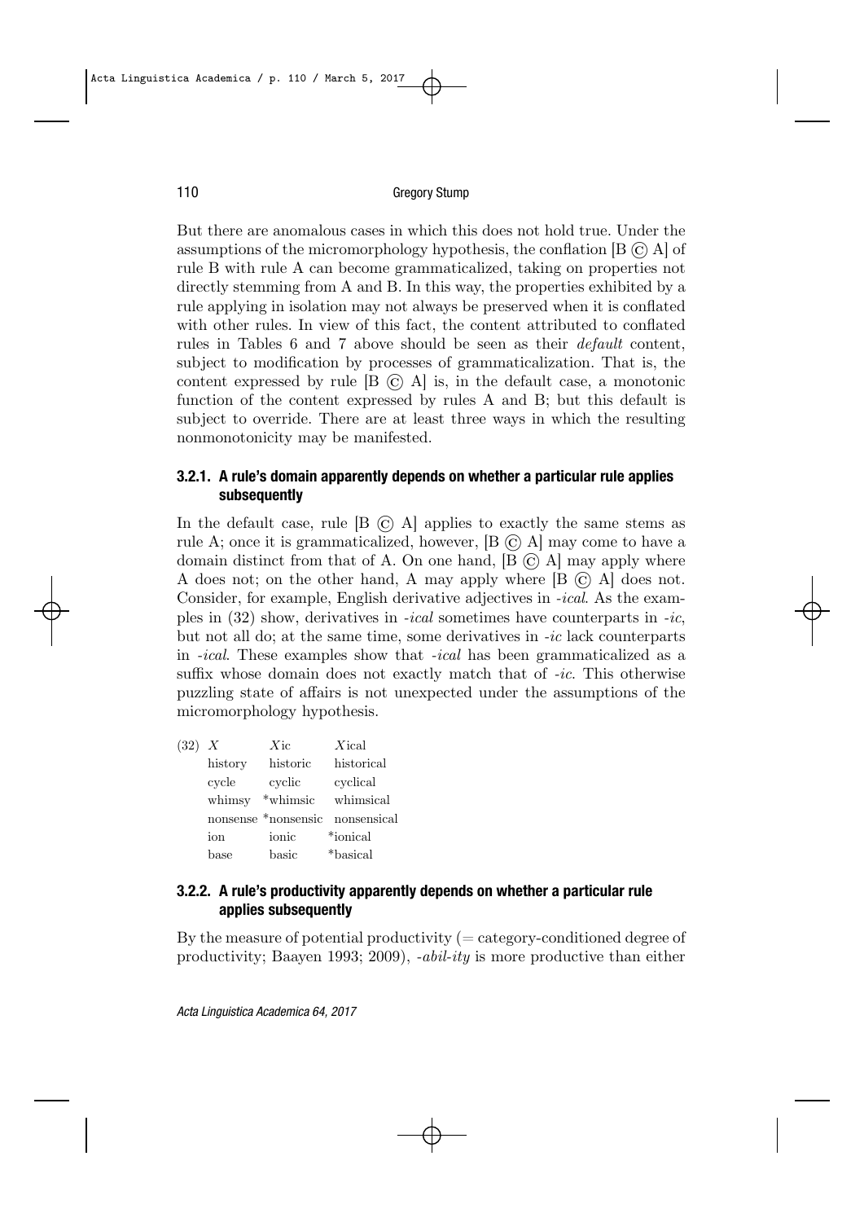But there are anomalous cases in which this does not hold true. Under the assumptions of the micromorphology hypothesis, the conflation [B Ⓒ A] of rule B with rule A can become grammaticalized, taking on properties not directly stemming from A and B. In this way, the properties exhibited by a rule applying in isolation may not always be preserved when it is conflated with other rules. In view of this fact, the content attributed to conflated rules in Tables 6 and 7 above should be seen as their *default* content, subject to modification by processes of grammaticalization. That is, the content expressed by rule [B Ⓒ A] is, in the default case, a monotonic function of the content expressed by rules A and B; but this default is subject to override. There are at least three ways in which the resulting nonmonotonicity may be manifested.

#### 3.2.1. A rule's domain apparently depends on whether a particular rule applies subsequently

In the default case, rule [B Ⓒ A] applies to exactly the same stems as rule A; once it is grammaticalized, however, [B Ⓒ A] may come to have a domain distinct from that of A. On one hand, [B Ⓒ A] may apply where A does not; on the other hand, A may apply where [B Ⓒ A] does not. Consider, for example, English derivative adjectives in *-ical*. As the examples in (32) show, derivatives in *-ical* sometimes have counterparts in *-ic*, but not all do; at the same time, some derivatives in *-ic* lack counterparts in *-ical*. These examples show that *-ical* has been grammaticalized as a suffix whose domain does not exactly match that of *-ic*. This otherwise puzzling state of affairs is not unexpected under the assumptions of the micromorphology hypothesis.

| (32) | *X* | *X*ic | *X*ical |
|---|---|---|---|
| | history | historic | historical |
| | cycle | cyclic | cyclical |
| | whimsy | *whimsic | whimsical |
| | nonsense | *nonsensic | nonsensical |
| | ion | ionic | *ionical |
| | base | basic | *basical |

#### 3.2.2. A rule's productivity apparently depends on whether a particular rule applies subsequently

By the measure of potential productivity (= category-conditioned degree of productivity; Baayen 1993; 2009), *-abil-ity* is more productive than either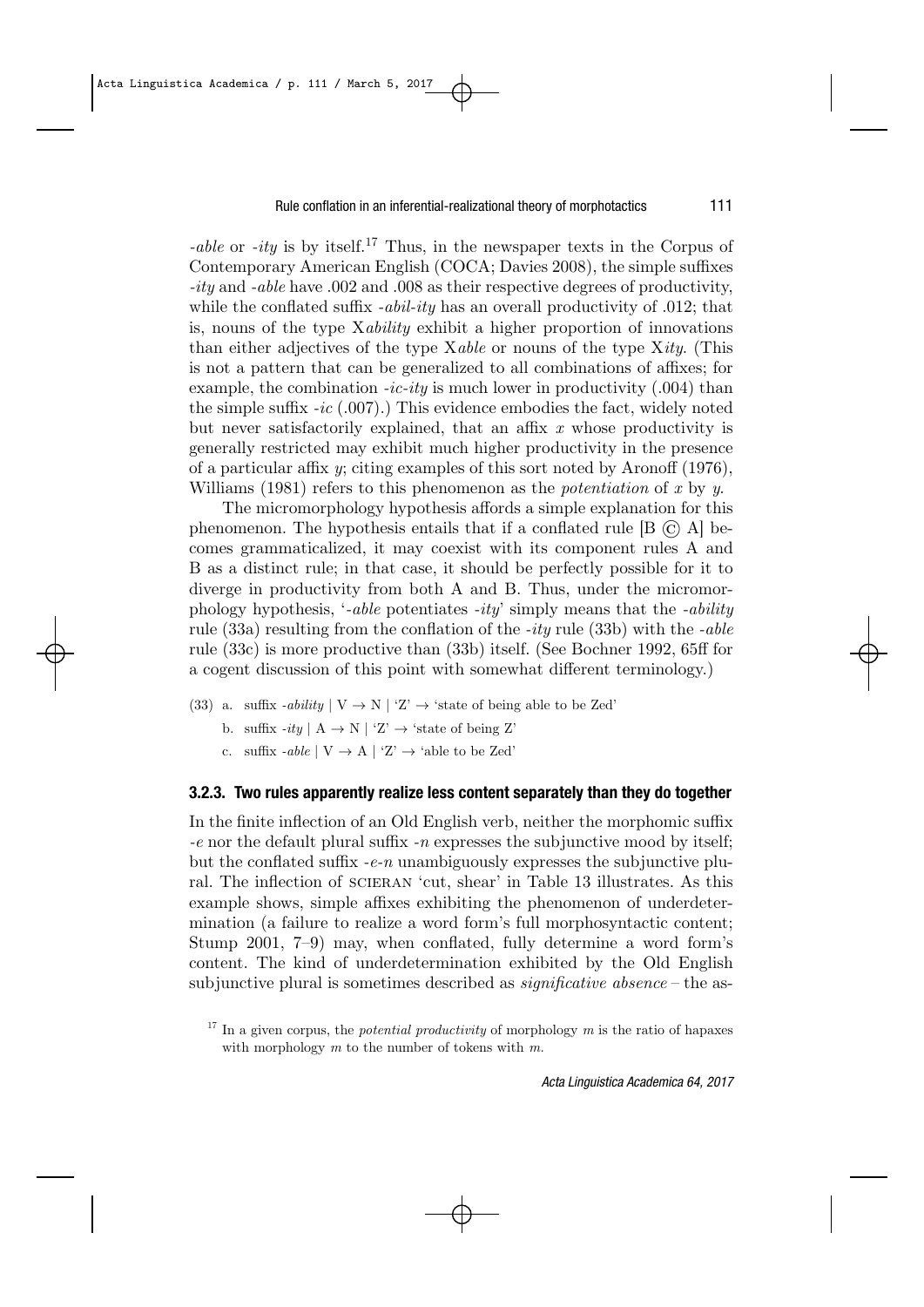*-able* or *-ity* is by itself.[17] Thus, in the newspaper texts in the Corpus of Contemporary American English (COCA; Davies 2008), the simple suffixes *-ity* and *-able* have .002 and .008 as their respective degrees of productivity, while the conflated suffix *-abil-ity* has an overall productivity of .012; that is, nouns of the type X*ability* exhibit a higher proportion of innovations than either adjectives of the type X*able* or nouns of the type X*ity*. (This is not a pattern that can be generalized to all combinations of affixes; for example, the combination *-ic-ity* is much lower in productivity (.004) than the simple suffix *-ic* (.007).) This evidence embodies the fact, widely noted but never satisfactorily explained, that an affix *x* whose productivity is generally restricted may exhibit much higher productivity in the presence of a particular affix *y*; citing examples of this sort noted by Aronoff (1976), Williams (1981) refers to this phenomenon as the *potentiation* of *x* by *y*.

The micromorphology hypothesis affords a simple explanation for this phenomenon. The hypothesis entails that if a conflated rule [B Ⓒ A] becomes grammaticalized, it may coexist with its component rules A and B as a distinct rule; in that case, it should be perfectly possible for it to diverge in productivity from both A and B. Thus, under the micromorphology hypothesis, '*-able* potentiates *-ity*' simply means that the *-ability* rule (33a) resulting from the conflation of the *-ity* rule (33b) with the *-able* rule (33c) is more productive than (33b) itself. (See Bochner 1992, 65ff for a cogent discussion of this point with somewhat different terminology.)

(33) a. suffix *-ability* | V → N | 'Z' → 'state of being able to be Zed'
  b. suffix *-ity* | A → N | 'Z' → 'state of being Z'
  c. suffix *-able* | V → A | 'Z' → 'able to be Zed'

### 3.2.3. Two rules apparently realize less content separately than they do together

In the finite inflection of an Old English verb, neither the morphomic suffix *-e* nor the default plural suffix *-n* expresses the subjunctive mood by itself; but the conflated suffix *-e-n* unambiguously expresses the subjunctive plural. The inflection of SCIERAN 'cut, shear' in Table 13 illustrates. As this example shows, simple affixes exhibiting the phenomenon of underdetermination (a failure to realize a word form's full morphosyntactic content; Stump 2001, 7–9) may, when conflated, fully determine a word form's content. The kind of underdetermination exhibited by the Old English subjunctive plural is sometimes described as *significative absence* – the as-

[17] In a given corpus, the *potential productivity* of morphology *m* is the ratio of hapaxes with morphology *m* to the number of tokens with *m*.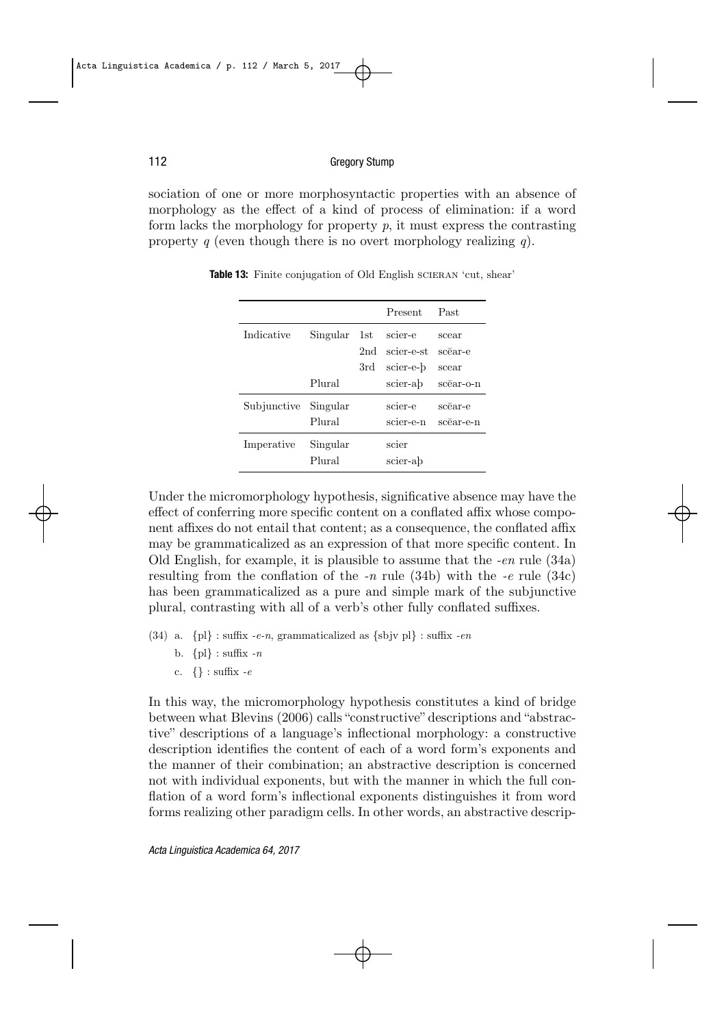sociation of one or more morphosyntactic properties with an absence of morphology as the effect of a kind of process of elimination: if a word form lacks the morphology for property $p$, it must express the contrasting property $q$ (even though there is no overt morphology realizing $q$).

**Table 13:** Finite conjugation of Old English SCIERAN 'cut, shear'

| | | | Present | Past |
|---|---|---|---|---|
| Indicative | Singular | 1st | scier-e | scear |
| | | 2nd | scier-e-st | scēar-e |
| | | 3rd | scier-e-þ | scear |
| | Plural | | scier-aþ | scēar-o-n |
| Subjunctive | Singular | | scier-e | scēar-e |
| | Plural | | scier-e-n | scēar-e-n |
| Imperative | Singular | | scier | |
| | Plural | | scier-aþ | |

Under the micromorphology hypothesis, significative absence may have the effect of conferring more specific content on a conflated affix whose component affixes do not entail that content; as a consequence, the conflated affix may be grammaticalized as an expression of that more specific content. In Old English, for example, it is plausible to assume that the *-en* rule (34a) resulting from the conflation of the *-n* rule (34b) with the *-e* rule (34c) has been grammaticalized as a pure and simple mark of the subjunctive plural, contrasting with all of a verb's other fully conflated suffixes.

(34) a. {pl} : suffix *-e-n*, grammaticalized as {sbjv pl} : suffix *-en*

b. {pl} : suffix *-n*

c. {} : suffix *-e*

In this way, the micromorphology hypothesis constitutes a kind of bridge between what Blevins (2006) calls "constructive" descriptions and "abstractive" descriptions of a language's inflectional morphology: a constructive description identifies the content of each of a word form's exponents and the manner of their combination; an abstractive description is concerned not with individual exponents, but with the manner in which the full conflation of a word form's inflectional exponents distinguishes it from word forms realizing other paradigm cells. In other words, an abstractive descrip-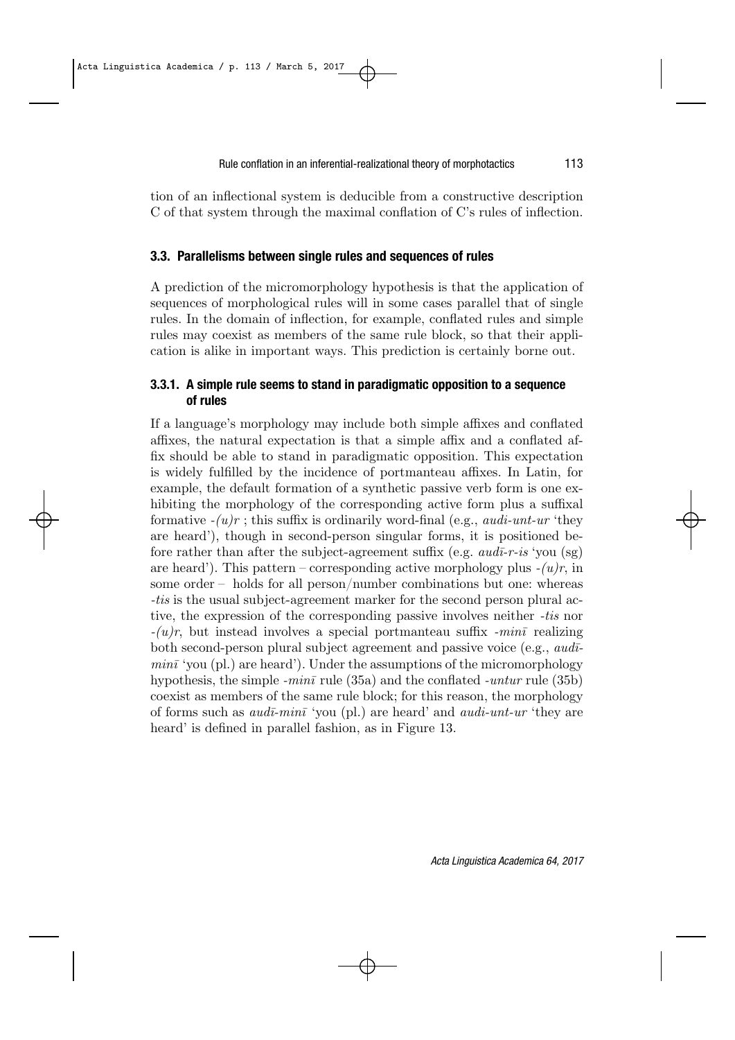tion of an inflectional system is deducible from a constructive description C of that system through the maximal conflation of C's rules of inflection.

### 3.3. Parallelisms between single rules and sequences of rules

A prediction of the micromorphology hypothesis is that the application of sequences of morphological rules will in some cases parallel that of single rules. In the domain of inflection, for example, conflated rules and simple rules may coexist as members of the same rule block, so that their application is alike in important ways. This prediction is certainly borne out.

#### 3.3.1. A simple rule seems to stand in paradigmatic opposition to a sequence of rules

If a language's morphology may include both simple affixes and conflated affixes, the natural expectation is that a simple affix and a conflated affix should be able to stand in paradigmatic opposition. This expectation is widely fulfilled by the incidence of portmanteau affixes. In Latin, for example, the default formation of a synthetic passive verb form is one exhibiting the morphology of the corresponding active form plus a suffixal formative *-(u)r* ; this suffix is ordinarily word-final (e.g., *audi-unt-ur* 'they are heard'), though in second-person singular forms, it is positioned before rather than after the subject-agreement suffix (e.g. *audī-r-is* 'you (sg) are heard'). This pattern – corresponding active morphology plus *-(u)r*, in some order – holds for all person/number combinations but one: whereas *-tis* is the usual subject-agreement marker for the second person plural active, the expression of the corresponding passive involves neither *-tis* nor *-(u)r*, but instead involves a special portmanteau suffix *-minī* realizing both second-person plural subject agreement and passive voice (e.g., *audī-minī* 'you (pl.) are heard'). Under the assumptions of the micromorphology hypothesis, the simple *-minī* rule (35a) and the conflated *-untur* rule (35b) coexist as members of the same rule block; for this reason, the morphology of forms such as *audī-minī* 'you (pl.) are heard' and *audi-unt-ur* 'they are heard' is defined in parallel fashion, as in Figure 13.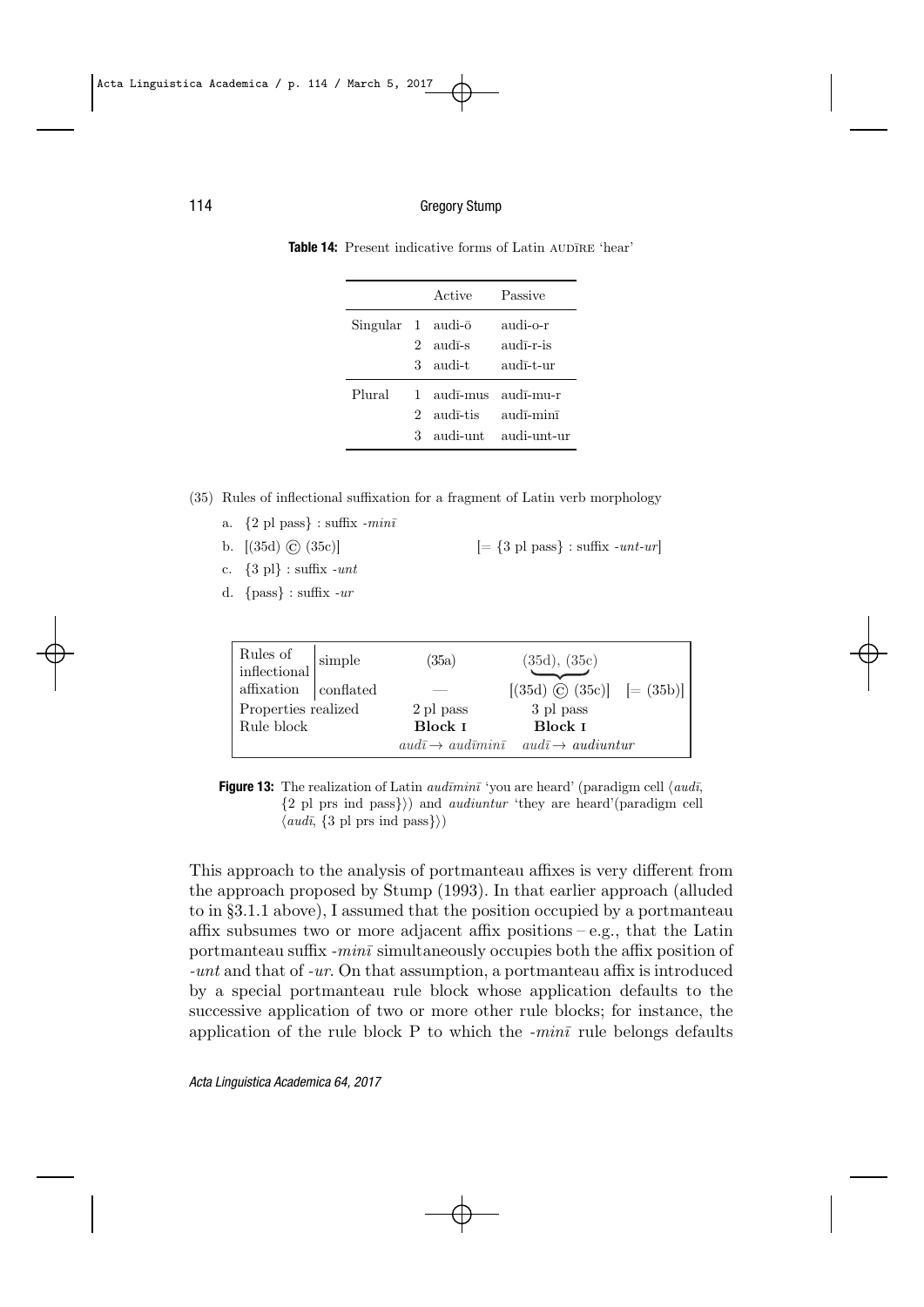**Table 14:** Present indicative forms of Latin AUDĪRE 'hear'

| | | Active | Passive |
|---|---|---|---|
| Singular | 1 | audi-ō | audi-o-r |
| | 2 | audī-s | audī-r-is |
| | 3 | audi-t | audī-t-ur |
| Plural | 1 | audī-mus | audī-mu-r |
| | 2 | audī-tis | audī-minī |
| | 3 | audi-unt | audi-unt-ur |

(35) Rules of inflectional suffixation for a fragment of Latin verb morphology

a. {2 pl pass} : suffix *-minī*

b. [(35d) Ⓒ (35c)]   [= {3 pl pass} : suffix *-unt-ur*]

c. {3 pl} : suffix *-unt*

d. {pass} : suffix *-ur*

| Rules of inflectional affixation | | | |
|---|---|---|---|
| | simple | (35a) | (35d), (35c) |
| | conflated | — | [(35d) Ⓒ (35c)]   [= (35b)] |
| Properties realized | | 2 pl pass | 3 pl pass |
| Rule block | | **Block I** | **Block I** |
| | | *audī* → *audīminī* | *audī* → *audiuntur* |

**Figure 13:** The realization of Latin *audīminī* 'you are heard' (paradigm cell ⟨*audī*, {2 pl prs ind pass}⟩) and *audiuntur* 'they are heard' (paradigm cell ⟨*audī*, {3 pl prs ind pass}⟩)

This approach to the analysis of portmanteau affixes is very different from the approach proposed by Stump (1993). In that earlier approach (alluded to in §3.1.1 above), I assumed that the position occupied by a portmanteau affix subsumes two or more adjacent affix positions – e.g., that the Latin portmanteau suffix *-minī* simultaneously occupies both the affix position of *-unt* and that of *-ur*. On that assumption, a portmanteau affix is introduced by a special portmanteau rule block whose application defaults to the successive application of two or more other rule blocks; for instance, the application of the rule block P to which the *-minī* rule belongs defaults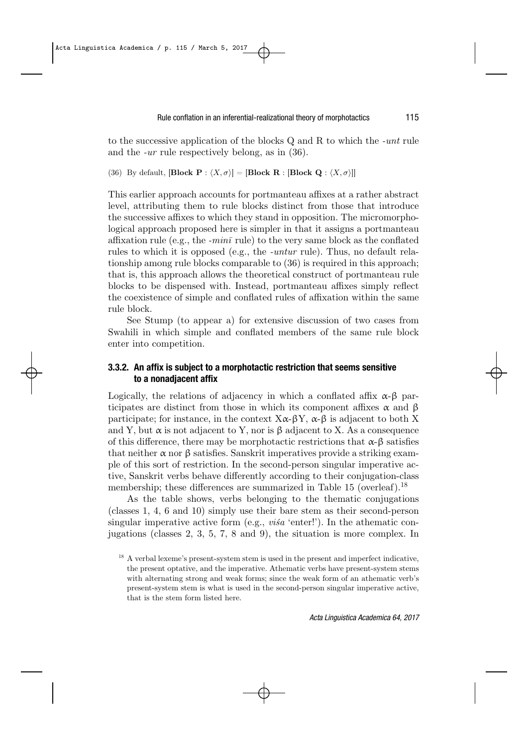to the successive application of the blocks Q and R to which the *-unt* rule and the *-ur* rule respectively belong, as in (36).

(36) By default, [**Block P** : $\langle X, \sigma \rangle$] = [**Block R** : [**Block Q** : $\langle X, \sigma \rangle$]]

This earlier approach accounts for portmanteau affixes at a rather abstract level, attributing them to rule blocks distinct from those that introduce the successive affixes to which they stand in opposition. The micromorphological approach proposed here is simpler in that it assigns a portmanteau affixation rule (e.g., the *-minī* rule) to the very same block as the conflated rules to which it is opposed (e.g., the *-untur* rule). Thus, no default relationship among rule blocks comparable to (36) is required in this approach; that is, this approach allows the theoretical construct of portmanteau rule blocks to be dispensed with. Instead, portmanteau affixes simply reflect the coexistence of simple and conflated rules of affixation within the same rule block.

See Stump (to appear a) for extensive discussion of two cases from Swahili in which simple and conflated members of the same rule block enter into competition.

### 3.3.2. An affix is subject to a morphotactic restriction that seems sensitive to a nonadjacent affix

Logically, the relations of adjacency in which a conflated affix $\alpha$-$\beta$ participates are distinct from those in which its component affixes $\alpha$ and $\beta$ participate; for instance, in the context X$\alpha$-$\beta$Y, $\alpha$-$\beta$ is adjacent to both X and Y, but $\alpha$ is not adjacent to Y, nor is $\beta$ adjacent to X. As a consequence of this difference, there may be morphotactic restrictions that $\alpha$-$\beta$ satisfies that neither $\alpha$ nor $\beta$ satisfies. Sanskrit imperatives provide a striking example of this sort of restriction. In the second-person singular imperative active, Sanskrit verbs behave differently according to their conjugation-class membership; these differences are summarized in Table 15 (overleaf).[18]

As the table shows, verbs belonging to the thematic conjugations (classes 1, 4, 6 and 10) simply use their bare stem as their second-person singular imperative active form (e.g., *viśa* 'enter!'). In the athematic conjugations (classes 2, 3, 5, 7, 8 and 9), the situation is more complex. In

[18] A verbal lexeme's present-system stem is used in the present and imperfect indicative, the present optative, and the imperative. Athematic verbs have present-system stems with alternating strong and weak forms; since the weak form of an athematic verb's present-system stem is what is used in the second-person singular imperative active, that is the stem form listed here.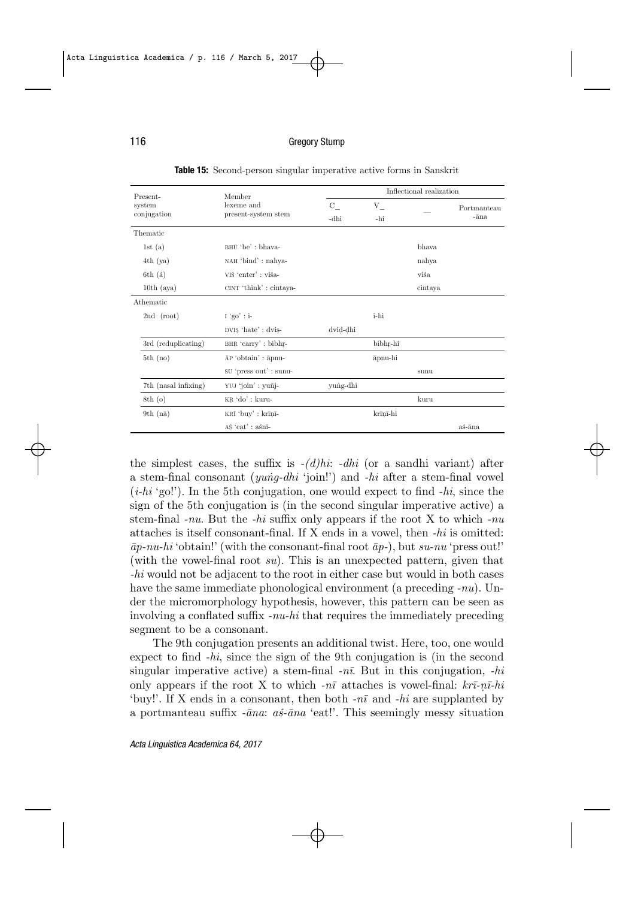**Table 15:** Second-person singular imperative active forms in Sanskrit

| Present-system conjugation | Member lexeme and present-system stem | Inflectional realization | | | |
|---|---|---|---|---|---|
| | | C_ -dhi | V_ -hi | — | Portmanteau -āna |
| Thematic | | | | | |
| 1st (a) | BHŪ 'be' : bhava- | | | bhava | |
| 4th (ya) | NAH 'bind' : nahya- | | | nahya | |
| 6th (á) | VIŚ 'enter' : viśa- | | | viśa | |
| 10th (aya) | CINT 'think' : cintaya- | | | cintaya | |
| Athematic | | | | | |
| 2nd (root) | I 'go' : i- | | i-hi | | |
| | DVIṢ 'hate' : dviṣ- | dviḍ-ḍhi | | | |
| 3rd (reduplicating) | BHṚ 'carry' : bibhṛ- | | bibhṛ-hi | | |
| 5th (no) | ĀP 'obtain' : āpnu- | | āpnu-hi | | |
| | SU 'press out' : sunu- | | | sunu | |
| 7th (nasal infixing) | YUJ 'join' : yuñj- | yuṅg-dhi | | | |
| 8th (o) | KṚ 'do' : kuru- | | | kuru | |
| 9th (nā) | KRĪ 'buy' : krīṇī- | | krīṇī-hi | | |
| | AŚ 'eat' : aśnī- | | | | aś-āna |

the simplest cases, the suffix is *-(d)hi*: *-dhi* (or a sandhi variant) after a stem-final consonant (*yuṅg-dhi* 'join!') and *-hi* after a stem-final vowel (*i-hi* 'go!'). In the 5th conjugation, one would expect to find *-hi*, since the sign of the 5th conjugation is (in the second singular imperative active) a stem-final *-nu*. But the *-hi* suffix only appears if the root X to which *-nu* attaches is itself consonant-final. If X ends in a vowel, then *-hi* is omitted: *āp-nu-hi* 'obtain!' (with the consonant-final root *āp-*), but *su-nu* 'press out!' (with the vowel-final root *su*). This is an unexpected pattern, given that *-hi* would not be adjacent to the root in either case but would in both cases have the same immediate phonological environment (a preceding *-nu*). Under the micromorphology hypothesis, however, this pattern can be seen as involving a conflated suffix *-nu-hi* that requires the immediately preceding segment to be a consonant.

The 9th conjugation presents an additional twist. Here, too, one would expect to find *-hi*, since the sign of the 9th conjugation is (in the second singular imperative active) a stem-final *-nī*. But in this conjugation, *-hi* only appears if the root X to which *-nī* attaches is vowel-final: *krī-ṇī-hi* 'buy!'. If X ends in a consonant, then both *-nī* and *-hi* are supplanted by a portmanteau suffix *-āna*: *aś-āna* 'eat!'. This seemingly messy situation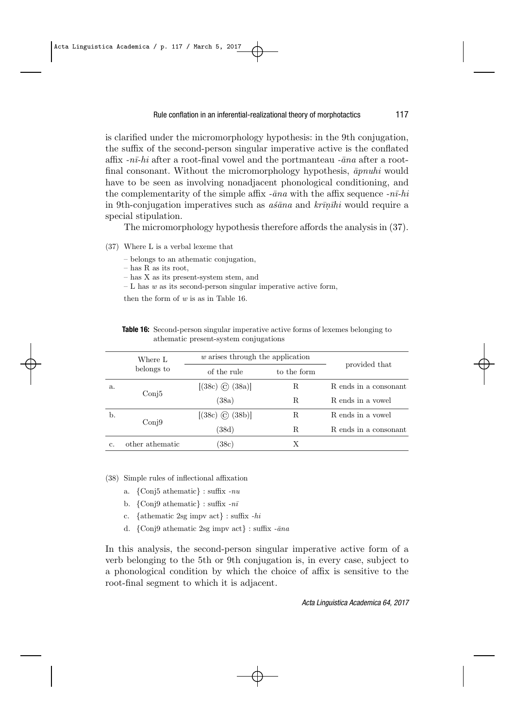is clarified under the micromorphology hypothesis: in the 9th conjugation, the suffix of the second-person singular imperative active is the conflated affix *-nī-hi* after a root-final vowel and the portmanteau *-āna* after a root-final consonant. Without the micromorphology hypothesis, *āpnuhi* would have to be seen as involving nonadjacent phonological conditioning, and the complementarity of the simple affix *-āna* with the affix sequence *-nī-hi* in 9th-conjugation imperatives such as *aśāna* and *krīṇīhi* would require a special stipulation.

The micromorphology hypothesis therefore affords the analysis in (37).

(37) Where L is a verbal lexeme that

– belongs to an athematic conjugation,
– has R as its root,
– has X as its present-system stem, and
– L has *w* as its second-person singular imperative active form,

then the form of *w* is as in Table 16.

**Table 16:** Second-person singular imperative active forms of lexemes belonging to athematic present-system conjugations

| | Where L belongs to | *w* arises through the application of the rule | to the form | provided that |
|---|---|---|---|---|
| a. | Conj5 | [(38c) Ⓒ (38a)] | R | R ends in a consonant |
| | | (38a) | R | R ends in a vowel |
| b. | Conj9 | [(38c) Ⓒ (38b)] | R | R ends in a vowel |
| | | (38d) | R | R ends in a consonant |
| c. | other athematic | (38c) | X | |

(38) Simple rules of inflectional affixation

a. {Conj5 athematic} : suffix *-nu*
b. {Conj9 athematic} : suffix *-nī*
c. {athematic 2sg impv act} : suffix *-hi*
d. {Conj9 athematic 2sg impv act} : suffix *-āna*

In this analysis, the second-person singular imperative active form of a verb belonging to the 5th or 9th conjugation is, in every case, subject to a phonological condition by which the choice of affix is sensitive to the root-final segment to which it is adjacent.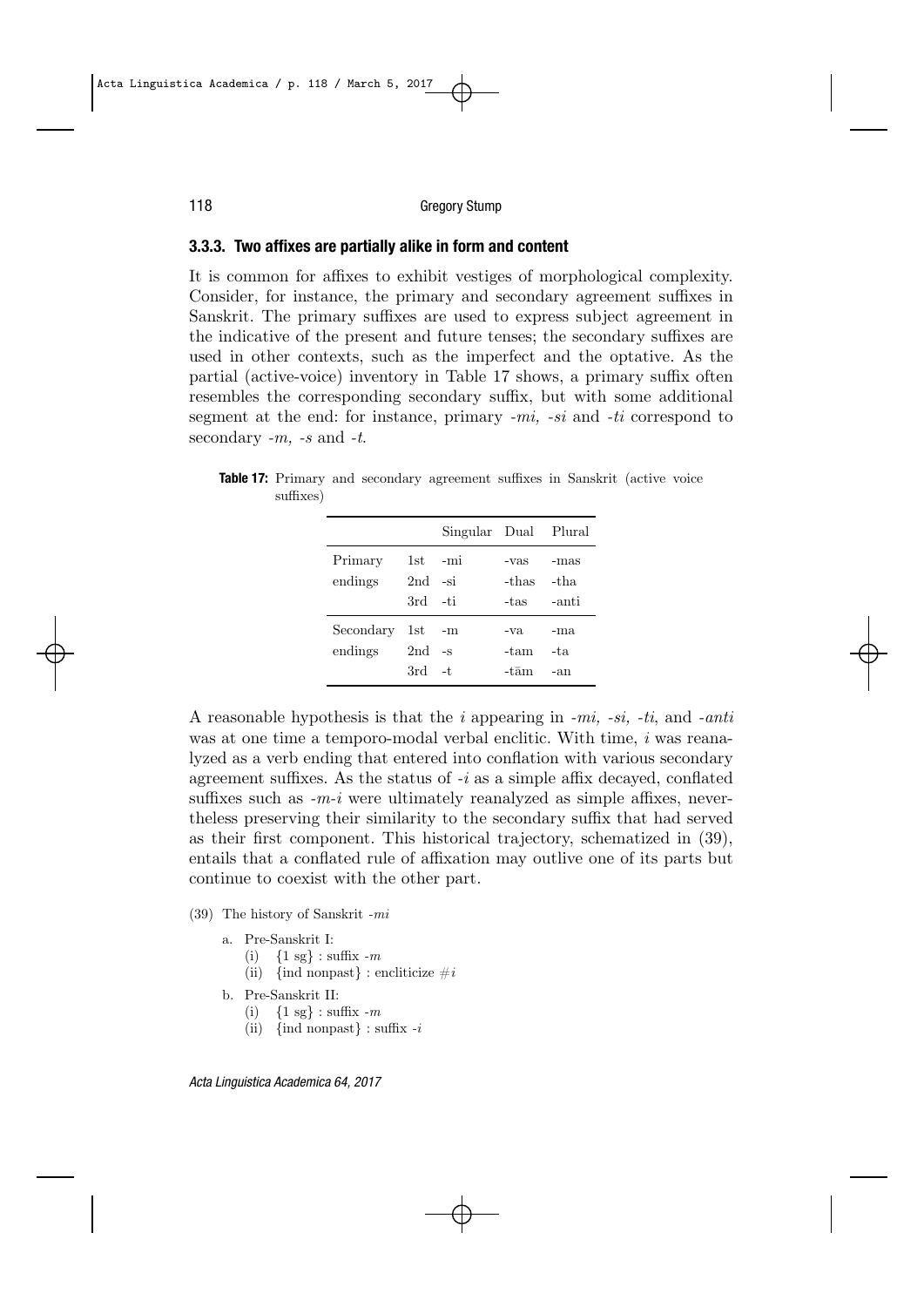### 3.3.3. Two affixes are partially alike in form and content

It is common for affixes to exhibit vestiges of morphological complexity. Consider, for instance, the primary and secondary agreement suffixes in Sanskrit. The primary suffixes are used to express subject agreement in the indicative of the present and future tenses; the secondary suffixes are used in other contexts, such as the imperfect and the optative. As the partial (active-voice) inventory in Table 17 shows, a primary suffix often resembles the corresponding secondary suffix, but with some additional segment at the end: for instance, primary *-mi, -si* and *-ti* correspond to secondary *-m, -s* and *-t*.

**Table 17:** Primary and secondary agreement suffixes in Sanskrit (active voice suffixes)

| | | Singular | Dual | Plural |
|---|---|---|---|---|
| Primary endings | 1st | -mi | -vas | -mas |
| | 2nd | -si | -thas | -tha |
| | 3rd | -ti | -tas | -anti |
| Secondary endings | 1st | -m | -va | -ma |
| | 2nd | -s | -tam | -ta |
| | 3rd | -t | -tām | -an |

A reasonable hypothesis is that the *i* appearing in *-mi, -si, -ti*, and *-anti* was at one time a temporo-modal verbal enclitic. With time, *i* was reanalyzed as a verb ending that entered into conflation with various secondary agreement suffixes. As the status of *-i* as a simple affix decayed, conflated suffixes such as *-m-i* were ultimately reanalyzed as simple affixes, nevertheless preserving their similarity to the secondary suffix that had served as their first component. This historical trajectory, schematized in (39), entails that a conflated rule of affixation may outlive one of its parts but continue to coexist with the other part.

(39) The history of Sanskrit *-mi*

a. Pre-Sanskrit I:
   (i) {1 sg} : suffix *-m*
   (ii) {ind nonpast} : encliticize #*i*

b. Pre-Sanskrit II:
   (i) {1 sg} : suffix *-m*
   (ii) {ind nonpast} : suffix *-i*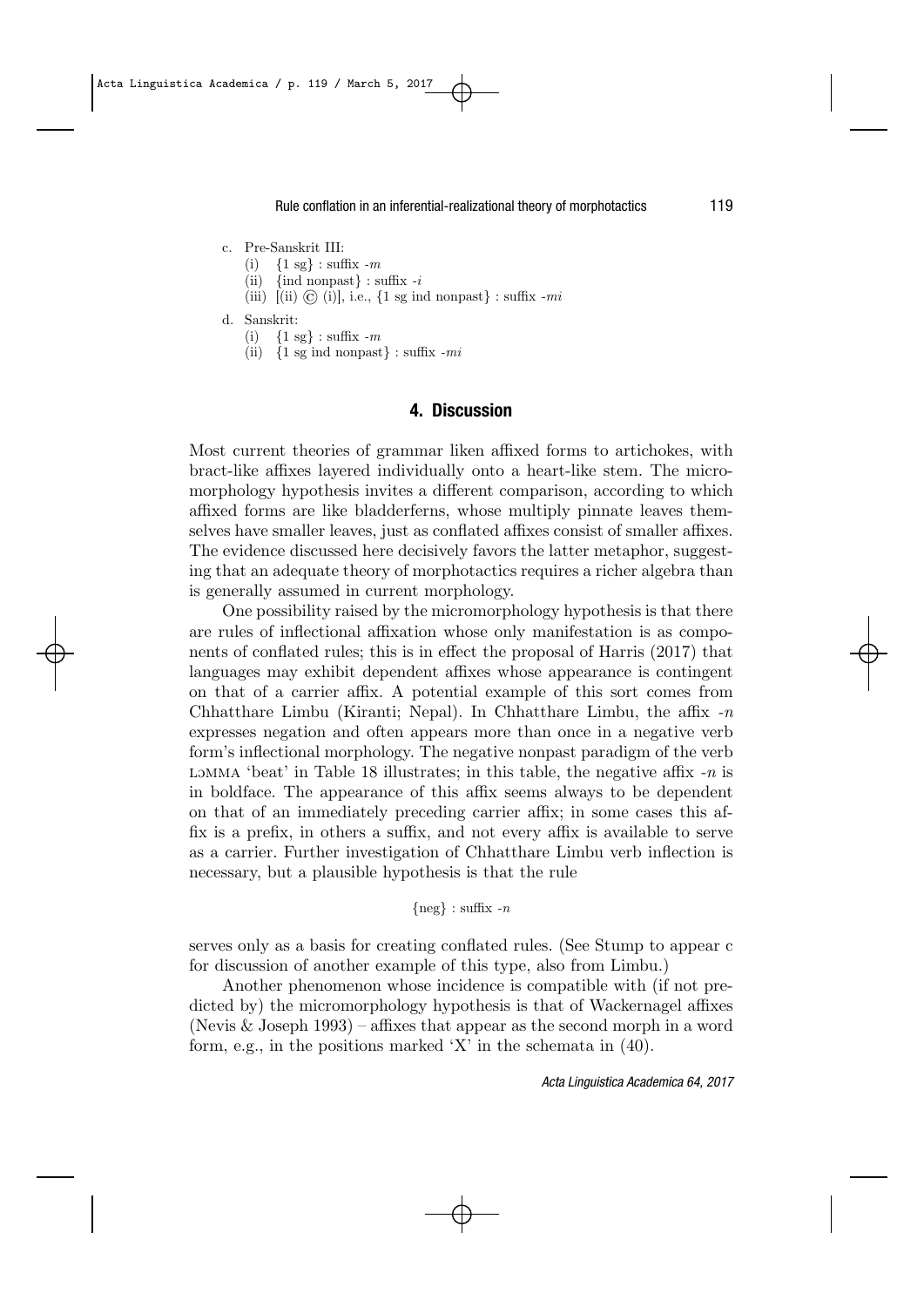c. Pre-Sanskrit III:
   (i) {1 sg} : suffix *-m*
   (ii) {ind nonpast} : suffix *-i*
   (iii) [(ii) © (i)], i.e., {1 sg ind nonpast} : suffix *-mi*

d. Sanskrit:
   (i) {1 sg} : suffix *-m*
   (ii) {1 sg ind nonpast} : suffix *-mi*

## 4. Discussion

Most current theories of grammar liken affixed forms to artichokes, with bract-like affixes layered individually onto a heart-like stem. The micromorphology hypothesis invites a different comparison, according to which affixed forms are like bladderferns, whose multiply pinnate leaves themselves have smaller leaves, just as conflated affixes consist of smaller affixes. The evidence discussed here decisively favors the latter metaphor, suggesting that an adequate theory of morphotactics requires a richer algebra than is generally assumed in current morphology.

One possibility raised by the micromorphology hypothesis is that there are rules of inflectional affixation whose only manifestation is as components of conflated rules; this is in effect the proposal of Harris (2017) that languages may exhibit dependent affixes whose appearance is contingent on that of a carrier affix. A potential example of this sort comes from Chhatthare Limbu (Kiranti; Nepal). In Chhatthare Limbu, the affix *-n* expresses negation and often appears more than once in a negative verb form's inflectional morphology. The negative nonpast paradigm of the verb LɔMMA 'beat' in Table 18 illustrates; in this table, the negative affix *-n* is in boldface. The appearance of this affix seems always to be dependent on that of an immediately preceding carrier affix; in some cases this affix is a prefix, in others a suffix, and not every affix is available to serve as a carrier. Further investigation of Chhatthare Limbu verb inflection is necessary, but a plausible hypothesis is that the rule

{neg} : suffix *-n*

serves only as a basis for creating conflated rules. (See Stump to appear c for discussion of another example of this type, also from Limbu.)

Another phenomenon whose incidence is compatible with (if not predicted by) the micromorphology hypothesis is that of Wackernagel affixes (Nevis & Joseph 1993) – affixes that appear as the second morph in a word form, e.g., in the positions marked 'X' in the schemata in (40).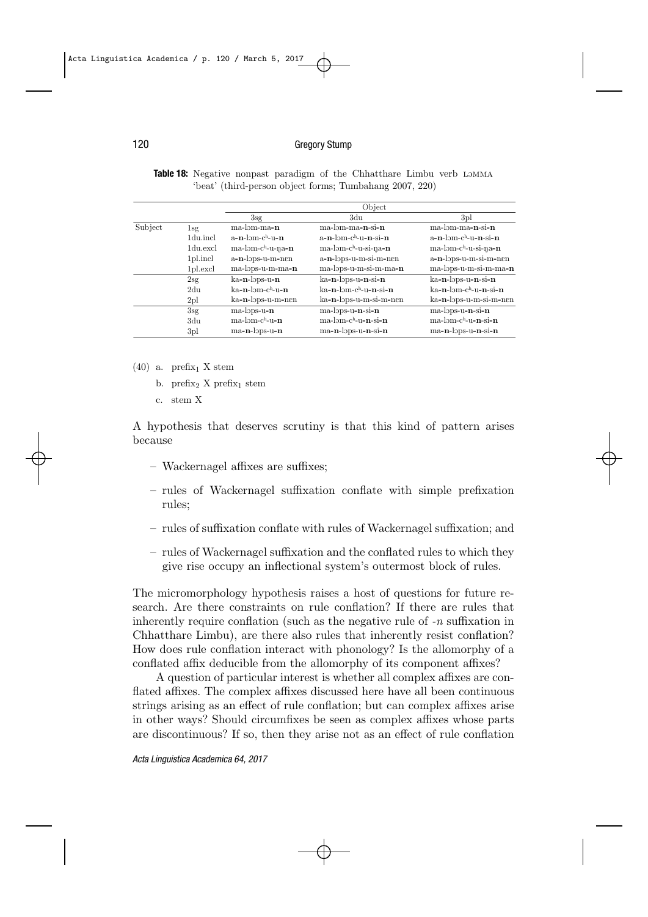**Table 18:** Negative nonpast paradigm of the Chhatthare Limbu verb LɔMMA 'beat' (third-person object forms; Tumbahang 2007, 220)

| | | Object | | |
|---|---|---|---|---|
| | | 3sg | 3du | 3pl |
| Subject | 1sg | ma-lɔm-ma-**n** | ma-lɔm-ma-**n**-si-**n** | ma-lɔm-ma-**n**-si-**n** |
| | 1du.incl | a-**n**-lɔm-cʰ-u-**n** | a-**n**-lɔm-cʰ-u-**n**-si-**n** | a-**n**-lɔm-cʰ-u-**n**-si-**n** |
| | 1du.excl | ma-lɔm-cʰ-u-ŋa-**n** | ma-lɔm-cʰ-u-si-ŋa-**n** | ma-lɔm-cʰ-u-si-ŋa-**n** |
| | 1pl.incl | a-**n**-lɔps-u-m-nɛn | a-**n**-lɔps-u-m-si-m-nɛn | a-**n**-lɔps-u-m-si-m-nɛn |
| | 1pl.excl | ma-lɔps-u-m-ma-**n** | ma-lɔps-u-m-si-m-ma-**n** | ma-lɔps-u-m-si-m-ma-**n** |
| | 2sg | ka-**n**-lɔps-u-**n** | ka-**n**-lɔps-u-**n**-si-**n** | ka-**n**-lɔps-u-**n**-si-**n** |
| | 2du | ka-**n**-lɔm-cʰ-u-**n** | ka-**n**-lɔm-cʰ-u-**n**-si-**n** | ka-**n**-lɔm-cʰ-u-**n**-si-**n** |
| | 2pl | ka-**n**-lɔps-u-m-nɛn | ka-**n**-lɔps-u-m-si-m-nɛn | ka-**n**-lɔps-u-m-si-m-nɛn |
| | 3sg | ma-lɔps-u-**n** | ma-lɔps-u-**n**-si-**n** | ma-lɔps-u-**n**-si-**n** |
| | 3du | ma-lɔm-cʰ-u-**n** | ma-lɔm-cʰ-u-**n**-si-**n** | ma-lɔm-cʰ-u-**n**-si-**n** |
| | 3pl | ma-**n**-lɔps-u-**n** | ma-**n**-lɔps-u-**n**-si-**n** | ma-**n**-lɔps-u-**n**-si-**n** |

(40) a. $\text{prefix}_1$ X stem

b. $\text{prefix}_2$ X $\text{prefix}_1$ stem

c. stem X

A hypothesis that deserves scrutiny is that this kind of pattern arises because

- Wackernagel affixes are suffixes;
- rules of Wackernagel suffixation conflate with simple prefixation rules;
- rules of suffixation conflate with rules of Wackernagel suffixation; and
- rules of Wackernagel suffixation and the conflated rules to which they give rise occupy an inflectional system's outermost block of rules.

The micromorphology hypothesis raises a host of questions for future research. Are there constraints on rule conflation? If there are rules that inherently require conflation (such as the negative rule of *-n* suffixation in Chhatthare Limbu), are there also rules that inherently resist conflation? How does rule conflation interact with phonology? Is the allomorphy of a conflated affix deducible from the allomorphy of its component affixes?

A question of particular interest is whether all complex affixes are conflated affixes. The complex affixes discussed here have all been continuous strings arising as an effect of rule conflation; but can complex affixes arise in other ways? Should circumfixes be seen as complex affixes whose parts are discontinuous? If so, then they arise not as an effect of rule conflation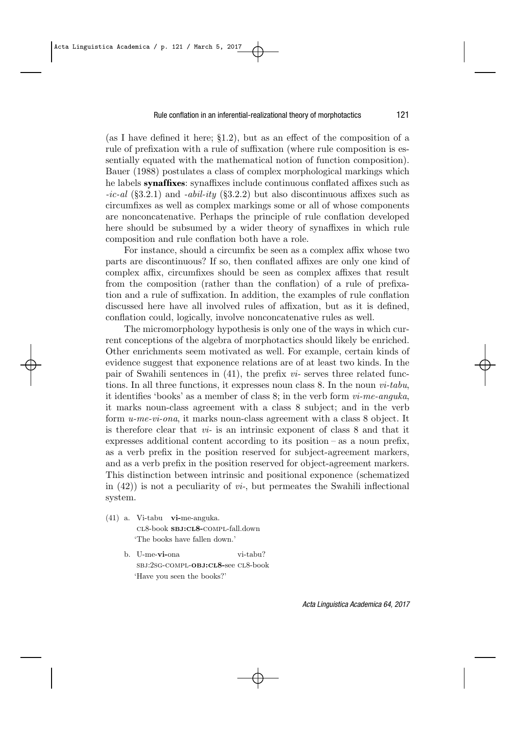(as I have defined it here; §1.2), but as an effect of the composition of a rule of prefixation with a rule of suffixation (where rule composition is essentially equated with the mathematical notion of function composition). Bauer (1988) postulates a class of complex morphological markings which he labels **synaffixes**: synaffixes include continuous conflated affixes such as *-ic-al* (§3.2.1) and *-abil-ity* (§3.2.2) but also discontinuous affixes such as circumfixes as well as complex markings some or all of whose components are nonconcatenative. Perhaps the principle of rule conflation developed here should be subsumed by a wider theory of synaffixes in which rule composition and rule conflation both have a role.

For instance, should a circumfix be seen as a complex affix whose two parts are discontinuous? If so, then conflated affixes are only one kind of complex affix, circumfixes should be seen as complex affixes that result from the composition (rather than the conflation) of a rule of prefixation and a rule of suffixation. In addition, the examples of rule conflation discussed here have all involved rules of affixation, but as it is defined, conflation could, logically, involve nonconcatenative rules as well.

The micromorphology hypothesis is only one of the ways in which current conceptions of the algebra of morphotactics should likely be enriched. Other enrichments seem motivated as well. For example, certain kinds of evidence suggest that exponence relations are of at least two kinds. In the pair of Swahili sentences in (41), the prefix *vi-* serves three related functions. In all three functions, it expresses noun class 8. In the noun *vi-tabu*, it identifies 'books' as a member of class 8; in the verb form *vi-me-anguka*, it marks noun-class agreement with a class 8 subject; and in the verb form *u-me-vi-ona*, it marks noun-class agreement with a class 8 object. It is therefore clear that *vi-* is an intrinsic exponent of class 8 and that it expresses additional content according to its position – as a noun prefix, as a verb prefix in the position reserved for subject-agreement markers, and as a verb prefix in the position reserved for object-agreement markers. This distinction between intrinsic and positional exponence (schematized in (42)) is not a peculiarity of *vi-*, but permeates the Swahili inflectional system.

(41) a. Vi-tabu **vi-**me-anguka.
       CL8-book **SBJ:CL8-**COMPL-fall.down
       'The books have fallen down.'

   b. U-me-**vi-**ona vi-tabu?
       SBJ:2SG-COMPL-**OBJ:CL8-**see CL8-book
       'Have you seen the books?'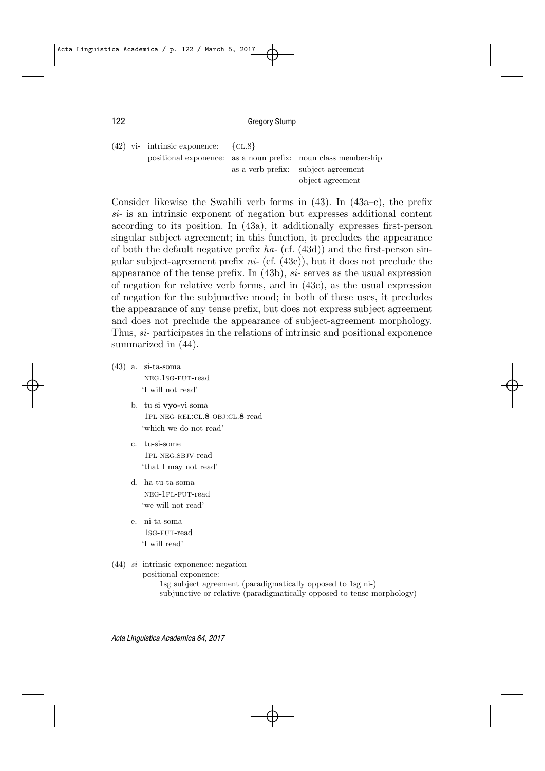(42) vi- intrinsic exponence: {CL.8}
positional exponence: as a noun prefix: noun class membership
as a verb prefix: subject agreement
object agreement

Consider likewise the Swahili verb forms in (43). In (43a–c), the prefix *si-* is an intrinsic exponent of negation but expresses additional content according to its position. In (43a), it additionally expresses first-person singular subject agreement; in this function, it precludes the appearance of both the default negative prefix *ha-* (cf. (43d)) and the first-person singular subject-agreement prefix *ni-* (cf. (43e)), but it does not preclude the appearance of the tense prefix. In (43b), *si-* serves as the usual expression of negation for relative verb forms, and in (43c), as the usual expression of negation for the subjunctive mood; in both of these uses, it precludes the appearance of any tense prefix, but does not express subject agreement and does not preclude the appearance of subject-agreement morphology. Thus, *si-* participates in the relations of intrinsic and positional exponence summarized in (44).

(43) a. si-ta-soma
NEG.1SG-FUT-read
'I will not read'

b. tu-si-**vyo-**vi-soma
1PL-NEG-REL:CL.**8**-OBJ:CL.**8**-read
'which we do not read'

c. tu-si-some
1PL-NEG.SBJV-read
'that I may not read'

d. ha-tu-ta-soma
NEG-1PL-FUT-read
'we will not read'

e. ni-ta-soma
1SG-FUT-read
'I will read'

(44) *si-* intrinsic exponence: negation
positional exponence:
1sg subject agreement (paradigmatically opposed to 1sg ni-)
subjunctive or relative (paradigmatically opposed to tense morphology)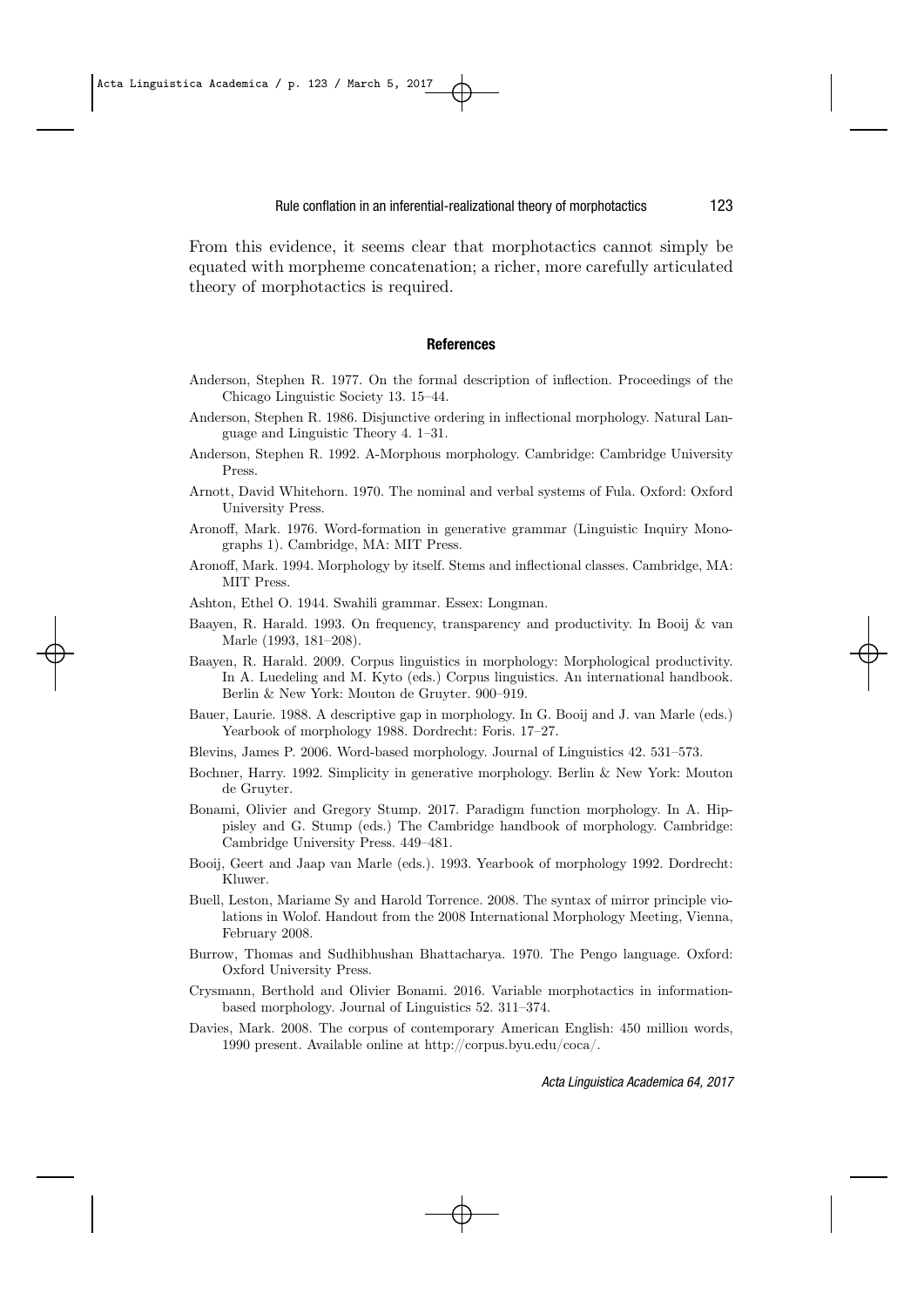From this evidence, it seems clear that morphotactics cannot simply be equated with morpheme concatenation; a richer, more carefully articulated theory of morphotactics is required.

## References

Anderson, Stephen R. 1977. On the formal description of inflection. Proceedings of the Chicago Linguistic Society 13. 15–44.

Anderson, Stephen R. 1986. Disjunctive ordering in inflectional morphology. Natural Language and Linguistic Theory 4. 1–31.

Anderson, Stephen R. 1992. A-Morphous morphology. Cambridge: Cambridge University Press.

Arnott, David Whitehorn. 1970. The nominal and verbal systems of Fula. Oxford: Oxford University Press.

Aronoff, Mark. 1976. Word-formation in generative grammar (Linguistic Inquiry Monographs 1). Cambridge, MA: MIT Press.

Aronoff, Mark. 1994. Morphology by itself. Stems and inflectional classes. Cambridge, MA: MIT Press.

Ashton, Ethel O. 1944. Swahili grammar. Essex: Longman.

Baayen, R. Harald. 1993. On frequency, transparency and productivity. In Booij & van Marle (1993, 181–208).

Baayen, R. Harald. 2009. Corpus linguistics in morphology: Morphological productivity. In A. Luedeling and M. Kyto (eds.) Corpus linguistics. An international handbook. Berlin & New York: Mouton de Gruyter. 900–919.

Bauer, Laurie. 1988. A descriptive gap in morphology. In G. Booij and J. van Marle (eds.) Yearbook of morphology 1988. Dordrecht: Foris. 17–27.

Blevins, James P. 2006. Word-based morphology. Journal of Linguistics 42. 531–573.

Bochner, Harry. 1992. Simplicity in generative morphology. Berlin & New York: Mouton de Gruyter.

Bonami, Olivier and Gregory Stump. 2017. Paradigm function morphology. In A. Hippisley and G. Stump (eds.) The Cambridge handbook of morphology. Cambridge: Cambridge University Press. 449–481.

Booij, Geert and Jaap van Marle (eds.). 1993. Yearbook of morphology 1992. Dordrecht: Kluwer.

Buell, Leston, Mariame Sy and Harold Torrence. 2008. The syntax of mirror principle violations in Wolof. Handout from the 2008 International Morphology Meeting, Vienna, February 2008.

Burrow, Thomas and Sudhibhushan Bhattacharya. 1970. The Pengo language. Oxford: Oxford University Press.

Crysmann, Berthold and Olivier Bonami. 2016. Variable morphotactics in information-based morphology. Journal of Linguistics 52. 311–374.

Davies, Mark. 2008. The corpus of contemporary American English: 450 million words, 1990 present. Available online at http://corpus.byu.edu/coca/.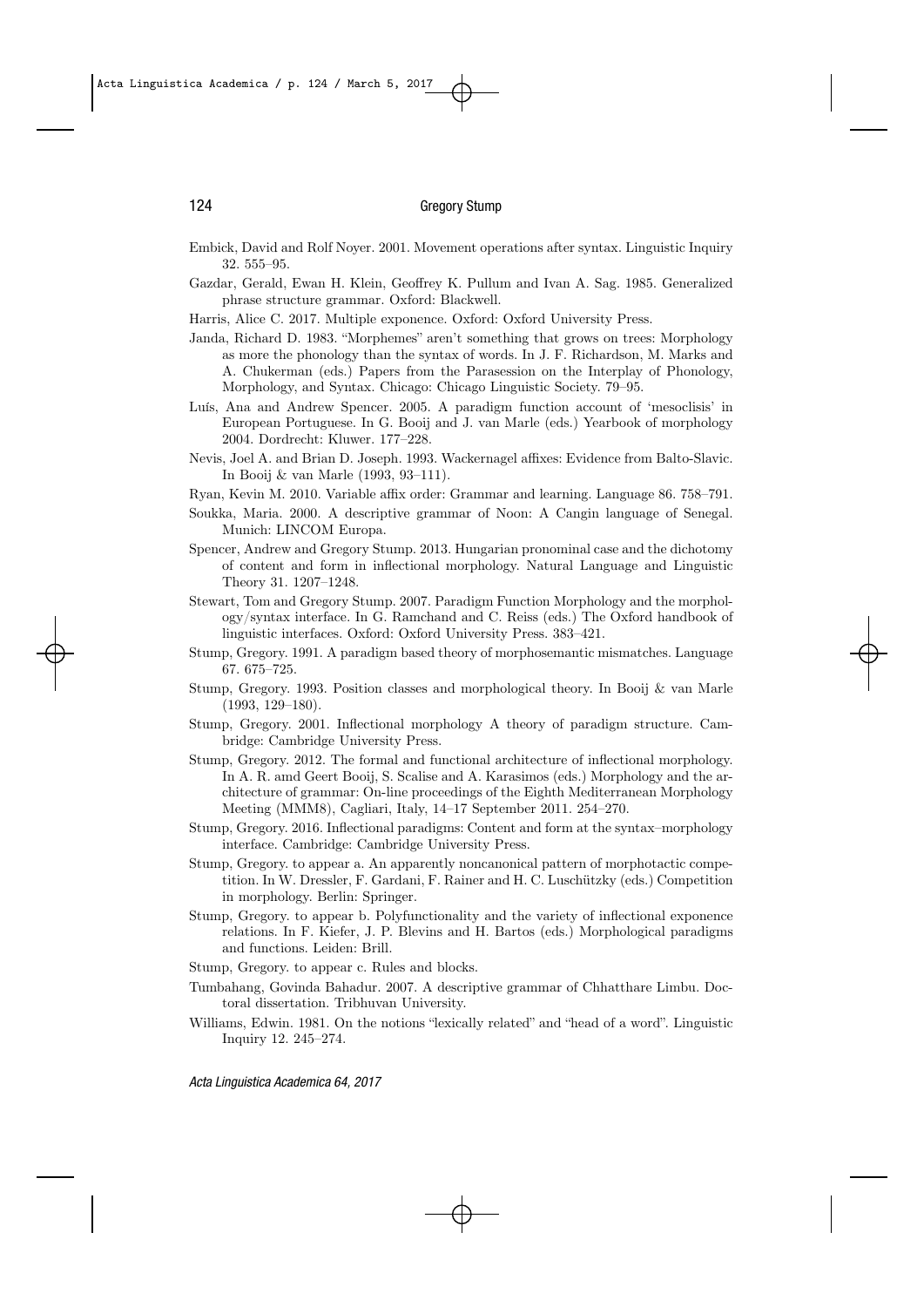Embick, David and Rolf Noyer. 2001. Movement operations after syntax. Linguistic Inquiry 32. 555–95.

Gazdar, Gerald, Ewan H. Klein, Geoffrey K. Pullum and Ivan A. Sag. 1985. Generalized phrase structure grammar. Oxford: Blackwell.

Harris, Alice C. 2017. Multiple exponence. Oxford: Oxford University Press.

Janda, Richard D. 1983. "Morphemes" aren't something that grows on trees: Morphology as more the phonology than the syntax of words. In J. F. Richardson, M. Marks and A. Chukerman (eds.) Papers from the Parasession on the Interplay of Phonology, Morphology, and Syntax. Chicago: Chicago Linguistic Society. 79–95.

Luís, Ana and Andrew Spencer. 2005. A paradigm function account of 'mesoclisis' in European Portuguese. In G. Booij and J. van Marle (eds.) Yearbook of morphology 2004. Dordrecht: Kluwer. 177–228.

Nevis, Joel A. and Brian D. Joseph. 1993. Wackernagel affixes: Evidence from Balto-Slavic. In Booij & van Marle (1993, 93–111).

Ryan, Kevin M. 2010. Variable affix order: Grammar and learning. Language 86. 758–791.

Soukka, Maria. 2000. A descriptive grammar of Noon: A Cangin language of Senegal. Munich: LINCOM Europa.

Spencer, Andrew and Gregory Stump. 2013. Hungarian pronominal case and the dichotomy of content and form in inflectional morphology. Natural Language and Linguistic Theory 31. 1207–1248.

Stewart, Tom and Gregory Stump. 2007. Paradigm Function Morphology and the morphology/syntax interface. In G. Ramchand and C. Reiss (eds.) The Oxford handbook of linguistic interfaces. Oxford: Oxford University Press. 383–421.

Stump, Gregory. 1991. A paradigm based theory of morphosemantic mismatches. Language 67. 675–725.

Stump, Gregory. 1993. Position classes and morphological theory. In Booij & van Marle (1993, 129–180).

Stump, Gregory. 2001. Inflectional morphology A theory of paradigm structure. Cambridge: Cambridge University Press.

Stump, Gregory. 2012. The formal and functional architecture of inflectional morphology. In A. R. amd Geert Booij, S. Scalise and A. Karasimos (eds.) Morphology and the architecture of grammar: On-line proceedings of the Eighth Mediterranean Morphology Meeting (MMM8), Cagliari, Italy, 14–17 September 2011. 254–270.

Stump, Gregory. 2016. Inflectional paradigms: Content and form at the syntax–morphology interface. Cambridge: Cambridge University Press.

Stump, Gregory. to appear a. An apparently noncanonical pattern of morphotactic competition. In W. Dressler, F. Gardani, F. Rainer and H. C. Luschützky (eds.) Competition in morphology. Berlin: Springer.

Stump, Gregory. to appear b. Polyfunctionality and the variety of inflectional exponence relations. In F. Kiefer, J. P. Blevins and H. Bartos (eds.) Morphological paradigms and functions. Leiden: Brill.

Stump, Gregory. to appear c. Rules and blocks.

Tumbahang, Govinda Bahadur. 2007. A descriptive grammar of Chhatthare Limbu. Doctoral dissertation. Tribhuvan University.

Williams, Edwin. 1981. On the notions "lexically related" and "head of a word". Linguistic Inquiry 12. 245–274.